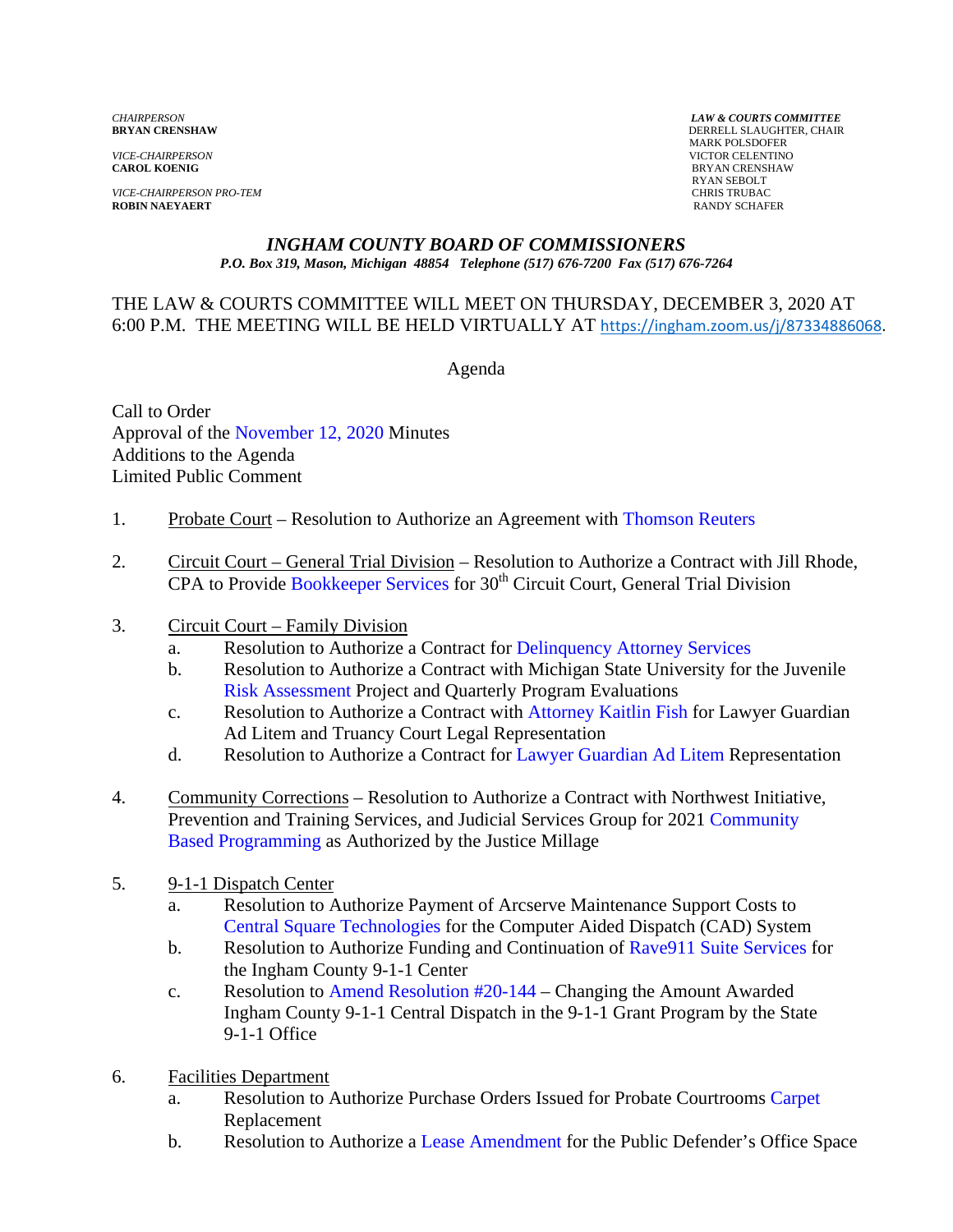*CHAIRPERSON*
**BRYAN CRENSHAW**

*VICE-CHAIRPERSON*
**CAROL KOENIG**

*VICE-CHAIRPERSON PRO-TEM*
**ROBIN NAEYAERT**

***LAW & COURTS COMMITTEE***
DERRELL SLAUGHTER, CHAIR
MARK POLSDOFER
VICTOR CELENTINO
BRYAN CRENSHAW
RYAN SEBOLT
CHRIS TRUBAC
RANDY SCHAFER

# *INGHAM COUNTY BOARD OF COMMISSIONERS*

***P.O. Box 319, Mason, Michigan 48854 Telephone (517) 676-7200 Fax (517) 676-7264***

THE LAW & COURTS COMMITTEE WILL MEET ON THURSDAY, DECEMBER 3, 2020 AT 6:00 P.M. THE MEETING WILL BE HELD VIRTUALLY AT https://ingham.zoom.us/j/87334886068.

Agenda

Call to Order
Approval of the November 12, 2020 Minutes
Additions to the Agenda
Limited Public Comment

1. Probate Court – Resolution to Authorize an Agreement with Thomson Reuters

2. Circuit Court – General Trial Division – Resolution to Authorize a Contract with Jill Rhode, CPA to Provide Bookkeeper Services for 30th Circuit Court, General Trial Division

3. Circuit Court – Family Division
   a. Resolution to Authorize a Contract for Delinquency Attorney Services
   b. Resolution to Authorize a Contract with Michigan State University for the Juvenile Risk Assessment Project and Quarterly Program Evaluations
   c. Resolution to Authorize a Contract with Attorney Kaitlin Fish for Lawyer Guardian Ad Litem and Truancy Court Legal Representation
   d. Resolution to Authorize a Contract for Lawyer Guardian Ad Litem Representation

4. Community Corrections – Resolution to Authorize a Contract with Northwest Initiative, Prevention and Training Services, and Judicial Services Group for 2021 Community Based Programming as Authorized by the Justice Millage

5. 9-1-1 Dispatch Center
   a. Resolution to Authorize Payment of Arcserve Maintenance Support Costs to Central Square Technologies for the Computer Aided Dispatch (CAD) System
   b. Resolution to Authorize Funding and Continuation of Rave911 Suite Services for the Ingham County 9-1-1 Center
   c. Resolution to Amend Resolution #20-144 – Changing the Amount Awarded Ingham County 9-1-1 Central Dispatch in the 9-1-1 Grant Program by the State 9-1-1 Office

6. Facilities Department
   a. Resolution to Authorize Purchase Orders Issued for Probate Courtrooms Carpet Replacement
   b. Resolution to Authorize a Lease Amendment for the Public Defender's Office Space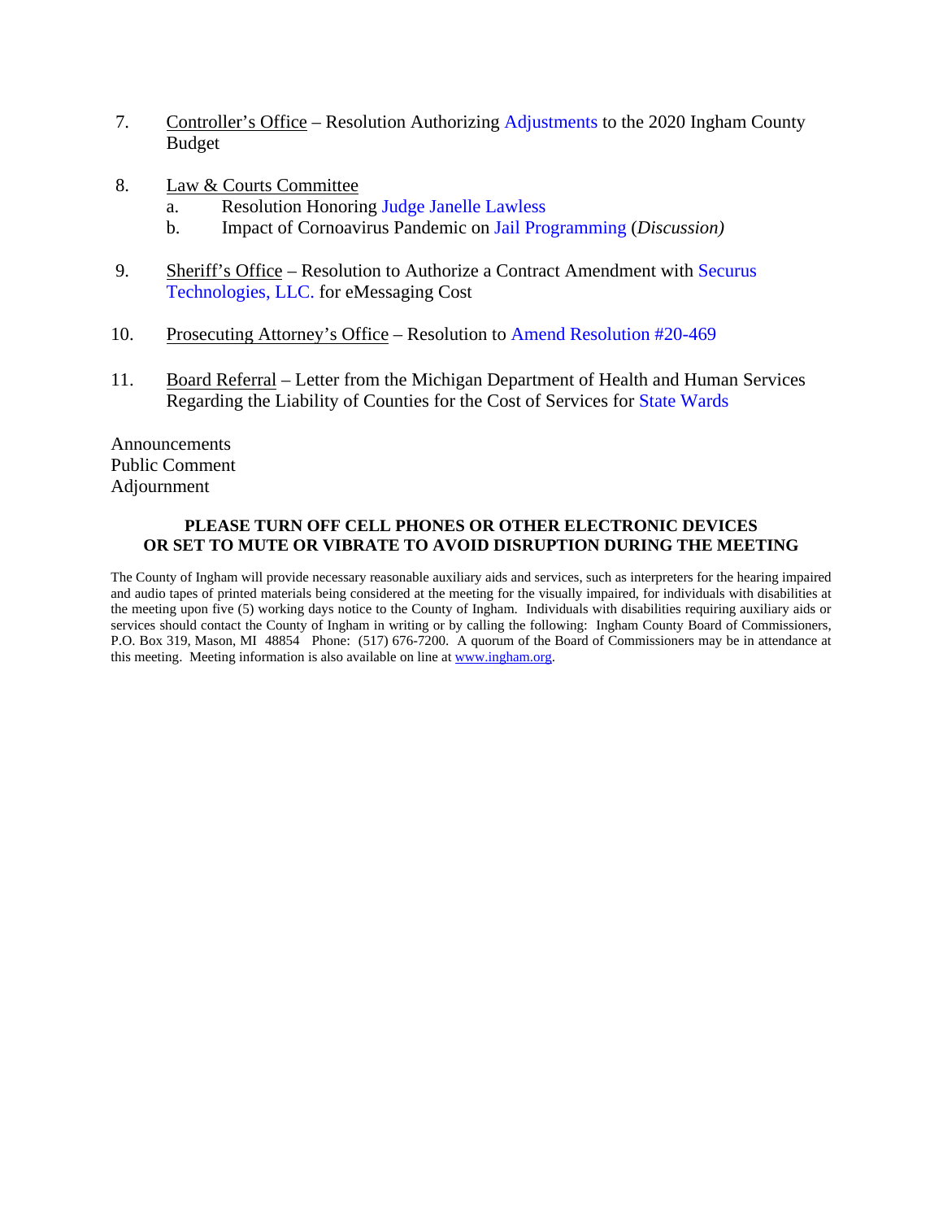7. Controller's Office – Resolution Authorizing Adjustments to the 2020 Ingham County Budget

8. Law & Courts Committee
   a. Resolution Honoring Judge Janelle Lawless
   b. Impact of Cornoavirus Pandemic on Jail Programming (*Discussion)*

9. Sheriff's Office – Resolution to Authorize a Contract Amendment with Securus Technologies, LLC. for eMessaging Cost

10. Prosecuting Attorney's Office – Resolution to Amend Resolution #20-469

11. Board Referral – Letter from the Michigan Department of Health and Human Services Regarding the Liability of Counties for the Cost of Services for State Wards

Announcements
Public Comment
Adjournment

**PLEASE TURN OFF CELL PHONES OR OTHER ELECTRONIC DEVICES OR SET TO MUTE OR VIBRATE TO AVOID DISRUPTION DURING THE MEETING**

The County of Ingham will provide necessary reasonable auxiliary aids and services, such as interpreters for the hearing impaired and audio tapes of printed materials being considered at the meeting for the visually impaired, for individuals with disabilities at the meeting upon five (5) working days notice to the County of Ingham. Individuals with disabilities requiring auxiliary aids or services should contact the County of Ingham in writing or by calling the following: Ingham County Board of Commissioners, P.O. Box 319, Mason, MI 48854 Phone: (517) 676-7200. A quorum of the Board of Commissioners may be in attendance at this meeting. Meeting information is also available on line at www.ingham.org.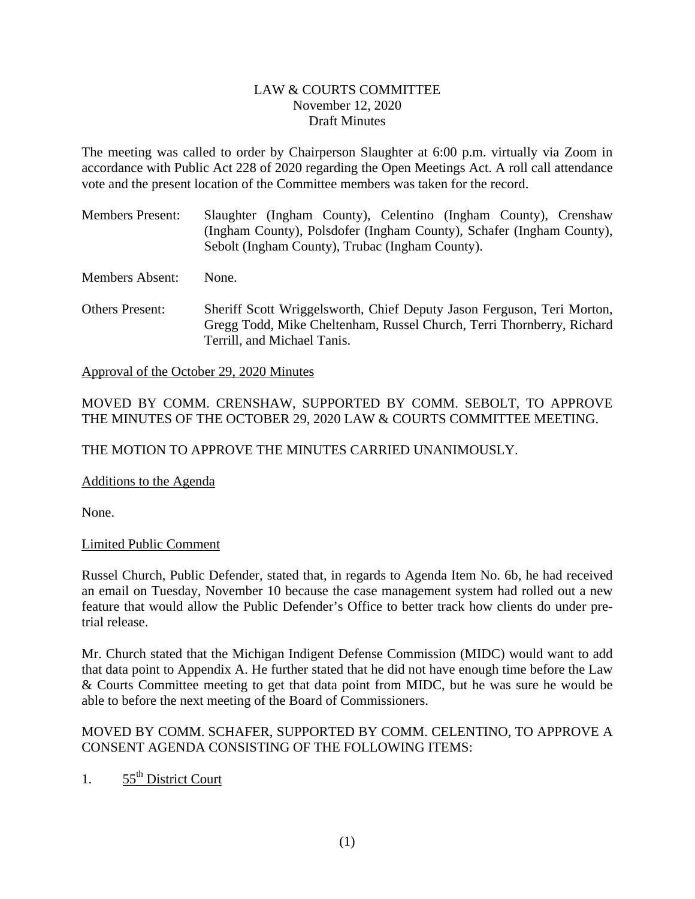LAW & COURTS COMMITTEE
November 12, 2020
Draft Minutes

The meeting was called to order by Chairperson Slaughter at 6:00 p.m. virtually via Zoom in accordance with Public Act 228 of 2020 regarding the Open Meetings Act. A roll call attendance vote and the present location of the Committee members was taken for the record.

Members Present: Slaughter (Ingham County), Celentino (Ingham County), Crenshaw (Ingham County), Polsdofer (Ingham County), Schafer (Ingham County), Sebolt (Ingham County), Trubac (Ingham County).

Members Absent: None.

Others Present: Sheriff Scott Wriggelsworth, Chief Deputy Jason Ferguson, Teri Morton, Gregg Todd, Mike Cheltenham, Russel Church, Terri Thornberry, Richard Terrill, and Michael Tanis.

Approval of the October 29, 2020 Minutes

MOVED BY COMM. CRENSHAW, SUPPORTED BY COMM. SEBOLT, TO APPROVE THE MINUTES OF THE OCTOBER 29, 2020 LAW & COURTS COMMITTEE MEETING.

THE MOTION TO APPROVE THE MINUTES CARRIED UNANIMOUSLY.

Additions to the Agenda

None.

Limited Public Comment

Russel Church, Public Defender, stated that, in regards to Agenda Item No. 6b, he had received an email on Tuesday, November 10 because the case management system had rolled out a new feature that would allow the Public Defender's Office to better track how clients do under pre-trial release.

Mr. Church stated that the Michigan Indigent Defense Commission (MIDC) would want to add that data point to Appendix A. He further stated that he did not have enough time before the Law & Courts Committee meeting to get that data point from MIDC, but he was sure he would be able to before the next meeting of the Board of Commissioners.

MOVED BY COMM. SCHAFER, SUPPORTED BY COMM. CELENTINO, TO APPROVE A CONSENT AGENDA CONSISTING OF THE FOLLOWING ITEMS:

1. 55th District Court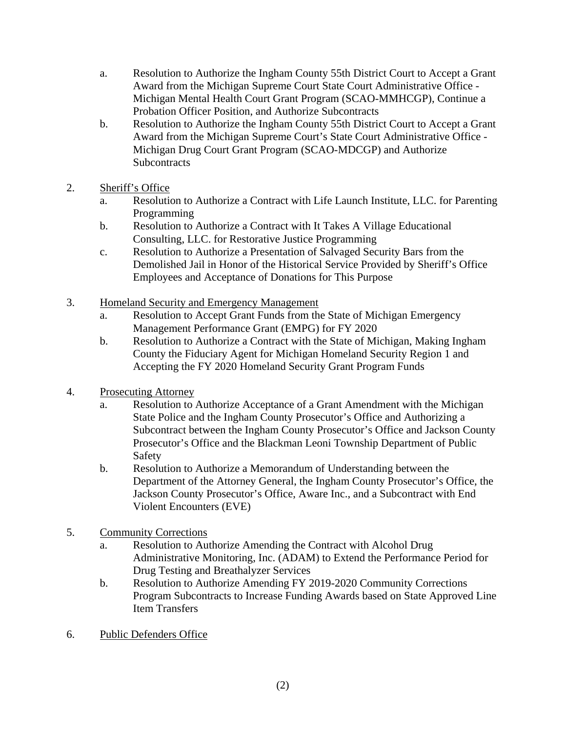a. Resolution to Authorize the Ingham County 55th District Court to Accept a Grant Award from the Michigan Supreme Court State Court Administrative Office - Michigan Mental Health Court Grant Program (SCAO-MMHCGP), Continue a Probation Officer Position, and Authorize Subcontracts
   b. Resolution to Authorize the Ingham County 55th District Court to Accept a Grant Award from the Michigan Supreme Court's State Court Administrative Office - Michigan Drug Court Grant Program (SCAO-MDCGP) and Authorize Subcontracts

2. <u>Sheriff's Office</u>
   a. Resolution to Authorize a Contract with Life Launch Institute, LLC. for Parenting Programming
   b. Resolution to Authorize a Contract with It Takes A Village Educational Consulting, LLC. for Restorative Justice Programming
   c. Resolution to Authorize a Presentation of Salvaged Security Bars from the Demolished Jail in Honor of the Historical Service Provided by Sheriff's Office Employees and Acceptance of Donations for This Purpose

3. <u>Homeland Security and Emergency Management</u>
   a. Resolution to Accept Grant Funds from the State of Michigan Emergency Management Performance Grant (EMPG) for FY 2020
   b. Resolution to Authorize a Contract with the State of Michigan, Making Ingham County the Fiduciary Agent for Michigan Homeland Security Region 1 and Accepting the FY 2020 Homeland Security Grant Program Funds

4. <u>Prosecuting Attorney</u>
   a. Resolution to Authorize Acceptance of a Grant Amendment with the Michigan State Police and the Ingham County Prosecutor's Office and Authorizing a Subcontract between the Ingham County Prosecutor's Office and Jackson County Prosecutor's Office and the Blackman Leoni Township Department of Public Safety
   b. Resolution to Authorize a Memorandum of Understanding between the Department of the Attorney General, the Ingham County Prosecutor's Office, the Jackson County Prosecutor's Office, Aware Inc., and a Subcontract with End Violent Encounters (EVE)

5. <u>Community Corrections</u>
   a. Resolution to Authorize Amending the Contract with Alcohol Drug Administrative Monitoring, Inc. (ADAM) to Extend the Performance Period for Drug Testing and Breathalyzer Services
   b. Resolution to Authorize Amending FY 2019-2020 Community Corrections Program Subcontracts to Increase Funding Awards based on State Approved Line Item Transfers

6. <u>Public Defenders Office</u>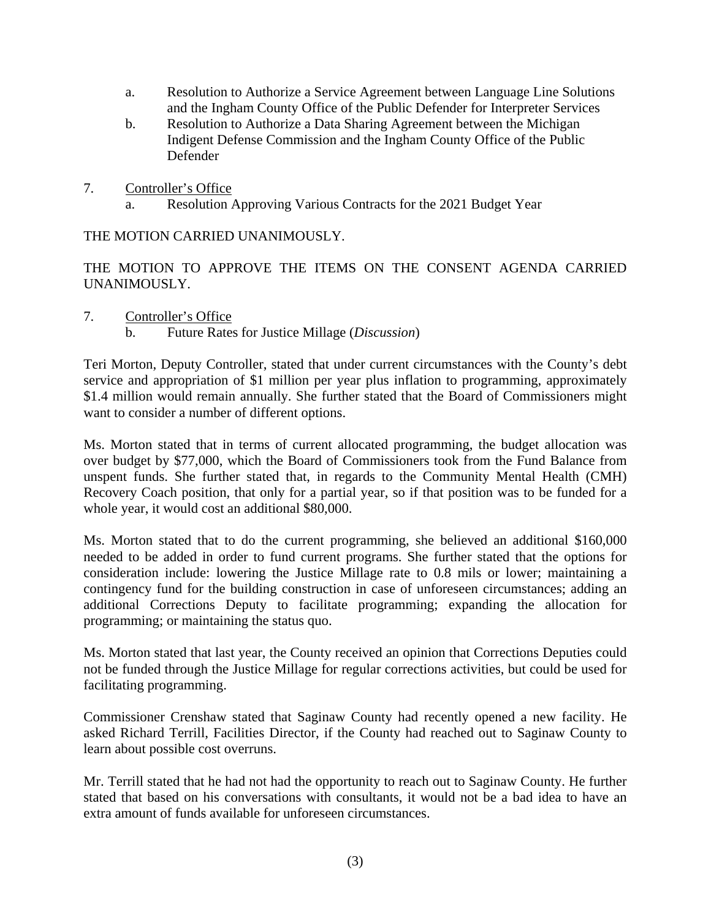a. Resolution to Authorize a Service Agreement between Language Line Solutions and the Ingham County Office of the Public Defender for Interpreter Services
b. Resolution to Authorize a Data Sharing Agreement between the Michigan Indigent Defense Commission and the Ingham County Office of the Public Defender

7. Controller's Office
   a. Resolution Approving Various Contracts for the 2021 Budget Year

THE MOTION CARRIED UNANIMOUSLY.

THE MOTION TO APPROVE THE ITEMS ON THE CONSENT AGENDA CARRIED UNANIMOUSLY.

7. Controller's Office
   b. Future Rates for Justice Millage (*Discussion*)

Teri Morton, Deputy Controller, stated that under current circumstances with the County's debt service and appropriation of $1 million per year plus inflation to programming, approximately $1.4 million would remain annually. She further stated that the Board of Commissioners might want to consider a number of different options.

Ms. Morton stated that in terms of current allocated programming, the budget allocation was over budget by $77,000, which the Board of Commissioners took from the Fund Balance from unspent funds. She further stated that, in regards to the Community Mental Health (CMH) Recovery Coach position, that only for a partial year, so if that position was to be funded for a whole year, it would cost an additional $80,000.

Ms. Morton stated that to do the current programming, she believed an additional $160,000 needed to be added in order to fund current programs. She further stated that the options for consideration include: lowering the Justice Millage rate to 0.8 mils or lower; maintaining a contingency fund for the building construction in case of unforeseen circumstances; adding an additional Corrections Deputy to facilitate programming; expanding the allocation for programming; or maintaining the status quo.

Ms. Morton stated that last year, the County received an opinion that Corrections Deputies could not be funded through the Justice Millage for regular corrections activities, but could be used for facilitating programming.

Commissioner Crenshaw stated that Saginaw County had recently opened a new facility. He asked Richard Terrill, Facilities Director, if the County had reached out to Saginaw County to learn about possible cost overruns.

Mr. Terrill stated that he had not had the opportunity to reach out to Saginaw County. He further stated that based on his conversations with consultants, it would not be a bad idea to have an extra amount of funds available for unforeseen circumstances.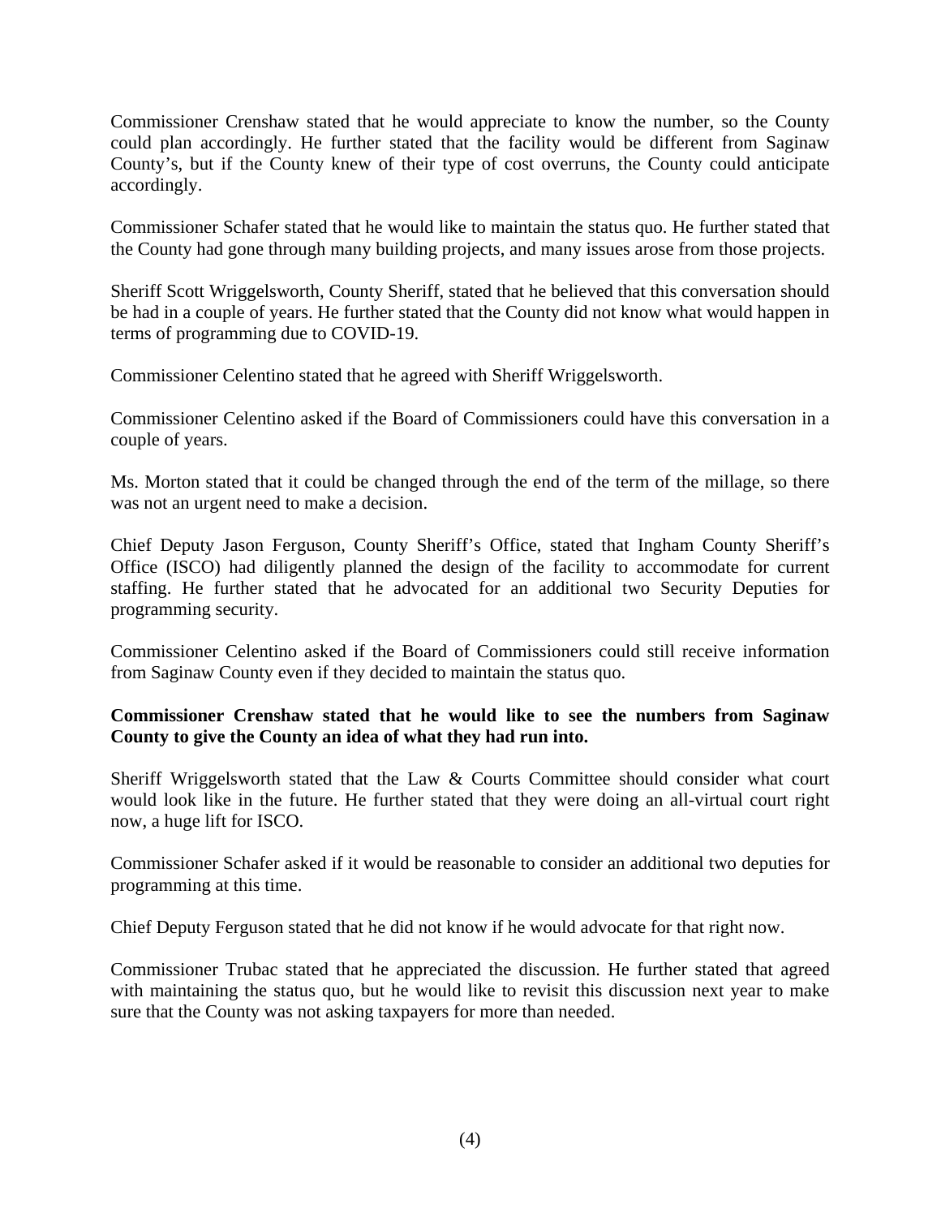Commissioner Crenshaw stated that he would appreciate to know the number, so the County could plan accordingly. He further stated that the facility would be different from Saginaw County's, but if the County knew of their type of cost overruns, the County could anticipate accordingly.

Commissioner Schafer stated that he would like to maintain the status quo. He further stated that the County had gone through many building projects, and many issues arose from those projects.

Sheriff Scott Wriggelsworth, County Sheriff, stated that he believed that this conversation should be had in a couple of years. He further stated that the County did not know what would happen in terms of programming due to COVID-19.

Commissioner Celentino stated that he agreed with Sheriff Wriggelsworth.

Commissioner Celentino asked if the Board of Commissioners could have this conversation in a couple of years.

Ms. Morton stated that it could be changed through the end of the term of the millage, so there was not an urgent need to make a decision.

Chief Deputy Jason Ferguson, County Sheriff's Office, stated that Ingham County Sheriff's Office (ISCO) had diligently planned the design of the facility to accommodate for current staffing. He further stated that he advocated for an additional two Security Deputies for programming security.

Commissioner Celentino asked if the Board of Commissioners could still receive information from Saginaw County even if they decided to maintain the status quo.

**Commissioner Crenshaw stated that he would like to see the numbers from Saginaw County to give the County an idea of what they had run into.**

Sheriff Wriggelsworth stated that the Law & Courts Committee should consider what court would look like in the future. He further stated that they were doing an all-virtual court right now, a huge lift for ISCO.

Commissioner Schafer asked if it would be reasonable to consider an additional two deputies for programming at this time.

Chief Deputy Ferguson stated that he did not know if he would advocate for that right now.

Commissioner Trubac stated that he appreciated the discussion. He further stated that agreed with maintaining the status quo, but he would like to revisit this discussion next year to make sure that the County was not asking taxpayers for more than needed.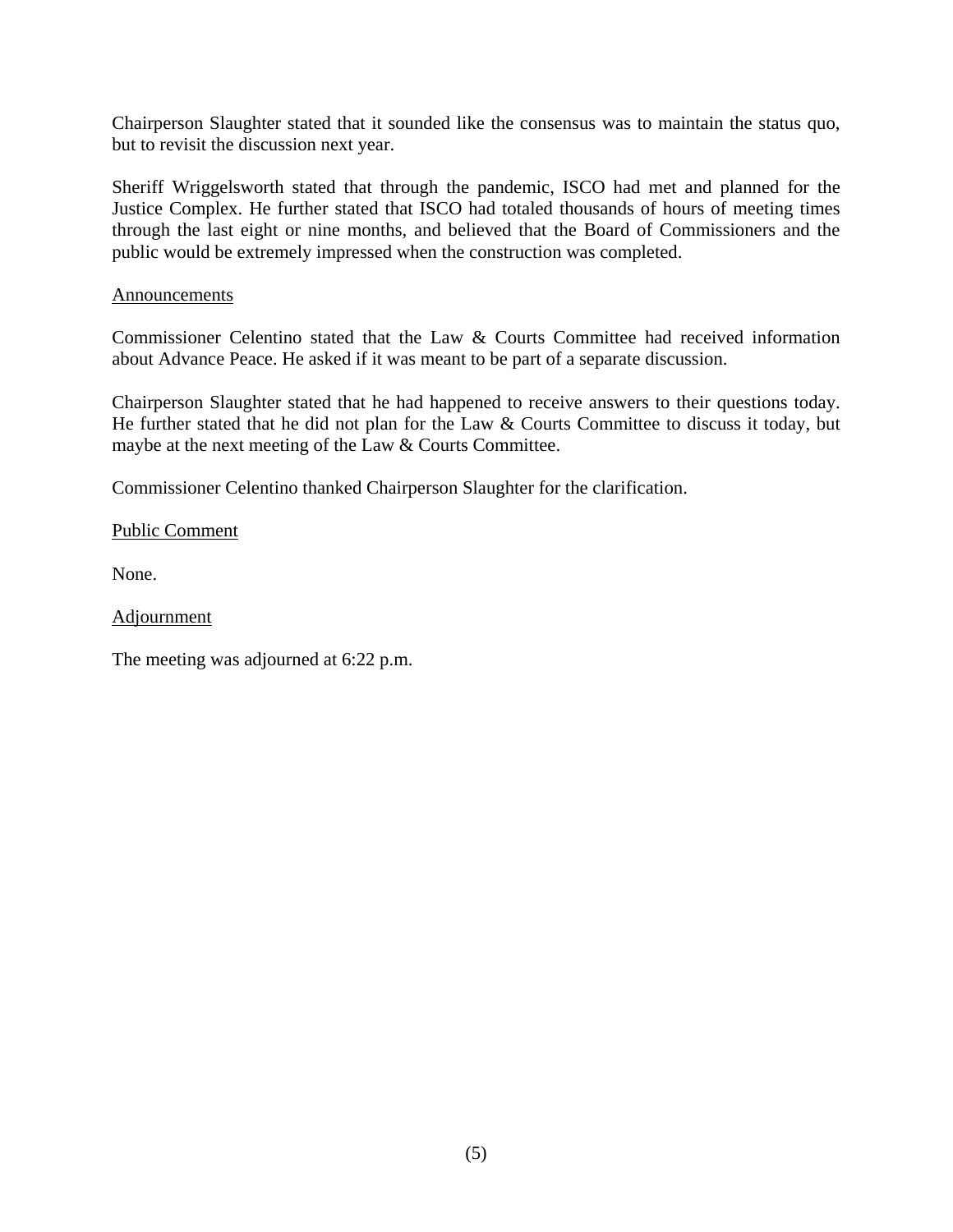Chairperson Slaughter stated that it sounded like the consensus was to maintain the status quo, but to revisit the discussion next year.

Sheriff Wriggelsworth stated that through the pandemic, ISCO had met and planned for the Justice Complex. He further stated that ISCO had totaled thousands of hours of meeting times through the last eight or nine months, and believed that the Board of Commissioners and the public would be extremely impressed when the construction was completed.

Announcements

Commissioner Celentino stated that the Law & Courts Committee had received information about Advance Peace. He asked if it was meant to be part of a separate discussion.

Chairperson Slaughter stated that he had happened to receive answers to their questions today. He further stated that he did not plan for the Law & Courts Committee to discuss it today, but maybe at the next meeting of the Law & Courts Committee.

Commissioner Celentino thanked Chairperson Slaughter for the clarification.

Public Comment

None.

Adjournment

The meeting was adjourned at 6:22 p.m.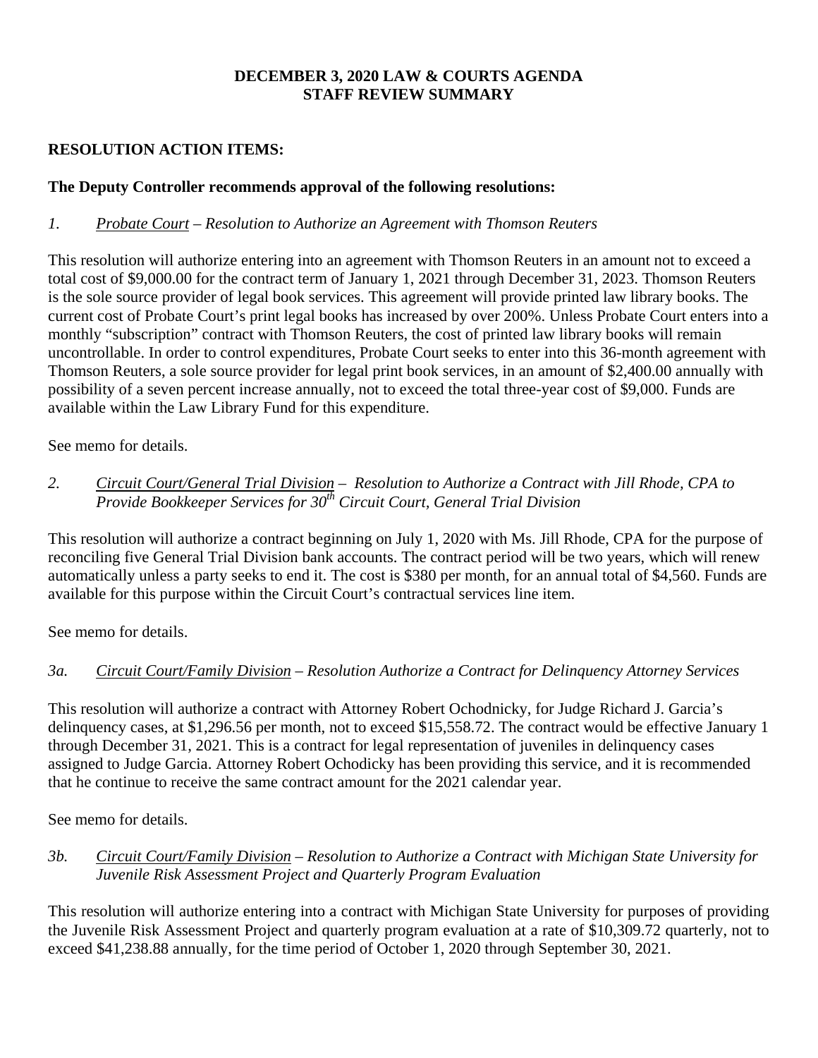**DECEMBER 3, 2020 LAW & COURTS AGENDA**
**STAFF REVIEW SUMMARY**

**RESOLUTION ACTION ITEMS:**

**The Deputy Controller recommends approval of the following resolutions:**

*1. Probate Court – Resolution to Authorize an Agreement with Thomson Reuters*

This resolution will authorize entering into an agreement with Thomson Reuters in an amount not to exceed a total cost of $9,000.00 for the contract term of January 1, 2021 through December 31, 2023. Thomson Reuters is the sole source provider of legal book services. This agreement will provide printed law library books. The current cost of Probate Court's print legal books has increased by over 200%. Unless Probate Court enters into a monthly "subscription" contract with Thomson Reuters, the cost of printed law library books will remain uncontrollable. In order to control expenditures, Probate Court seeks to enter into this 36-month agreement with Thomson Reuters, a sole source provider for legal print book services, in an amount of $2,400.00 annually with possibility of a seven percent increase annually, not to exceed the total three-year cost of $9,000. Funds are available within the Law Library Fund for this expenditure.

See memo for details.

*2. Circuit Court/General Trial Division – Resolution to Authorize a Contract with Jill Rhode, CPA to Provide Bookkeeper Services for 30th Circuit Court, General Trial Division*

This resolution will authorize a contract beginning on July 1, 2020 with Ms. Jill Rhode, CPA for the purpose of reconciling five General Trial Division bank accounts. The contract period will be two years, which will renew automatically unless a party seeks to end it. The cost is $380 per month, for an annual total of $4,560. Funds are available for this purpose within the Circuit Court's contractual services line item.

See memo for details.

*3a. Circuit Court/Family Division – Resolution Authorize a Contract for Delinquency Attorney Services*

This resolution will authorize a contract with Attorney Robert Ochodnicky, for Judge Richard J. Garcia's delinquency cases, at $1,296.56 per month, not to exceed $15,558.72. The contract would be effective January 1 through December 31, 2021. This is a contract for legal representation of juveniles in delinquency cases assigned to Judge Garcia. Attorney Robert Ochodicky has been providing this service, and it is recommended that he continue to receive the same contract amount for the 2021 calendar year.

See memo for details.

*3b. Circuit Court/Family Division – Resolution to Authorize a Contract with Michigan State University for Juvenile Risk Assessment Project and Quarterly Program Evaluation*

This resolution will authorize entering into a contract with Michigan State University for purposes of providing the Juvenile Risk Assessment Project and quarterly program evaluation at a rate of $10,309.72 quarterly, not to exceed $41,238.88 annually, for the time period of October 1, 2020 through September 30, 2021.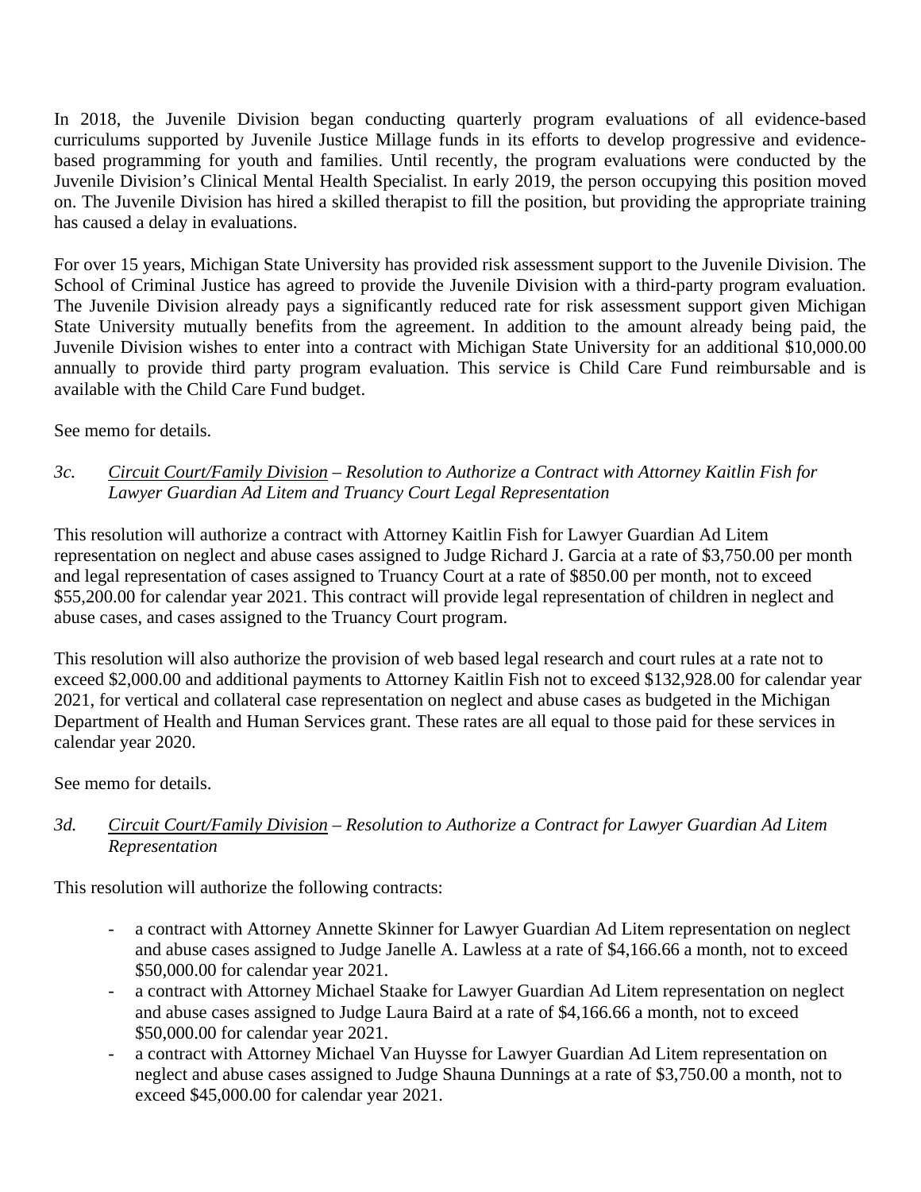In 2018, the Juvenile Division began conducting quarterly program evaluations of all evidence-based curriculums supported by Juvenile Justice Millage funds in its efforts to develop progressive and evidence-based programming for youth and families. Until recently, the program evaluations were conducted by the Juvenile Division's Clinical Mental Health Specialist. In early 2019, the person occupying this position moved on. The Juvenile Division has hired a skilled therapist to fill the position, but providing the appropriate training has caused a delay in evaluations.

For over 15 years, Michigan State University has provided risk assessment support to the Juvenile Division. The School of Criminal Justice has agreed to provide the Juvenile Division with a third-party program evaluation. The Juvenile Division already pays a significantly reduced rate for risk assessment support given Michigan State University mutually benefits from the agreement. In addition to the amount already being paid, the Juvenile Division wishes to enter into a contract with Michigan State University for an additional $10,000.00 annually to provide third party program evaluation. This service is Child Care Fund reimbursable and is available with the Child Care Fund budget.

See memo for details.

*3c. Circuit Court/Family Division – Resolution to Authorize a Contract with Attorney Kaitlin Fish for Lawyer Guardian Ad Litem and Truancy Court Legal Representation*

This resolution will authorize a contract with Attorney Kaitlin Fish for Lawyer Guardian Ad Litem representation on neglect and abuse cases assigned to Judge Richard J. Garcia at a rate of $3,750.00 per month and legal representation of cases assigned to Truancy Court at a rate of $850.00 per month, not to exceed $55,200.00 for calendar year 2021. This contract will provide legal representation of children in neglect and abuse cases, and cases assigned to the Truancy Court program.

This resolution will also authorize the provision of web based legal research and court rules at a rate not to exceed $2,000.00 and additional payments to Attorney Kaitlin Fish not to exceed $132,928.00 for calendar year 2021, for vertical and collateral case representation on neglect and abuse cases as budgeted in the Michigan Department of Health and Human Services grant. These rates are all equal to those paid for these services in calendar year 2020.

See memo for details.

*3d. Circuit Court/Family Division – Resolution to Authorize a Contract for Lawyer Guardian Ad Litem Representation*

This resolution will authorize the following contracts:

- a contract with Attorney Annette Skinner for Lawyer Guardian Ad Litem representation on neglect and abuse cases assigned to Judge Janelle A. Lawless at a rate of $4,166.66 a month, not to exceed $50,000.00 for calendar year 2021.
- a contract with Attorney Michael Staake for Lawyer Guardian Ad Litem representation on neglect and abuse cases assigned to Judge Laura Baird at a rate of $4,166.66 a month, not to exceed $50,000.00 for calendar year 2021.
- a contract with Attorney Michael Van Huysse for Lawyer Guardian Ad Litem representation on neglect and abuse cases assigned to Judge Shauna Dunnings at a rate of $3,750.00 a month, not to exceed $45,000.00 for calendar year 2021.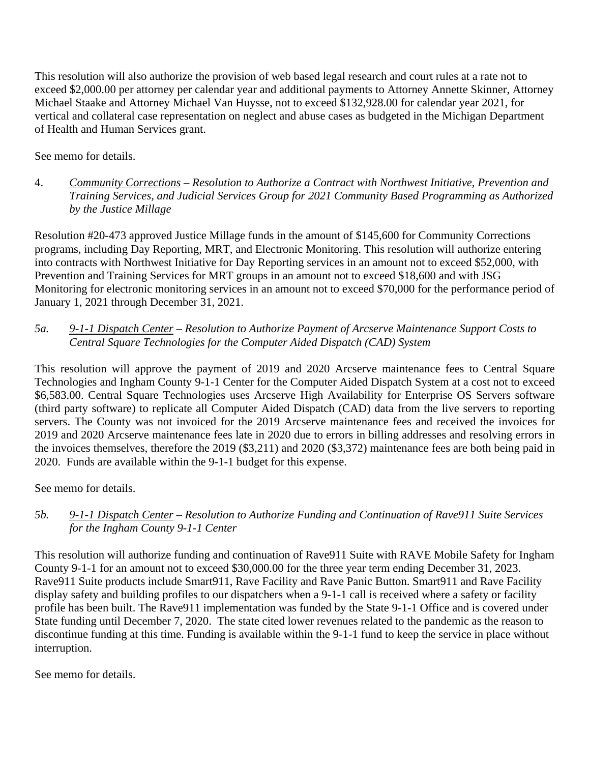This resolution will also authorize the provision of web based legal research and court rules at a rate not to exceed $2,000.00 per attorney per calendar year and additional payments to Attorney Annette Skinner, Attorney Michael Staake and Attorney Michael Van Huysse, not to exceed $132,928.00 for calendar year 2021, for vertical and collateral case representation on neglect and abuse cases as budgeted in the Michigan Department of Health and Human Services grant.

See memo for details.

4. *<u>Community Corrections</u> – Resolution to Authorize a Contract with Northwest Initiative, Prevention and Training Services, and Judicial Services Group for 2021 Community Based Programming as Authorized by the Justice Millage*

Resolution #20-473 approved Justice Millage funds in the amount of $145,600 for Community Corrections programs, including Day Reporting, MRT, and Electronic Monitoring. This resolution will authorize entering into contracts with Northwest Initiative for Day Reporting services in an amount not to exceed $52,000, with Prevention and Training Services for MRT groups in an amount not to exceed $18,600 and with JSG Monitoring for electronic monitoring services in an amount not to exceed $70,000 for the performance period of January 1, 2021 through December 31, 2021.

*5a. <u>9-1-1 Dispatch Center</u> – Resolution to Authorize Payment of Arcserve Maintenance Support Costs to Central Square Technologies for the Computer Aided Dispatch (CAD) System*

This resolution will approve the payment of 2019 and 2020 Arcserve maintenance fees to Central Square Technologies and Ingham County 9-1-1 Center for the Computer Aided Dispatch System at a cost not to exceed $6,583.00. Central Square Technologies uses Arcserve High Availability for Enterprise OS Servers software (third party software) to replicate all Computer Aided Dispatch (CAD) data from the live servers to reporting servers. The County was not invoiced for the 2019 Arcserve maintenance fees and received the invoices for 2019 and 2020 Arcserve maintenance fees late in 2020 due to errors in billing addresses and resolving errors in the invoices themselves, therefore the 2019 ($3,211) and 2020 ($3,372) maintenance fees are both being paid in 2020. Funds are available within the 9-1-1 budget for this expense.

See memo for details.

*5b. <u>9-1-1 Dispatch Center</u> – Resolution to Authorize Funding and Continuation of Rave911 Suite Services for the Ingham County 9-1-1 Center*

This resolution will authorize funding and continuation of Rave911 Suite with RAVE Mobile Safety for Ingham County 9-1-1 for an amount not to exceed $30,000.00 for the three year term ending December 31, 2023. Rave911 Suite products include Smart911, Rave Facility and Rave Panic Button. Smart911 and Rave Facility display safety and building profiles to our dispatchers when a 9-1-1 call is received where a safety or facility profile has been built. The Rave911 implementation was funded by the State 9-1-1 Office and is covered under State funding until December 7, 2020. The state cited lower revenues related to the pandemic as the reason to discontinue funding at this time. Funding is available within the 9-1-1 fund to keep the service in place without interruption.

See memo for details.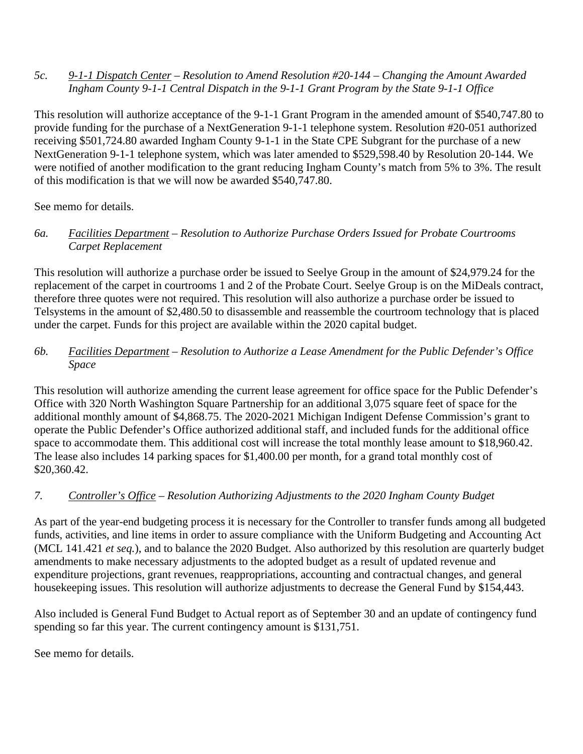*5c.* *<u>9-1-1 Dispatch Center</u> – Resolution to Amend Resolution #20-144 – Changing the Amount Awarded Ingham County 9-1-1 Central Dispatch in the 9-1-1 Grant Program by the State 9-1-1 Office*

This resolution will authorize acceptance of the 9-1-1 Grant Program in the amended amount of $540,747.80 to provide funding for the purchase of a NextGeneration 9-1-1 telephone system. Resolution #20-051 authorized receiving $501,724.80 awarded Ingham County 9-1-1 in the State CPE Subgrant for the purchase of a new NextGeneration 9-1-1 telephone system, which was later amended to $529,598.40 by Resolution 20-144. We were notified of another modification to the grant reducing Ingham County's match from 5% to 3%. The result of this modification is that we will now be awarded $540,747.80.

See memo for details.

*6a.* *<u>Facilities Department</u> – Resolution to Authorize Purchase Orders Issued for Probate Courtrooms Carpet Replacement*

This resolution will authorize a purchase order be issued to Seelye Group in the amount of $24,979.24 for the replacement of the carpet in courtrooms 1 and 2 of the Probate Court. Seelye Group is on the MiDeals contract, therefore three quotes were not required. This resolution will also authorize a purchase order be issued to Telsystems in the amount of $2,480.50 to disassemble and reassemble the courtroom technology that is placed under the carpet. Funds for this project are available within the 2020 capital budget.

*6b.* *<u>Facilities Department</u> – Resolution to Authorize a Lease Amendment for the Public Defender's Office Space*

This resolution will authorize amending the current lease agreement for office space for the Public Defender's Office with 320 North Washington Square Partnership for an additional 3,075 square feet of space for the additional monthly amount of $4,868.75. The 2020-2021 Michigan Indigent Defense Commission's grant to operate the Public Defender's Office authorized additional staff, and included funds for the additional office space to accommodate them. This additional cost will increase the total monthly lease amount to $18,960.42. The lease also includes 14 parking spaces for $1,400.00 per month, for a grand total monthly cost of $20,360.42.

*7.* *<u>Controller's Office</u> – Resolution Authorizing Adjustments to the 2020 Ingham County Budget*

As part of the year-end budgeting process it is necessary for the Controller to transfer funds among all budgeted funds, activities, and line items in order to assure compliance with the Uniform Budgeting and Accounting Act (MCL 141.421 *et seq.*), and to balance the 2020 Budget. Also authorized by this resolution are quarterly budget amendments to make necessary adjustments to the adopted budget as a result of updated revenue and expenditure projections, grant revenues, reappropriations, accounting and contractual changes, and general housekeeping issues. This resolution will authorize adjustments to decrease the General Fund by $154,443.

Also included is General Fund Budget to Actual report as of September 30 and an update of contingency fund spending so far this year. The current contingency amount is $131,751.

See memo for details.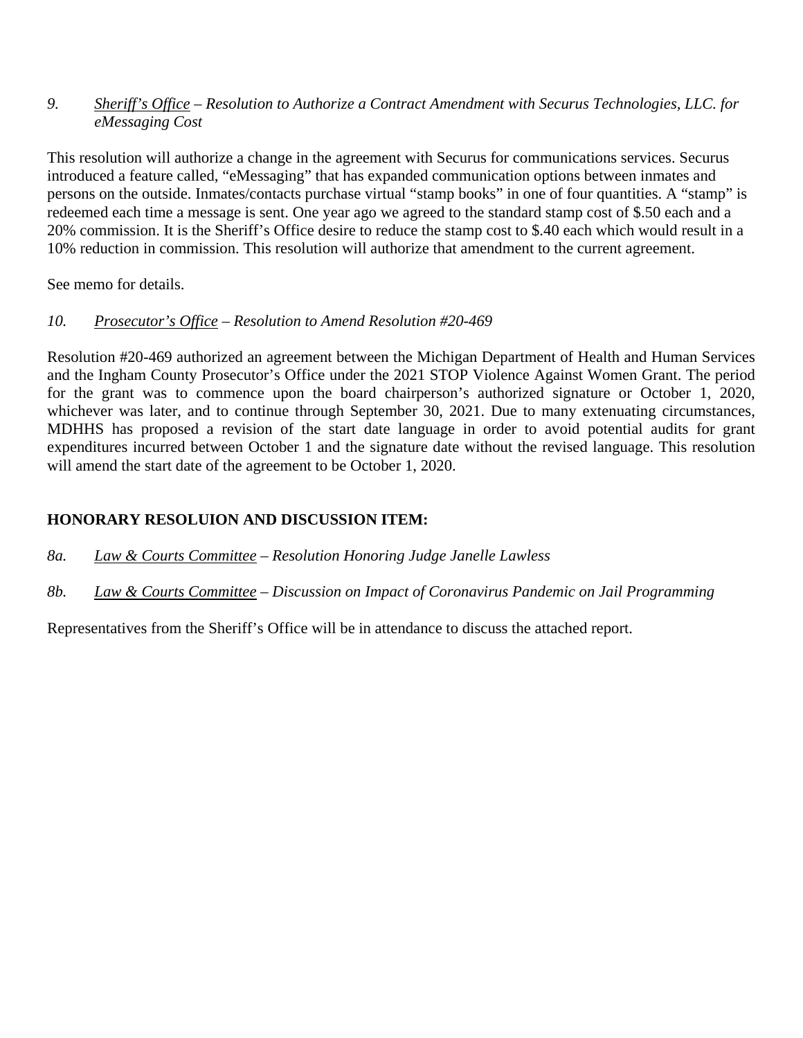*9.* *<u>Sheriff's Office</u> – Resolution to Authorize a Contract Amendment with Securus Technologies, LLC. for eMessaging Cost*

This resolution will authorize a change in the agreement with Securus for communications services. Securus introduced a feature called, "eMessaging" that has expanded communication options between inmates and persons on the outside. Inmates/contacts purchase virtual "stamp books" in one of four quantities. A "stamp" is redeemed each time a message is sent. One year ago we agreed to the standard stamp cost of $.50 each and a 20% commission. It is the Sheriff's Office desire to reduce the stamp cost to $.40 each which would result in a 10% reduction in commission. This resolution will authorize that amendment to the current agreement.

See memo for details.

*10.* *<u>Prosecutor's Office</u> – Resolution to Amend Resolution #20-469*

Resolution #20-469 authorized an agreement between the Michigan Department of Health and Human Services and the Ingham County Prosecutor's Office under the 2021 STOP Violence Against Women Grant. The period for the grant was to commence upon the board chairperson's authorized signature or October 1, 2020, whichever was later, and to continue through September 30, 2021. Due to many extenuating circumstances, MDHHS has proposed a revision of the start date language in order to avoid potential audits for grant expenditures incurred between October 1 and the signature date without the revised language. This resolution will amend the start date of the agreement to be October 1, 2020.

**HONORARY RESOLUION AND DISCUSSION ITEM:**

*8a.* *<u>Law & Courts Committee</u> – Resolution Honoring Judge Janelle Lawless*

*8b.* *<u>Law & Courts Committee</u> – Discussion on Impact of Coronavirus Pandemic on Jail Programming*

Representatives from the Sheriff's Office will be in attendance to discuss the attached report.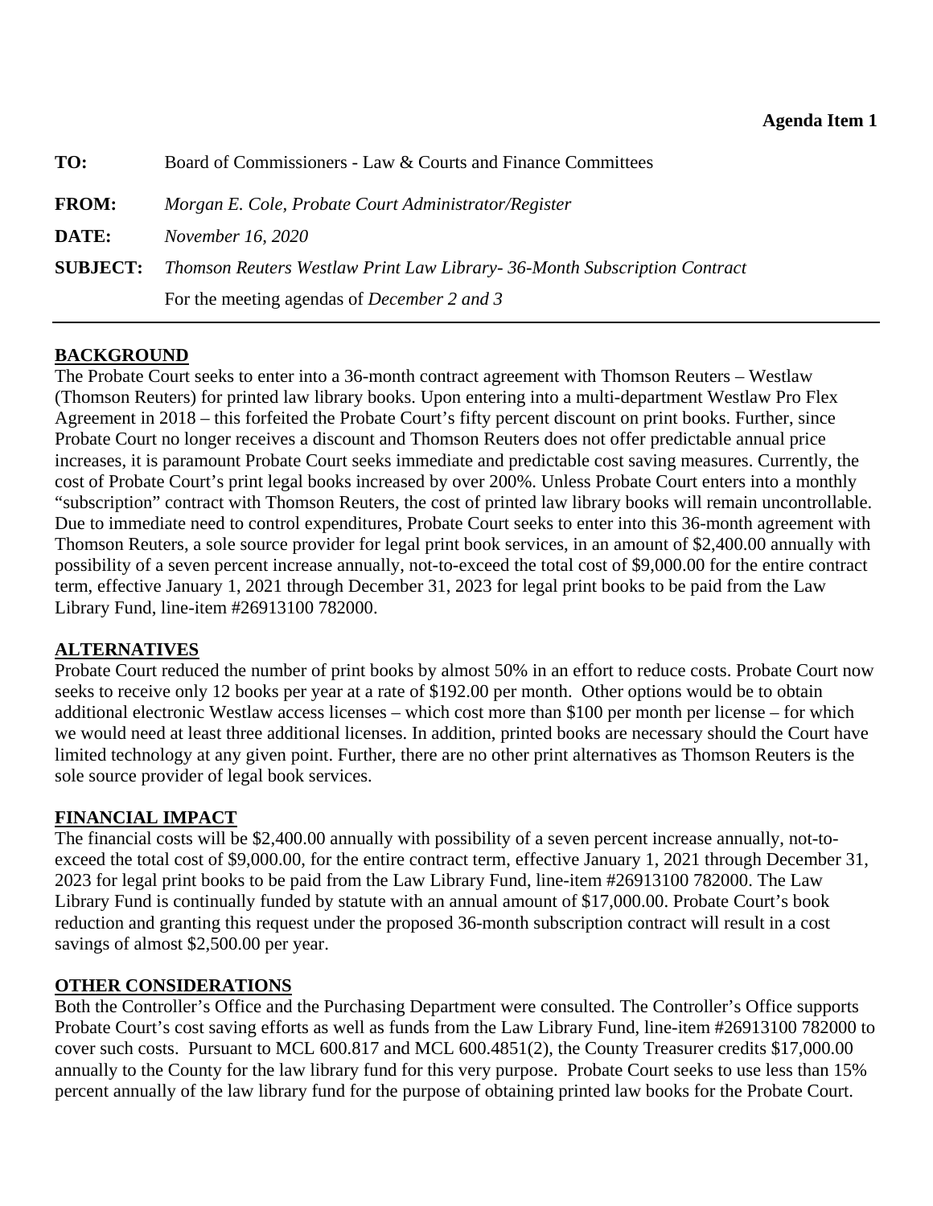**Agenda Item 1**

| | |
|---|---|
| **TO:** | Board of Commissioners - Law & Courts and Finance Committees |
| **FROM:** | *Morgan E. Cole, Probate Court Administrator/Register* |
| **DATE:** | *November 16, 2020* |
| **SUBJECT:** | *Thomson Reuters Westlaw Print Law Library- 36-Month Subscription Contract* |
| | For the meeting agendas of *December 2 and 3* |

---

## BACKGROUND

The Probate Court seeks to enter into a 36-month contract agreement with Thomson Reuters – Westlaw (Thomson Reuters) for printed law library books. Upon entering into a multi-department Westlaw Pro Flex Agreement in 2018 – this forfeited the Probate Court's fifty percent discount on print books. Further, since Probate Court no longer receives a discount and Thomson Reuters does not offer predictable annual price increases, it is paramount Probate Court seeks immediate and predictable cost saving measures. Currently, the cost of Probate Court's print legal books increased by over 200%. Unless Probate Court enters into a monthly "subscription" contract with Thomson Reuters, the cost of printed law library books will remain uncontrollable. Due to immediate need to control expenditures, Probate Court seeks to enter into this 36-month agreement with Thomson Reuters, a sole source provider for legal print book services, in an amount of $2,400.00 annually with possibility of a seven percent increase annually, not-to-exceed the total cost of $9,000.00 for the entire contract term, effective January 1, 2021 through December 31, 2023 for legal print books to be paid from the Law Library Fund, line-item #26913100 782000.

## ALTERNATIVES

Probate Court reduced the number of print books by almost 50% in an effort to reduce costs. Probate Court now seeks to receive only 12 books per year at a rate of $192.00 per month. Other options would be to obtain additional electronic Westlaw access licenses – which cost more than $100 per month per license – for which we would need at least three additional licenses. In addition, printed books are necessary should the Court have limited technology at any given point. Further, there are no other print alternatives as Thomson Reuters is the sole source provider of legal book services.

## FINANCIAL IMPACT

The financial costs will be $2,400.00 annually with possibility of a seven percent increase annually, not-to-exceed the total cost of $9,000.00, for the entire contract term, effective January 1, 2021 through December 31, 2023 for legal print books to be paid from the Law Library Fund, line-item #26913100 782000. The Law Library Fund is continually funded by statute with an annual amount of $17,000.00. Probate Court's book reduction and granting this request under the proposed 36-month subscription contract will result in a cost savings of almost $2,500.00 per year.

## OTHER CONSIDERATIONS

Both the Controller's Office and the Purchasing Department were consulted. The Controller's Office supports Probate Court's cost saving efforts as well as funds from the Law Library Fund, line-item #26913100 782000 to cover such costs. Pursuant to MCL 600.817 and MCL 600.4851(2), the County Treasurer credits $17,000.00 annually to the County for the law library fund for this very purpose. Probate Court seeks to use less than 15% percent annually of the law library fund for the purpose of obtaining printed law books for the Probate Court.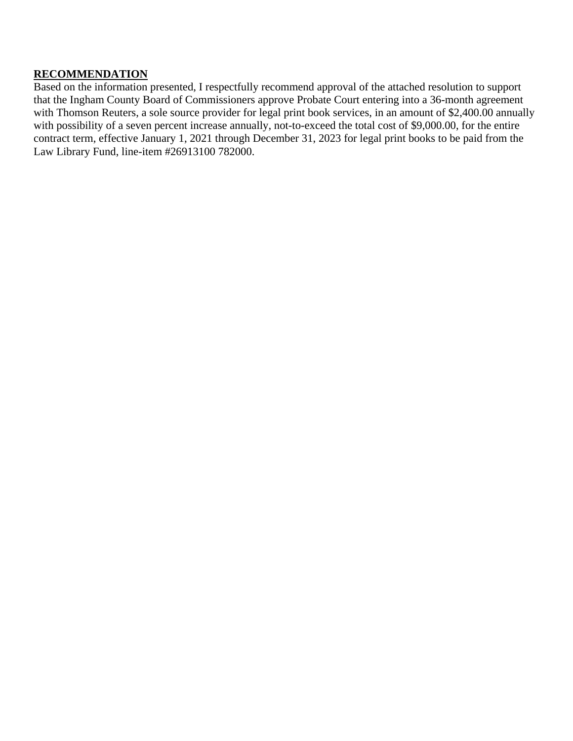**RECOMMENDATION**

Based on the information presented, I respectfully recommend approval of the attached resolution to support that the Ingham County Board of Commissioners approve Probate Court entering into a 36-month agreement with Thomson Reuters, a sole source provider for legal print book services, in an amount of $2,400.00 annually with possibility of a seven percent increase annually, not-to-exceed the total cost of $9,000.00, for the entire contract term, effective January 1, 2021 through December 31, 2023 for legal print books to be paid from the Law Library Fund, line-item #26913100 782000.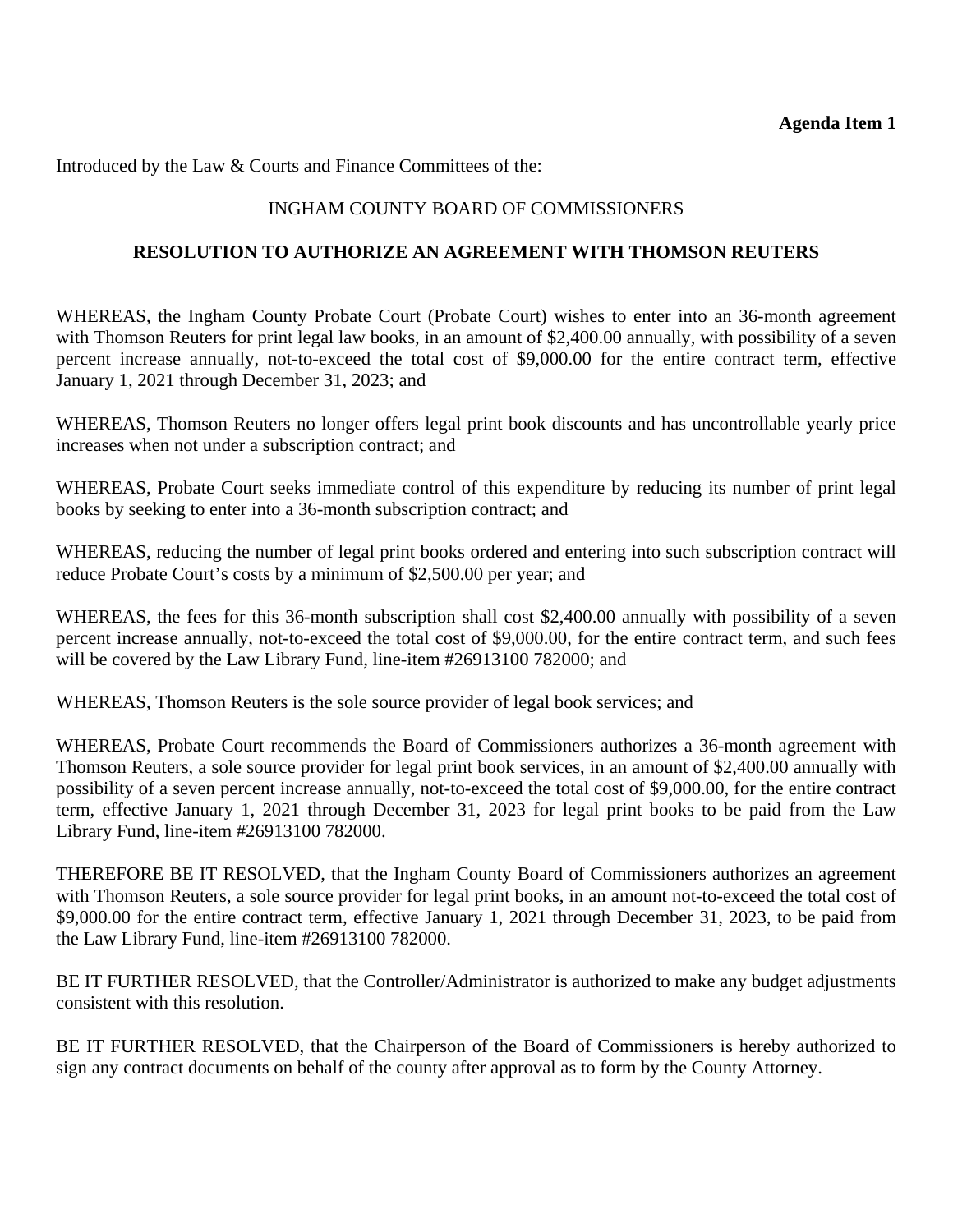**Agenda Item 1**

Introduced by the Law & Courts and Finance Committees of the:

INGHAM COUNTY BOARD OF COMMISSIONERS

**RESOLUTION TO AUTHORIZE AN AGREEMENT WITH THOMSON REUTERS**

WHEREAS, the Ingham County Probate Court (Probate Court) wishes to enter into an 36-month agreement with Thomson Reuters for print legal law books, in an amount of $2,400.00 annually, with possibility of a seven percent increase annually, not-to-exceed the total cost of $9,000.00 for the entire contract term, effective January 1, 2021 through December 31, 2023; and

WHEREAS, Thomson Reuters no longer offers legal print book discounts and has uncontrollable yearly price increases when not under a subscription contract; and

WHEREAS, Probate Court seeks immediate control of this expenditure by reducing its number of print legal books by seeking to enter into a 36-month subscription contract; and

WHEREAS, reducing the number of legal print books ordered and entering into such subscription contract will reduce Probate Court's costs by a minimum of $2,500.00 per year; and

WHEREAS, the fees for this 36-month subscription shall cost $2,400.00 annually with possibility of a seven percent increase annually, not-to-exceed the total cost of $9,000.00, for the entire contract term, and such fees will be covered by the Law Library Fund, line-item #26913100 782000; and

WHEREAS, Thomson Reuters is the sole source provider of legal book services; and

WHEREAS, Probate Court recommends the Board of Commissioners authorizes a 36-month agreement with Thomson Reuters, a sole source provider for legal print book services, in an amount of $2,400.00 annually with possibility of a seven percent increase annually, not-to-exceed the total cost of $9,000.00, for the entire contract term, effective January 1, 2021 through December 31, 2023 for legal print books to be paid from the Law Library Fund, line-item #26913100 782000.

THEREFORE BE IT RESOLVED, that the Ingham County Board of Commissioners authorizes an agreement with Thomson Reuters, a sole source provider for legal print books, in an amount not-to-exceed the total cost of $9,000.00 for the entire contract term, effective January 1, 2021 through December 31, 2023, to be paid from the Law Library Fund, line-item #26913100 782000.

BE IT FURTHER RESOLVED, that the Controller/Administrator is authorized to make any budget adjustments consistent with this resolution.

BE IT FURTHER RESOLVED, that the Chairperson of the Board of Commissioners is hereby authorized to sign any contract documents on behalf of the county after approval as to form by the County Attorney.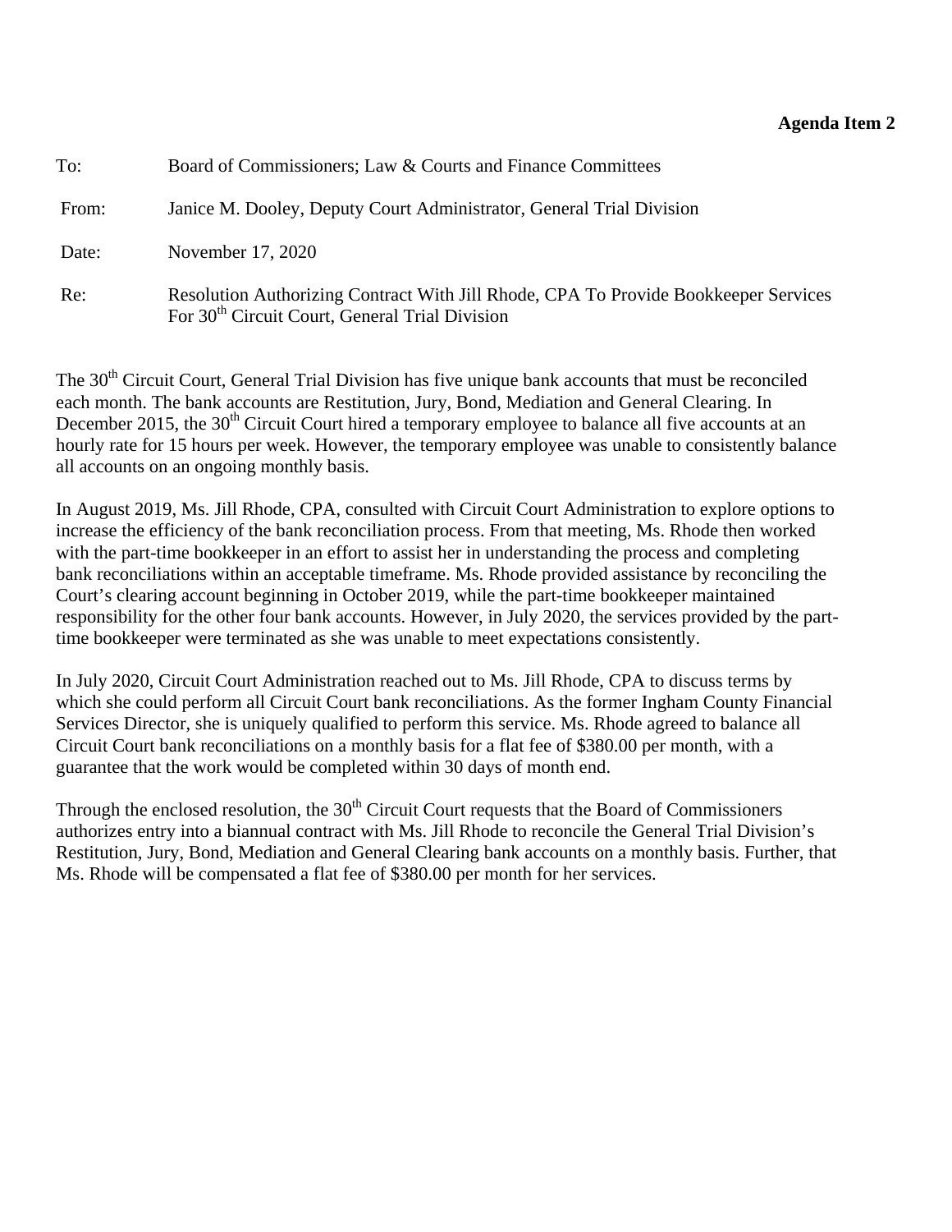**Agenda Item 2**

To: Board of Commissioners; Law & Courts and Finance Committees

From: Janice M. Dooley, Deputy Court Administrator, General Trial Division

Date: November 17, 2020

Re: Resolution Authorizing Contract With Jill Rhode, CPA To Provide Bookkeeper Services For 30th Circuit Court, General Trial Division

The 30th Circuit Court, General Trial Division has five unique bank accounts that must be reconciled each month. The bank accounts are Restitution, Jury, Bond, Mediation and General Clearing. In December 2015, the 30th Circuit Court hired a temporary employee to balance all five accounts at an hourly rate for 15 hours per week. However, the temporary employee was unable to consistently balance all accounts on an ongoing monthly basis.

In August 2019, Ms. Jill Rhode, CPA, consulted with Circuit Court Administration to explore options to increase the efficiency of the bank reconciliation process. From that meeting, Ms. Rhode then worked with the part-time bookkeeper in an effort to assist her in understanding the process and completing bank reconciliations within an acceptable timeframe. Ms. Rhode provided assistance by reconciling the Court's clearing account beginning in October 2019, while the part-time bookkeeper maintained responsibility for the other four bank accounts. However, in July 2020, the services provided by the part-time bookkeeper were terminated as she was unable to meet expectations consistently.

In July 2020, Circuit Court Administration reached out to Ms. Jill Rhode, CPA to discuss terms by which she could perform all Circuit Court bank reconciliations. As the former Ingham County Financial Services Director, she is uniquely qualified to perform this service. Ms. Rhode agreed to balance all Circuit Court bank reconciliations on a monthly basis for a flat fee of $380.00 per month, with a guarantee that the work would be completed within 30 days of month end.

Through the enclosed resolution, the 30th Circuit Court requests that the Board of Commissioners authorizes entry into a biannual contract with Ms. Jill Rhode to reconcile the General Trial Division's Restitution, Jury, Bond, Mediation and General Clearing bank accounts on a monthly basis. Further, that Ms. Rhode will be compensated a flat fee of $380.00 per month for her services.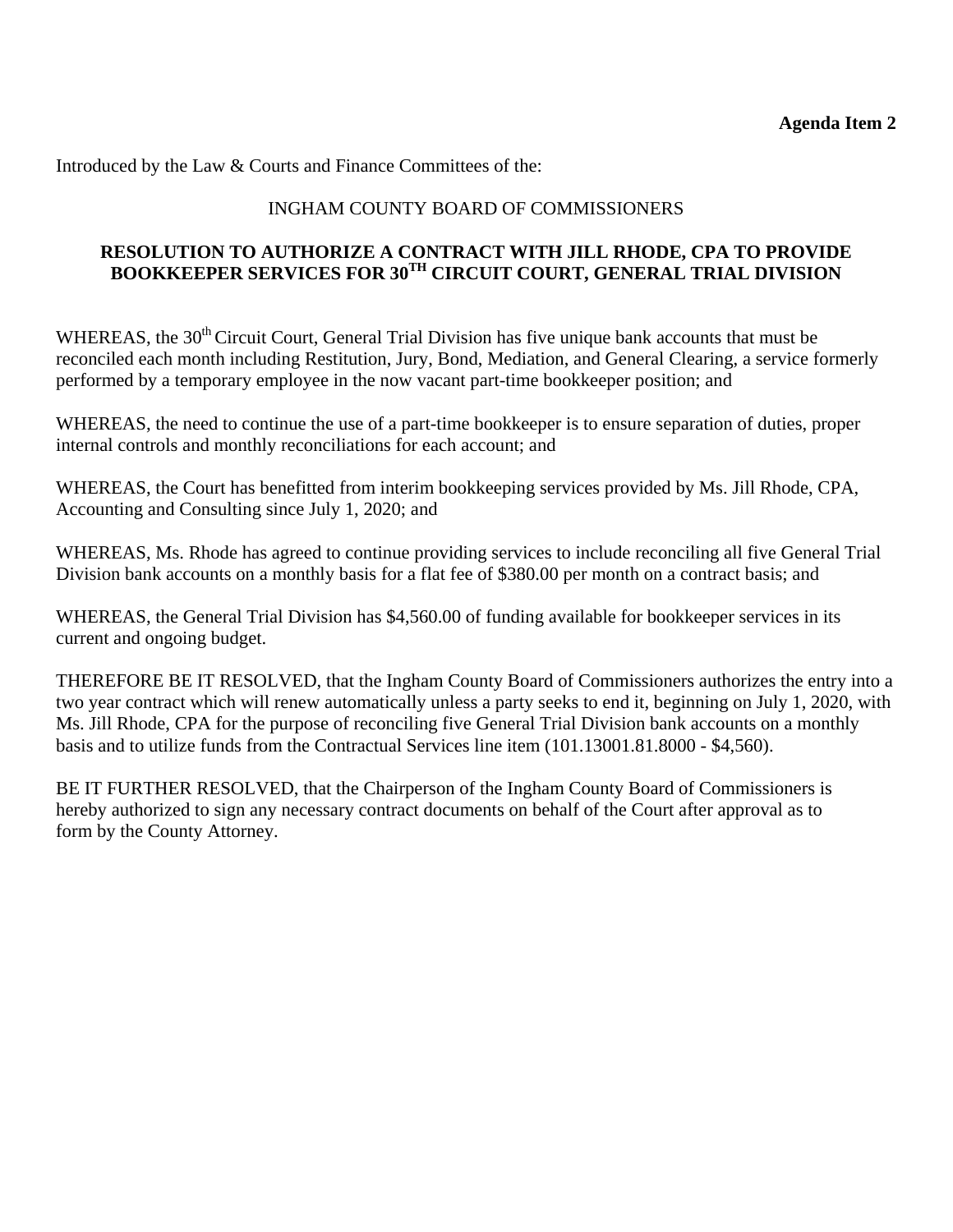**Agenda Item 2**

Introduced by the Law & Courts and Finance Committees of the:

INGHAM COUNTY BOARD OF COMMISSIONERS

**RESOLUTION TO AUTHORIZE A CONTRACT WITH JILL RHODE, CPA TO PROVIDE BOOKKEEPER SERVICES FOR 30TH CIRCUIT COURT, GENERAL TRIAL DIVISION**

WHEREAS, the 30th Circuit Court, General Trial Division has five unique bank accounts that must be reconciled each month including Restitution, Jury, Bond, Mediation, and General Clearing, a service formerly performed by a temporary employee in the now vacant part-time bookkeeper position; and

WHEREAS, the need to continue the use of a part-time bookkeeper is to ensure separation of duties, proper internal controls and monthly reconciliations for each account; and

WHEREAS, the Court has benefitted from interim bookkeeping services provided by Ms. Jill Rhode, CPA, Accounting and Consulting since July 1, 2020; and

WHEREAS, Ms. Rhode has agreed to continue providing services to include reconciling all five General Trial Division bank accounts on a monthly basis for a flat fee of $380.00 per month on a contract basis; and

WHEREAS, the General Trial Division has $4,560.00 of funding available for bookkeeper services in its current and ongoing budget.

THEREFORE BE IT RESOLVED, that the Ingham County Board of Commissioners authorizes the entry into a two year contract which will renew automatically unless a party seeks to end it, beginning on July 1, 2020, with Ms. Jill Rhode, CPA for the purpose of reconciling five General Trial Division bank accounts on a monthly basis and to utilize funds from the Contractual Services line item (101.13001.81.8000 - $4,560).

BE IT FURTHER RESOLVED, that the Chairperson of the Ingham County Board of Commissioners is hereby authorized to sign any necessary contract documents on behalf of the Court after approval as to form by the County Attorney.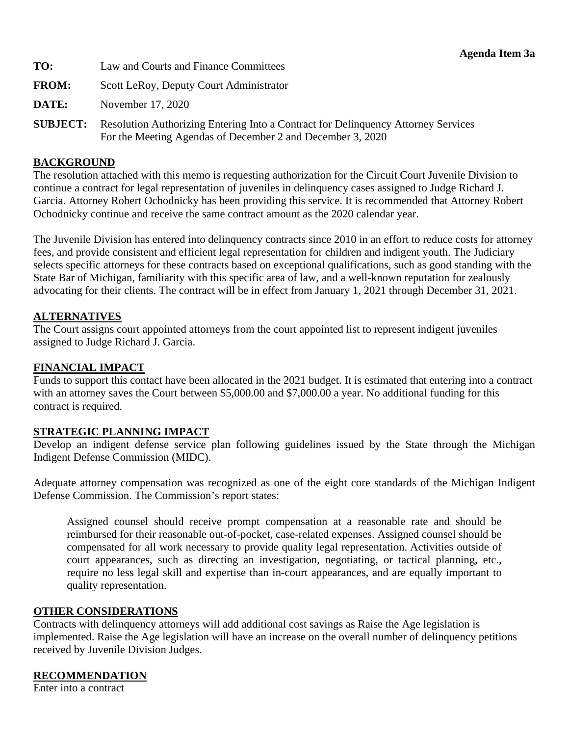**Agenda Item 3a**

**TO:** Law and Courts and Finance Committees

**FROM:** Scott LeRoy, Deputy Court Administrator

**DATE:** November 17, 2020

**SUBJECT:** Resolution Authorizing Entering Into a Contract for Delinquency Attorney Services For the Meeting Agendas of December 2 and December 3, 2020

## BACKGROUND

The resolution attached with this memo is requesting authorization for the Circuit Court Juvenile Division to continue a contract for legal representation of juveniles in delinquency cases assigned to Judge Richard J. Garcia. Attorney Robert Ochodnicky has been providing this service. It is recommended that Attorney Robert Ochodnicky continue and receive the same contract amount as the 2020 calendar year.

The Juvenile Division has entered into delinquency contracts since 2010 in an effort to reduce costs for attorney fees, and provide consistent and efficient legal representation for children and indigent youth. The Judiciary selects specific attorneys for these contracts based on exceptional qualifications, such as good standing with the State Bar of Michigan, familiarity with this specific area of law, and a well-known reputation for zealously advocating for their clients. The contract will be in effect from January 1, 2021 through December 31, 2021.

## ALTERNATIVES

The Court assigns court appointed attorneys from the court appointed list to represent indigent juveniles assigned to Judge Richard J. Garcia.

## FINANCIAL IMPACT

Funds to support this contact have been allocated in the 2021 budget. It is estimated that entering into a contract with an attorney saves the Court between $5,000.00 and $7,000.00 a year. No additional funding for this contract is required.

## STRATEGIC PLANNING IMPACT

Develop an indigent defense service plan following guidelines issued by the State through the Michigan Indigent Defense Commission (MIDC).

Adequate attorney compensation was recognized as one of the eight core standards of the Michigan Indigent Defense Commission. The Commission's report states:

> Assigned counsel should receive prompt compensation at a reasonable rate and should be reimbursed for their reasonable out-of-pocket, case-related expenses. Assigned counsel should be compensated for all work necessary to provide quality legal representation. Activities outside of court appearances, such as directing an investigation, negotiating, or tactical planning, etc., require no less legal skill and expertise than in-court appearances, and are equally important to quality representation.

## OTHER CONSIDERATIONS

Contracts with delinquency attorneys will add additional cost savings as Raise the Age legislation is implemented. Raise the Age legislation will have an increase on the overall number of delinquency petitions received by Juvenile Division Judges.

## RECOMMENDATION

Enter into a contract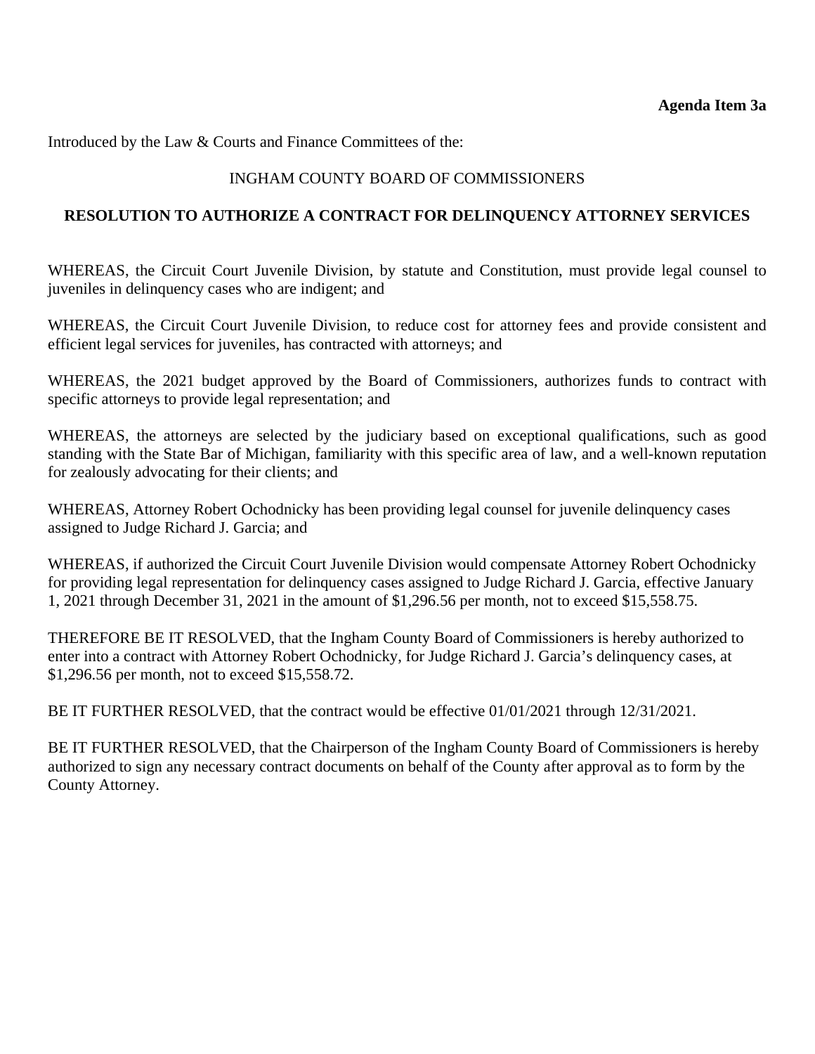**Agenda Item 3a**

Introduced by the Law & Courts and Finance Committees of the:

INGHAM COUNTY BOARD OF COMMISSIONERS

**RESOLUTION TO AUTHORIZE A CONTRACT FOR DELINQUENCY ATTORNEY SERVICES**

WHEREAS, the Circuit Court Juvenile Division, by statute and Constitution, must provide legal counsel to juveniles in delinquency cases who are indigent; and

WHEREAS, the Circuit Court Juvenile Division, to reduce cost for attorney fees and provide consistent and efficient legal services for juveniles, has contracted with attorneys; and

WHEREAS, the 2021 budget approved by the Board of Commissioners, authorizes funds to contract with specific attorneys to provide legal representation; and

WHEREAS, the attorneys are selected by the judiciary based on exceptional qualifications, such as good standing with the State Bar of Michigan, familiarity with this specific area of law, and a well-known reputation for zealously advocating for their clients; and

WHEREAS, Attorney Robert Ochodnicky has been providing legal counsel for juvenile delinquency cases assigned to Judge Richard J. Garcia; and

WHEREAS, if authorized the Circuit Court Juvenile Division would compensate Attorney Robert Ochodnicky for providing legal representation for delinquency cases assigned to Judge Richard J. Garcia, effective January 1, 2021 through December 31, 2021 in the amount of $1,296.56 per month, not to exceed $15,558.75.

THEREFORE BE IT RESOLVED, that the Ingham County Board of Commissioners is hereby authorized to enter into a contract with Attorney Robert Ochodnicky, for Judge Richard J. Garcia's delinquency cases, at $1,296.56 per month, not to exceed $15,558.72.

BE IT FURTHER RESOLVED, that the contract would be effective 01/01/2021 through 12/31/2021.

BE IT FURTHER RESOLVED, that the Chairperson of the Ingham County Board of Commissioners is hereby authorized to sign any necessary contract documents on behalf of the County after approval as to form by the County Attorney.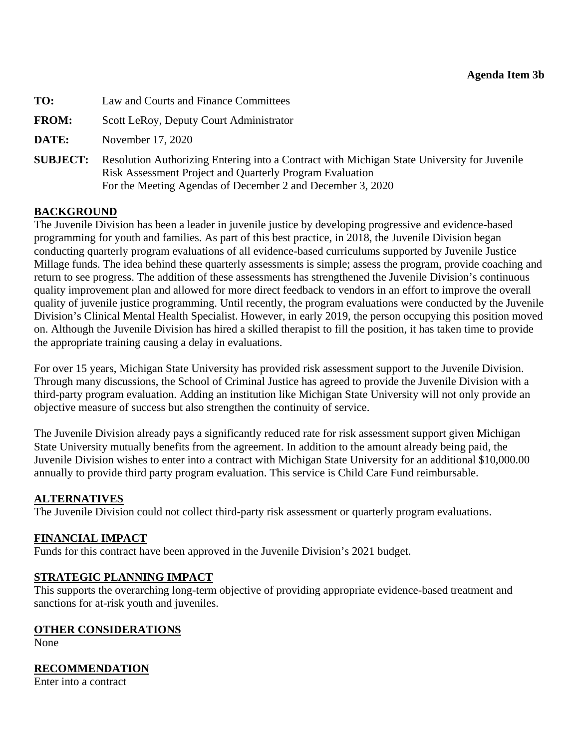**Agenda Item 3b**

**TO:** Law and Courts and Finance Committees

**FROM:** Scott LeRoy, Deputy Court Administrator

**DATE:** November 17, 2020

**SUBJECT:** Resolution Authorizing Entering into a Contract with Michigan State University for Juvenile Risk Assessment Project and Quarterly Program Evaluation
For the Meeting Agendas of December 2 and December 3, 2020

## BACKGROUND

The Juvenile Division has been a leader in juvenile justice by developing progressive and evidence-based programming for youth and families. As part of this best practice, in 2018, the Juvenile Division began conducting quarterly program evaluations of all evidence-based curriculums supported by Juvenile Justice Millage funds. The idea behind these quarterly assessments is simple; assess the program, provide coaching and return to see progress. The addition of these assessments has strengthened the Juvenile Division's continuous quality improvement plan and allowed for more direct feedback to vendors in an effort to improve the overall quality of juvenile justice programming. Until recently, the program evaluations were conducted by the Juvenile Division's Clinical Mental Health Specialist. However, in early 2019, the person occupying this position moved on. Although the Juvenile Division has hired a skilled therapist to fill the position, it has taken time to provide the appropriate training causing a delay in evaluations.

For over 15 years, Michigan State University has provided risk assessment support to the Juvenile Division. Through many discussions, the School of Criminal Justice has agreed to provide the Juvenile Division with a third-party program evaluation. Adding an institution like Michigan State University will not only provide an objective measure of success but also strengthen the continuity of service.

The Juvenile Division already pays a significantly reduced rate for risk assessment support given Michigan State University mutually benefits from the agreement. In addition to the amount already being paid, the Juvenile Division wishes to enter into a contract with Michigan State University for an additional $10,000.00 annually to provide third party program evaluation. This service is Child Care Fund reimbursable.

## ALTERNATIVES

The Juvenile Division could not collect third-party risk assessment or quarterly program evaluations.

## FINANCIAL IMPACT

Funds for this contract have been approved in the Juvenile Division's 2021 budget.

## STRATEGIC PLANNING IMPACT

This supports the overarching long-term objective of providing appropriate evidence-based treatment and sanctions for at-risk youth and juveniles.

## OTHER CONSIDERATIONS

None

## RECOMMENDATION

Enter into a contract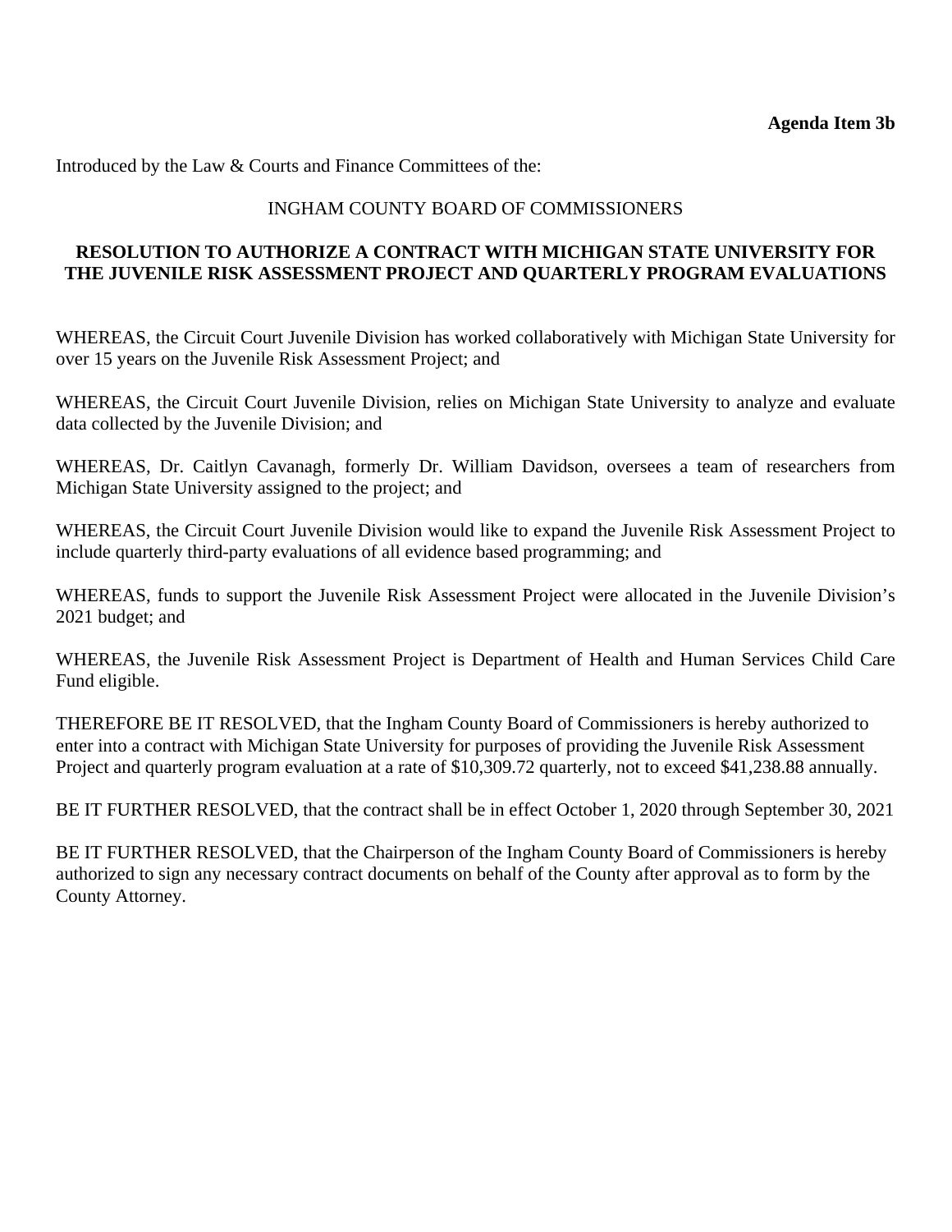**Agenda Item 3b**

Introduced by the Law & Courts and Finance Committees of the:

INGHAM COUNTY BOARD OF COMMISSIONERS

**RESOLUTION TO AUTHORIZE A CONTRACT WITH MICHIGAN STATE UNIVERSITY FOR THE JUVENILE RISK ASSESSMENT PROJECT AND QUARTERLY PROGRAM EVALUATIONS**

WHEREAS, the Circuit Court Juvenile Division has worked collaboratively with Michigan State University for over 15 years on the Juvenile Risk Assessment Project; and

WHEREAS, the Circuit Court Juvenile Division, relies on Michigan State University to analyze and evaluate data collected by the Juvenile Division; and

WHEREAS, Dr. Caitlyn Cavanagh, formerly Dr. William Davidson, oversees a team of researchers from Michigan State University assigned to the project; and

WHEREAS, the Circuit Court Juvenile Division would like to expand the Juvenile Risk Assessment Project to include quarterly third-party evaluations of all evidence based programming; and

WHEREAS, funds to support the Juvenile Risk Assessment Project were allocated in the Juvenile Division's 2021 budget; and

WHEREAS, the Juvenile Risk Assessment Project is Department of Health and Human Services Child Care Fund eligible.

THEREFORE BE IT RESOLVED, that the Ingham County Board of Commissioners is hereby authorized to enter into a contract with Michigan State University for purposes of providing the Juvenile Risk Assessment Project and quarterly program evaluation at a rate of $10,309.72 quarterly, not to exceed $41,238.88 annually.

BE IT FURTHER RESOLVED, that the contract shall be in effect October 1, 2020 through September 30, 2021

BE IT FURTHER RESOLVED, that the Chairperson of the Ingham County Board of Commissioners is hereby authorized to sign any necessary contract documents on behalf of the County after approval as to form by the County Attorney.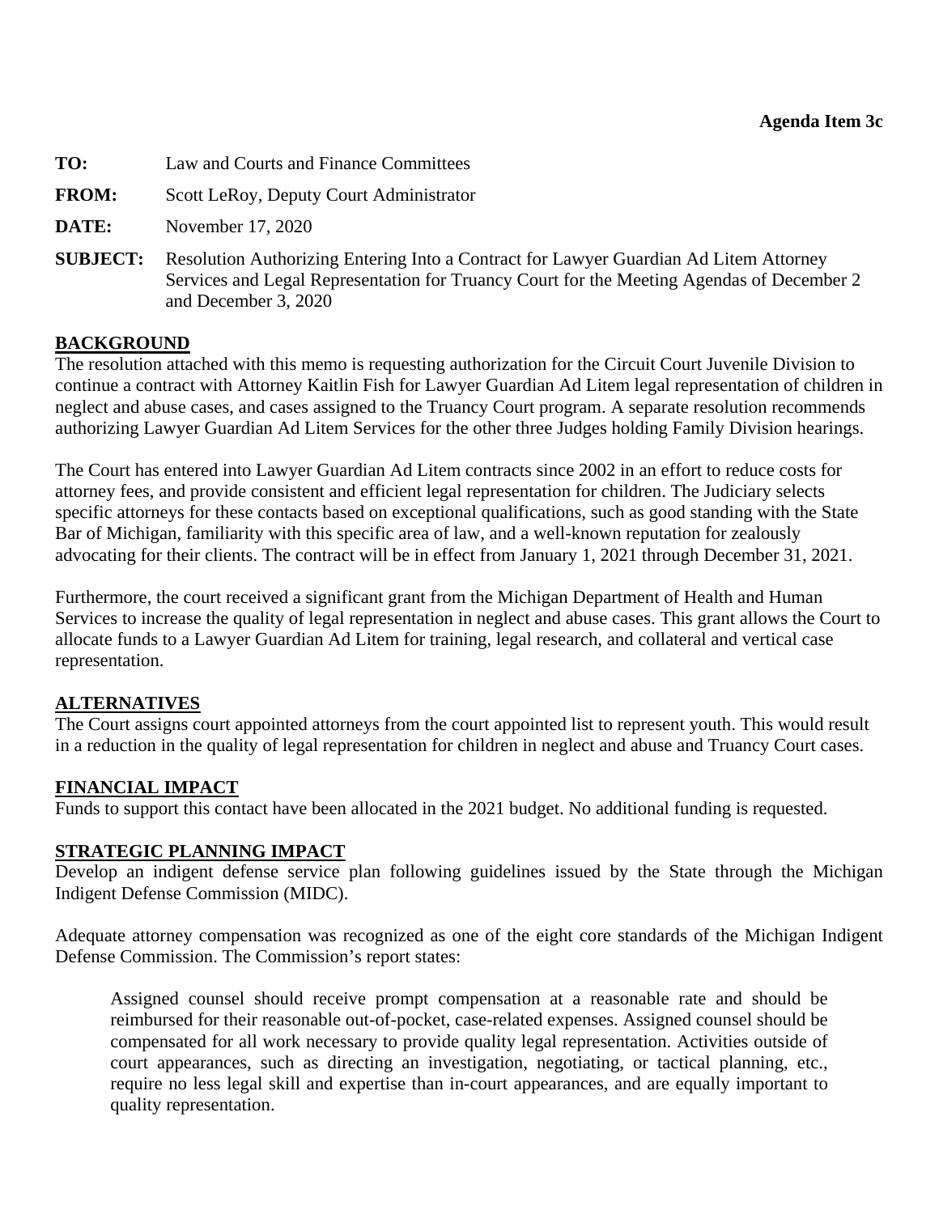**Agenda Item 3c**

**TO:** Law and Courts and Finance Committees

**FROM:** Scott LeRoy, Deputy Court Administrator

**DATE:** November 17, 2020

**SUBJECT:** Resolution Authorizing Entering Into a Contract for Lawyer Guardian Ad Litem Attorney Services and Legal Representation for Truancy Court for the Meeting Agendas of December 2 and December 3, 2020

## BACKGROUND

The resolution attached with this memo is requesting authorization for the Circuit Court Juvenile Division to continue a contract with Attorney Kaitlin Fish for Lawyer Guardian Ad Litem legal representation of children in neglect and abuse cases, and cases assigned to the Truancy Court program. A separate resolution recommends authorizing Lawyer Guardian Ad Litem Services for the other three Judges holding Family Division hearings.

The Court has entered into Lawyer Guardian Ad Litem contracts since 2002 in an effort to reduce costs for attorney fees, and provide consistent and efficient legal representation for children. The Judiciary selects specific attorneys for these contacts based on exceptional qualifications, such as good standing with the State Bar of Michigan, familiarity with this specific area of law, and a well-known reputation for zealously advocating for their clients. The contract will be in effect from January 1, 2021 through December 31, 2021.

Furthermore, the court received a significant grant from the Michigan Department of Health and Human Services to increase the quality of legal representation in neglect and abuse cases. This grant allows the Court to allocate funds to a Lawyer Guardian Ad Litem for training, legal research, and collateral and vertical case representation.

## ALTERNATIVES

The Court assigns court appointed attorneys from the court appointed list to represent youth. This would result in a reduction in the quality of legal representation for children in neglect and abuse and Truancy Court cases.

## FINANCIAL IMPACT

Funds to support this contact have been allocated in the 2021 budget. No additional funding is requested.

## STRATEGIC PLANNING IMPACT

Develop an indigent defense service plan following guidelines issued by the State through the Michigan Indigent Defense Commission (MIDC).

Adequate attorney compensation was recognized as one of the eight core standards of the Michigan Indigent Defense Commission. The Commission's report states:

> Assigned counsel should receive prompt compensation at a reasonable rate and should be reimbursed for their reasonable out-of-pocket, case-related expenses. Assigned counsel should be compensated for all work necessary to provide quality legal representation. Activities outside of court appearances, such as directing an investigation, negotiating, or tactical planning, etc., require no less legal skill and expertise than in-court appearances, and are equally important to quality representation.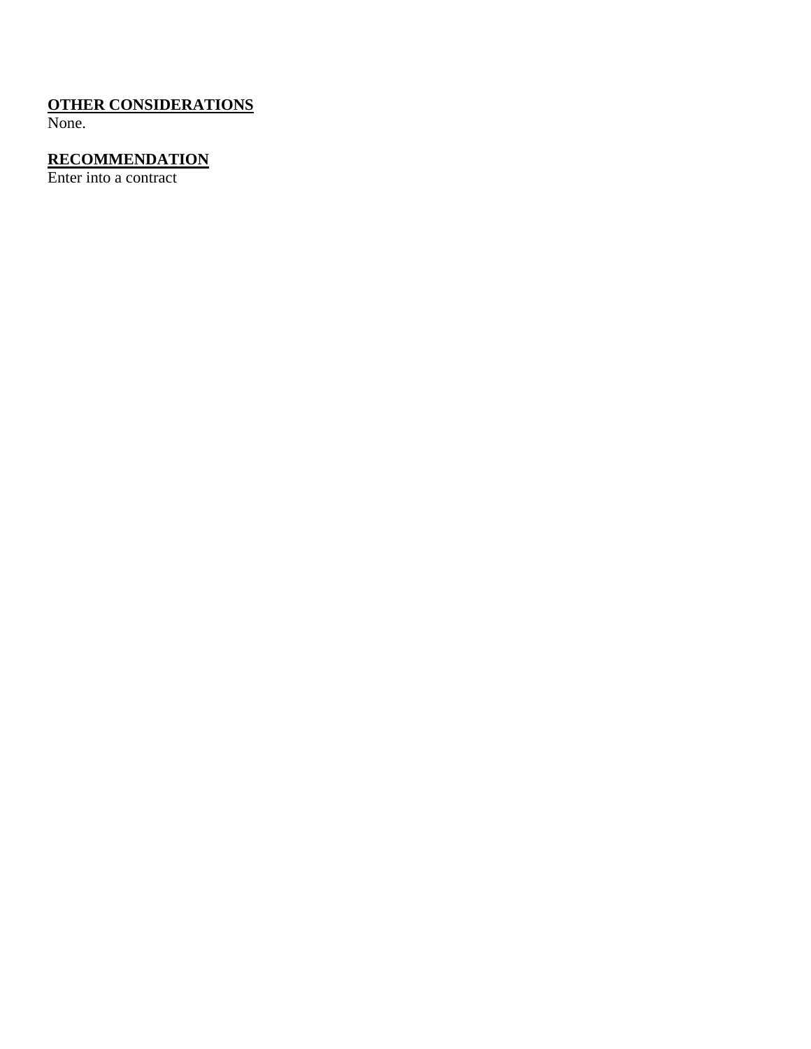**OTHER CONSIDERATIONS**
None.

**RECOMMENDATION**
Enter into a contract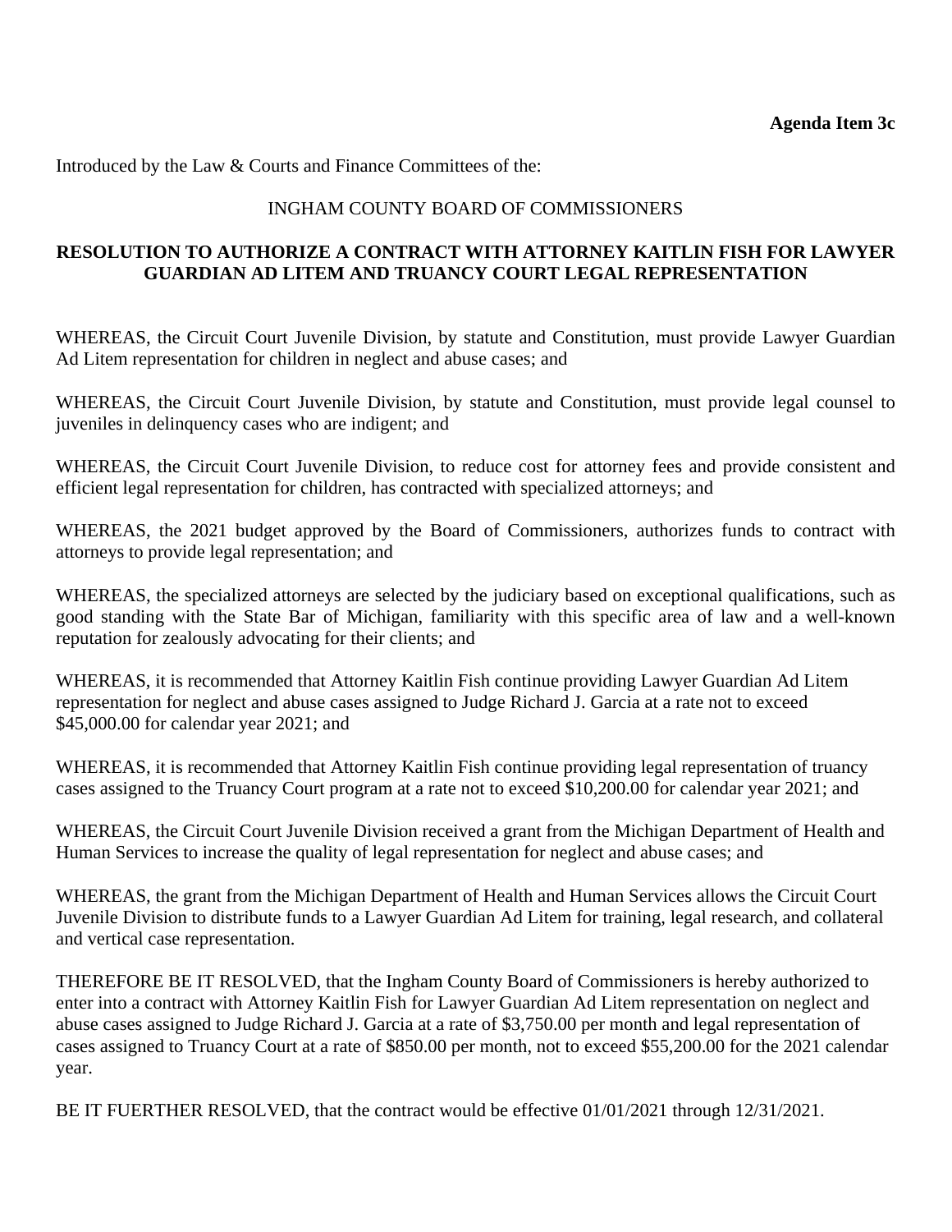**Agenda Item 3c**

Introduced by the Law & Courts and Finance Committees of the:

INGHAM COUNTY BOARD OF COMMISSIONERS

**RESOLUTION TO AUTHORIZE A CONTRACT WITH ATTORNEY KAITLIN FISH FOR LAWYER GUARDIAN AD LITEM AND TRUANCY COURT LEGAL REPRESENTATION**

WHEREAS, the Circuit Court Juvenile Division, by statute and Constitution, must provide Lawyer Guardian Ad Litem representation for children in neglect and abuse cases; and

WHEREAS, the Circuit Court Juvenile Division, by statute and Constitution, must provide legal counsel to juveniles in delinquency cases who are indigent; and

WHEREAS, the Circuit Court Juvenile Division, to reduce cost for attorney fees and provide consistent and efficient legal representation for children, has contracted with specialized attorneys; and

WHEREAS, the 2021 budget approved by the Board of Commissioners, authorizes funds to contract with attorneys to provide legal representation; and

WHEREAS, the specialized attorneys are selected by the judiciary based on exceptional qualifications, such as good standing with the State Bar of Michigan, familiarity with this specific area of law and a well-known reputation for zealously advocating for their clients; and

WHEREAS, it is recommended that Attorney Kaitlin Fish continue providing Lawyer Guardian Ad Litem representation for neglect and abuse cases assigned to Judge Richard J. Garcia at a rate not to exceed $45,000.00 for calendar year 2021; and

WHEREAS, it is recommended that Attorney Kaitlin Fish continue providing legal representation of truancy cases assigned to the Truancy Court program at a rate not to exceed $10,200.00 for calendar year 2021; and

WHEREAS, the Circuit Court Juvenile Division received a grant from the Michigan Department of Health and Human Services to increase the quality of legal representation for neglect and abuse cases; and

WHEREAS, the grant from the Michigan Department of Health and Human Services allows the Circuit Court Juvenile Division to distribute funds to a Lawyer Guardian Ad Litem for training, legal research, and collateral and vertical case representation.

THEREFORE BE IT RESOLVED, that the Ingham County Board of Commissioners is hereby authorized to enter into a contract with Attorney Kaitlin Fish for Lawyer Guardian Ad Litem representation on neglect and abuse cases assigned to Judge Richard J. Garcia at a rate of $3,750.00 per month and legal representation of cases assigned to Truancy Court at a rate of $850.00 per month, not to exceed $55,200.00 for the 2021 calendar year.

BE IT FUERTHER RESOLVED, that the contract would be effective 01/01/2021 through 12/31/2021.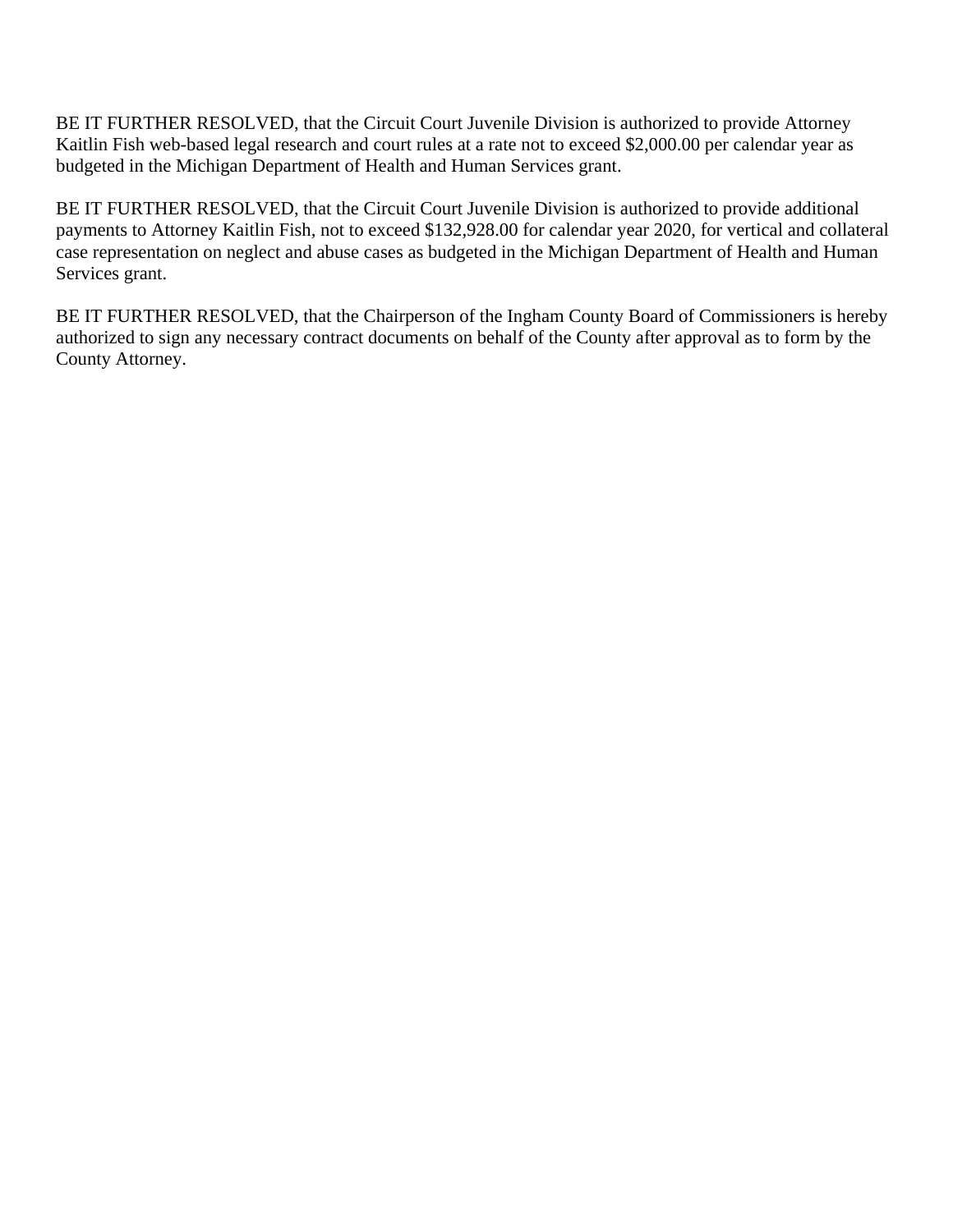BE IT FURTHER RESOLVED, that the Circuit Court Juvenile Division is authorized to provide Attorney Kaitlin Fish web-based legal research and court rules at a rate not to exceed $2,000.00 per calendar year as budgeted in the Michigan Department of Health and Human Services grant.

BE IT FURTHER RESOLVED, that the Circuit Court Juvenile Division is authorized to provide additional payments to Attorney Kaitlin Fish, not to exceed $132,928.00 for calendar year 2020, for vertical and collateral case representation on neglect and abuse cases as budgeted in the Michigan Department of Health and Human Services grant.

BE IT FURTHER RESOLVED, that the Chairperson of the Ingham County Board of Commissioners is hereby authorized to sign any necessary contract documents on behalf of the County after approval as to form by the County Attorney.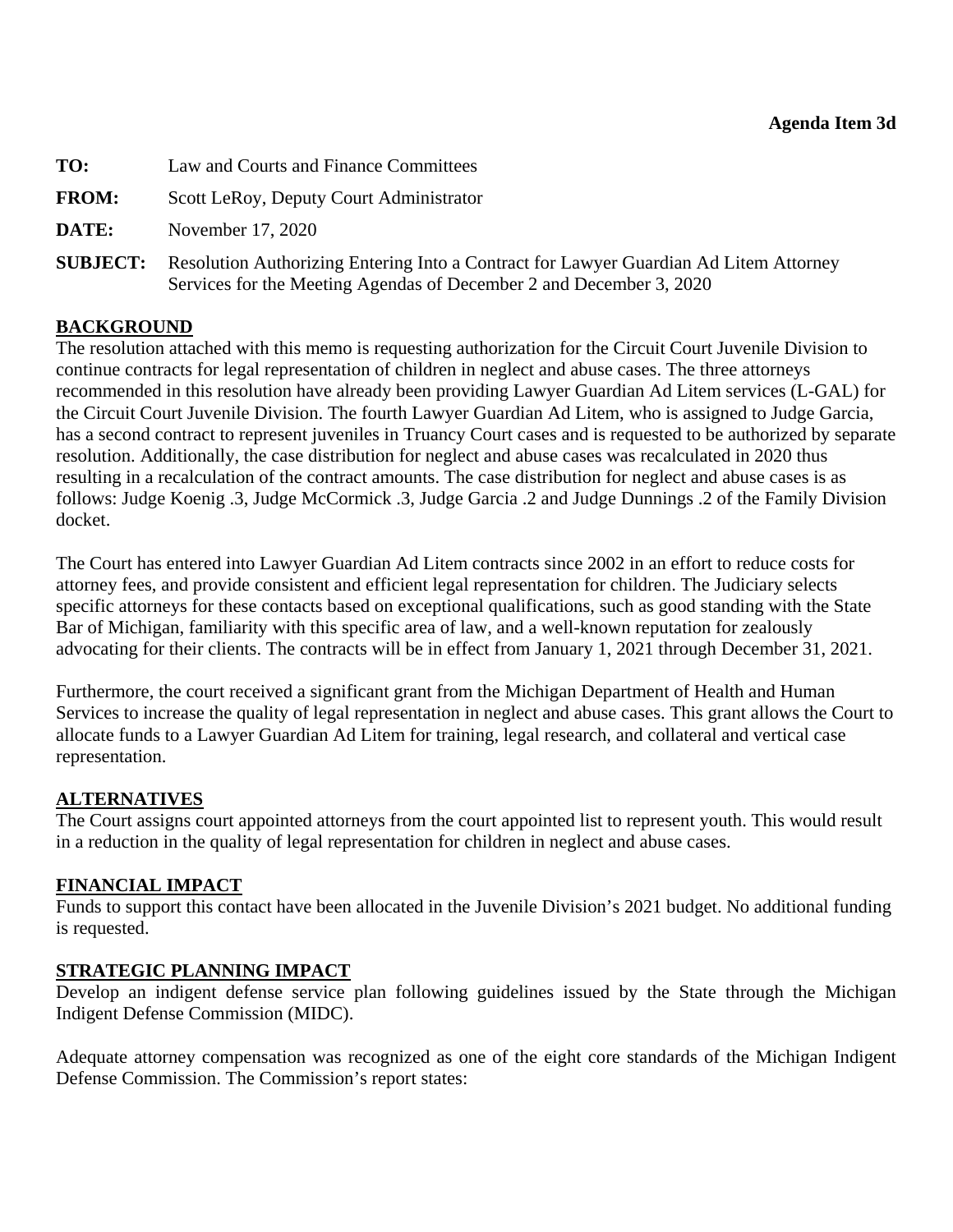**Agenda Item 3d**

**TO:** Law and Courts and Finance Committees

**FROM:** Scott LeRoy, Deputy Court Administrator

**DATE:** November 17, 2020

**SUBJECT:** Resolution Authorizing Entering Into a Contract for Lawyer Guardian Ad Litem Attorney Services for the Meeting Agendas of December 2 and December 3, 2020

## BACKGROUND

The resolution attached with this memo is requesting authorization for the Circuit Court Juvenile Division to continue contracts for legal representation of children in neglect and abuse cases. The three attorneys recommended in this resolution have already been providing Lawyer Guardian Ad Litem services (L-GAL) for the Circuit Court Juvenile Division. The fourth Lawyer Guardian Ad Litem, who is assigned to Judge Garcia, has a second contract to represent juveniles in Truancy Court cases and is requested to be authorized by separate resolution. Additionally, the case distribution for neglect and abuse cases was recalculated in 2020 thus resulting in a recalculation of the contract amounts. The case distribution for neglect and abuse cases is as follows: Judge Koenig .3, Judge McCormick .3, Judge Garcia .2 and Judge Dunnings .2 of the Family Division docket.

The Court has entered into Lawyer Guardian Ad Litem contracts since 2002 in an effort to reduce costs for attorney fees, and provide consistent and efficient legal representation for children. The Judiciary selects specific attorneys for these contacts based on exceptional qualifications, such as good standing with the State Bar of Michigan, familiarity with this specific area of law, and a well-known reputation for zealously advocating for their clients. The contracts will be in effect from January 1, 2021 through December 31, 2021.

Furthermore, the court received a significant grant from the Michigan Department of Health and Human Services to increase the quality of legal representation in neglect and abuse cases. This grant allows the Court to allocate funds to a Lawyer Guardian Ad Litem for training, legal research, and collateral and vertical case representation.

## ALTERNATIVES

The Court assigns court appointed attorneys from the court appointed list to represent youth. This would result in a reduction in the quality of legal representation for children in neglect and abuse cases.

## FINANCIAL IMPACT

Funds to support this contact have been allocated in the Juvenile Division's 2021 budget. No additional funding is requested.

## STRATEGIC PLANNING IMPACT

Develop an indigent defense service plan following guidelines issued by the State through the Michigan Indigent Defense Commission (MIDC).

Adequate attorney compensation was recognized as one of the eight core standards of the Michigan Indigent Defense Commission. The Commission's report states: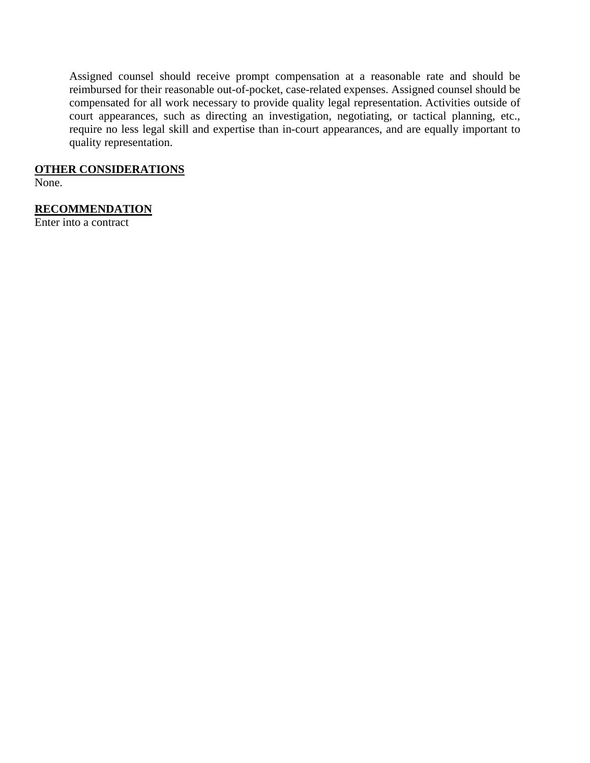> Assigned counsel should receive prompt compensation at a reasonable rate and should be reimbursed for their reasonable out-of-pocket, case-related expenses. Assigned counsel should be compensated for all work necessary to provide quality legal representation. Activities outside of court appearances, such as directing an investigation, negotiating, or tactical planning, etc., require no less legal skill and expertise than in-court appearances, and are equally important to quality representation.

**OTHER CONSIDERATIONS**

None.

**RECOMMENDATION**

Enter into a contract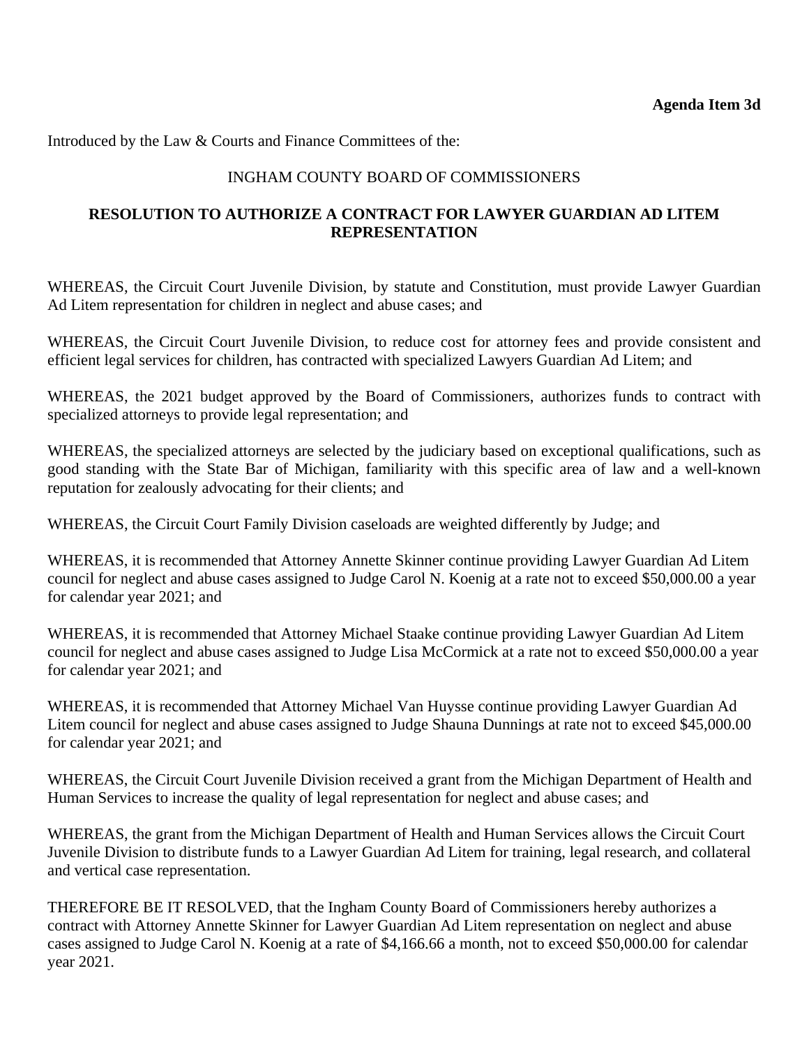**Agenda Item 3d**

Introduced by the Law & Courts and Finance Committees of the:

INGHAM COUNTY BOARD OF COMMISSIONERS

**RESOLUTION TO AUTHORIZE A CONTRACT FOR LAWYER GUARDIAN AD LITEM REPRESENTATION**

WHEREAS, the Circuit Court Juvenile Division, by statute and Constitution, must provide Lawyer Guardian Ad Litem representation for children in neglect and abuse cases; and

WHEREAS, the Circuit Court Juvenile Division, to reduce cost for attorney fees and provide consistent and efficient legal services for children, has contracted with specialized Lawyers Guardian Ad Litem; and

WHEREAS, the 2021 budget approved by the Board of Commissioners, authorizes funds to contract with specialized attorneys to provide legal representation; and

WHEREAS, the specialized attorneys are selected by the judiciary based on exceptional qualifications, such as good standing with the State Bar of Michigan, familiarity with this specific area of law and a well-known reputation for zealously advocating for their clients; and

WHEREAS, the Circuit Court Family Division caseloads are weighted differently by Judge; and

WHEREAS, it is recommended that Attorney Annette Skinner continue providing Lawyer Guardian Ad Litem council for neglect and abuse cases assigned to Judge Carol N. Koenig at a rate not to exceed $50,000.00 a year for calendar year 2021; and

WHEREAS, it is recommended that Attorney Michael Staake continue providing Lawyer Guardian Ad Litem council for neglect and abuse cases assigned to Judge Lisa McCormick at a rate not to exceed $50,000.00 a year for calendar year 2021; and

WHEREAS, it is recommended that Attorney Michael Van Huysse continue providing Lawyer Guardian Ad Litem council for neglect and abuse cases assigned to Judge Shauna Dunnings at rate not to exceed $45,000.00 for calendar year 2021; and

WHEREAS, the Circuit Court Juvenile Division received a grant from the Michigan Department of Health and Human Services to increase the quality of legal representation for neglect and abuse cases; and

WHEREAS, the grant from the Michigan Department of Health and Human Services allows the Circuit Court Juvenile Division to distribute funds to a Lawyer Guardian Ad Litem for training, legal research, and collateral and vertical case representation.

THEREFORE BE IT RESOLVED, that the Ingham County Board of Commissioners hereby authorizes a contract with Attorney Annette Skinner for Lawyer Guardian Ad Litem representation on neglect and abuse cases assigned to Judge Carol N. Koenig at a rate of $4,166.66 a month, not to exceed $50,000.00 for calendar year 2021.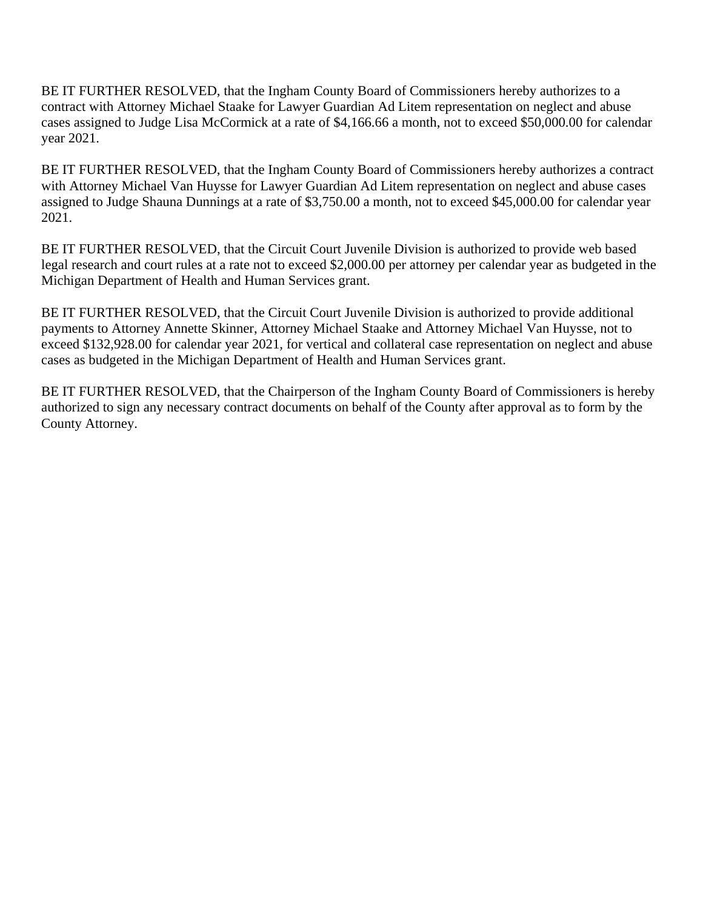BE IT FURTHER RESOLVED, that the Ingham County Board of Commissioners hereby authorizes to a contract with Attorney Michael Staake for Lawyer Guardian Ad Litem representation on neglect and abuse cases assigned to Judge Lisa McCormick at a rate of $4,166.66 a month, not to exceed $50,000.00 for calendar year 2021.

BE IT FURTHER RESOLVED, that the Ingham County Board of Commissioners hereby authorizes a contract with Attorney Michael Van Huysse for Lawyer Guardian Ad Litem representation on neglect and abuse cases assigned to Judge Shauna Dunnings at a rate of $3,750.00 a month, not to exceed $45,000.00 for calendar year 2021.

BE IT FURTHER RESOLVED, that the Circuit Court Juvenile Division is authorized to provide web based legal research and court rules at a rate not to exceed $2,000.00 per attorney per calendar year as budgeted in the Michigan Department of Health and Human Services grant.

BE IT FURTHER RESOLVED, that the Circuit Court Juvenile Division is authorized to provide additional payments to Attorney Annette Skinner, Attorney Michael Staake and Attorney Michael Van Huysse, not to exceed $132,928.00 for calendar year 2021, for vertical and collateral case representation on neglect and abuse cases as budgeted in the Michigan Department of Health and Human Services grant.

BE IT FURTHER RESOLVED, that the Chairperson of the Ingham County Board of Commissioners is hereby authorized to sign any necessary contract documents on behalf of the County after approval as to form by the County Attorney.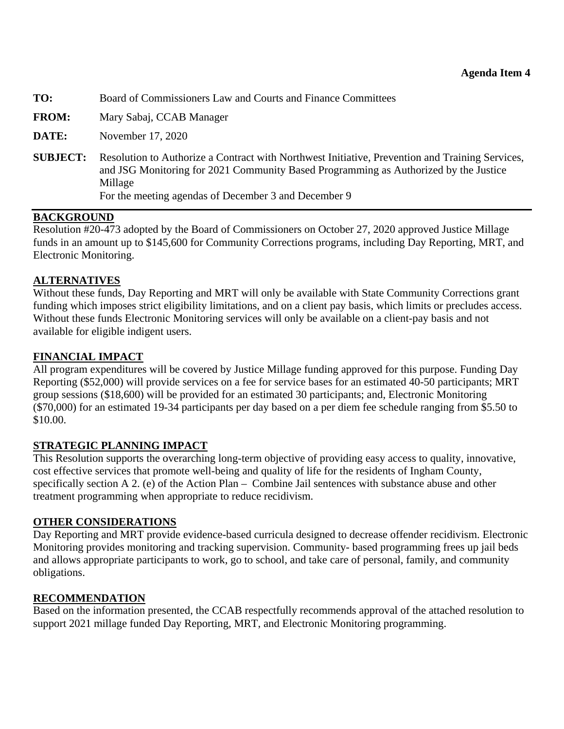**Agenda Item 4**

**TO:** Board of Commissioners Law and Courts and Finance Committees

**FROM:** Mary Sabaj, CCAB Manager

**DATE:** November 17, 2020

**SUBJECT:** Resolution to Authorize a Contract with Northwest Initiative, Prevention and Training Services, and JSG Monitoring for 2021 Community Based Programming as Authorized by the Justice Millage
For the meeting agendas of December 3 and December 9

## BACKGROUND

Resolution #20-473 adopted by the Board of Commissioners on October 27, 2020 approved Justice Millage funds in an amount up to $145,600 for Community Corrections programs, including Day Reporting, MRT, and Electronic Monitoring.

## ALTERNATIVES

Without these funds, Day Reporting and MRT will only be available with State Community Corrections grant funding which imposes strict eligibility limitations, and on a client pay basis, which limits or precludes access. Without these funds Electronic Monitoring services will only be available on a client-pay basis and not available for eligible indigent users.

## FINANCIAL IMPACT

All program expenditures will be covered by Justice Millage funding approved for this purpose. Funding Day Reporting ($52,000) will provide services on a fee for service bases for an estimated 40-50 participants; MRT group sessions ($18,600) will be provided for an estimated 30 participants; and, Electronic Monitoring ($70,000) for an estimated 19-34 participants per day based on a per diem fee schedule ranging from $5.50 to $10.00.

## STRATEGIC PLANNING IMPACT

This Resolution supports the overarching long-term objective of providing easy access to quality, innovative, cost effective services that promote well-being and quality of life for the residents of Ingham County, specifically section A 2. (e) of the Action Plan – Combine Jail sentences with substance abuse and other treatment programming when appropriate to reduce recidivism.

## OTHER CONSIDERATIONS

Day Reporting and MRT provide evidence-based curricula designed to decrease offender recidivism. Electronic Monitoring provides monitoring and tracking supervision. Community- based programming frees up jail beds and allows appropriate participants to work, go to school, and take care of personal, family, and community obligations.

## RECOMMENDATION

Based on the information presented, the CCAB respectfully recommends approval of the attached resolution to support 2021 millage funded Day Reporting, MRT, and Electronic Monitoring programming.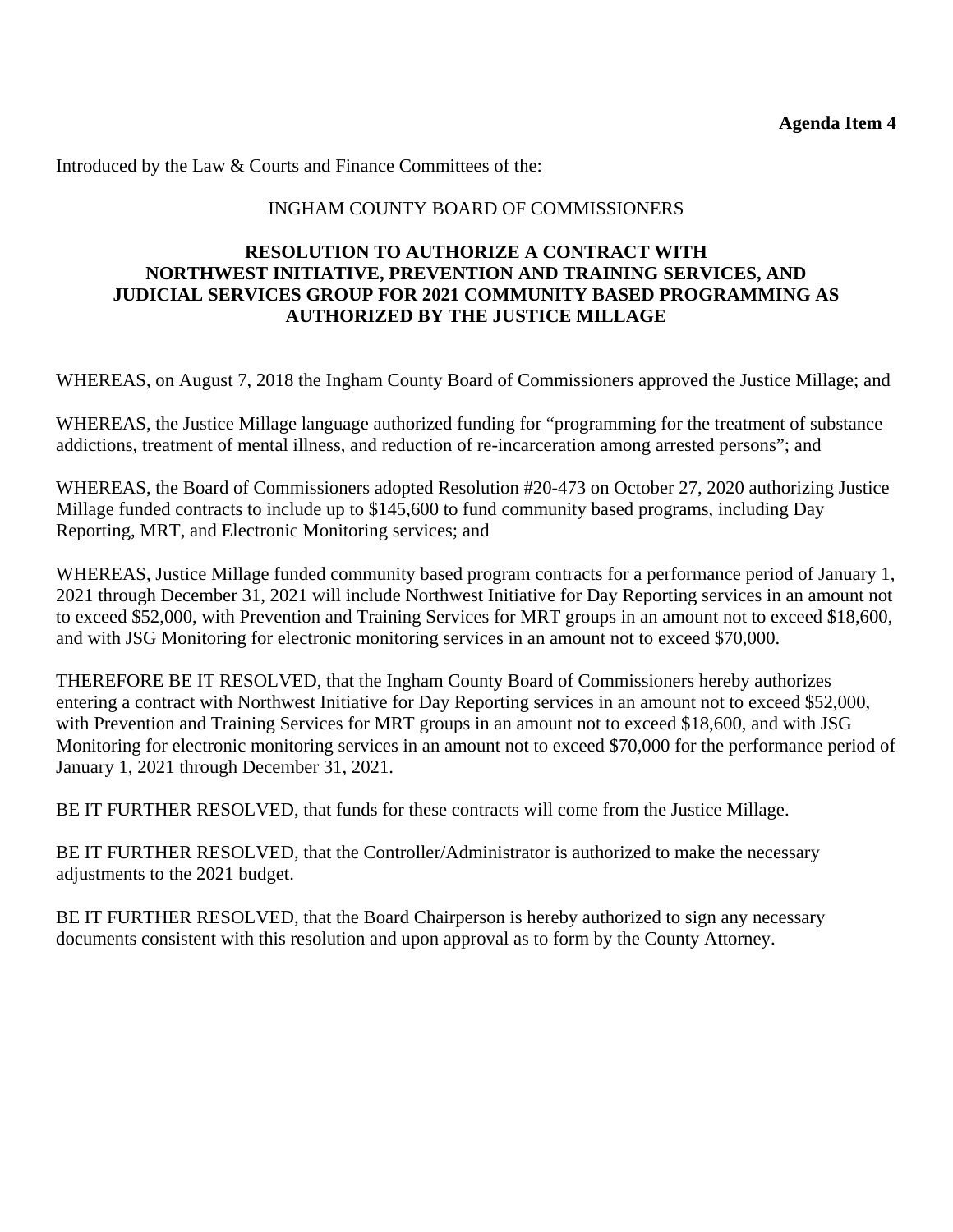**Agenda Item 4**

Introduced by the Law & Courts and Finance Committees of the:

INGHAM COUNTY BOARD OF COMMISSIONERS

**RESOLUTION TO AUTHORIZE A CONTRACT WITH NORTHWEST INITIATIVE, PREVENTION AND TRAINING SERVICES, AND JUDICIAL SERVICES GROUP FOR 2021 COMMUNITY BASED PROGRAMMING AS AUTHORIZED BY THE JUSTICE MILLAGE**

WHEREAS, on August 7, 2018 the Ingham County Board of Commissioners approved the Justice Millage; and

WHEREAS, the Justice Millage language authorized funding for "programming for the treatment of substance addictions, treatment of mental illness, and reduction of re-incarceration among arrested persons"; and

WHEREAS, the Board of Commissioners adopted Resolution #20-473 on October 27, 2020 authorizing Justice Millage funded contracts to include up to $145,600 to fund community based programs, including Day Reporting, MRT, and Electronic Monitoring services; and

WHEREAS, Justice Millage funded community based program contracts for a performance period of January 1, 2021 through December 31, 2021 will include Northwest Initiative for Day Reporting services in an amount not to exceed $52,000, with Prevention and Training Services for MRT groups in an amount not to exceed $18,600, and with JSG Monitoring for electronic monitoring services in an amount not to exceed $70,000.

THEREFORE BE IT RESOLVED, that the Ingham County Board of Commissioners hereby authorizes entering a contract with Northwest Initiative for Day Reporting services in an amount not to exceed $52,000, with Prevention and Training Services for MRT groups in an amount not to exceed $18,600, and with JSG Monitoring for electronic monitoring services in an amount not to exceed $70,000 for the performance period of January 1, 2021 through December 31, 2021.

BE IT FURTHER RESOLVED, that funds for these contracts will come from the Justice Millage.

BE IT FURTHER RESOLVED, that the Controller/Administrator is authorized to make the necessary adjustments to the 2021 budget.

BE IT FURTHER RESOLVED, that the Board Chairperson is hereby authorized to sign any necessary documents consistent with this resolution and upon approval as to form by the County Attorney.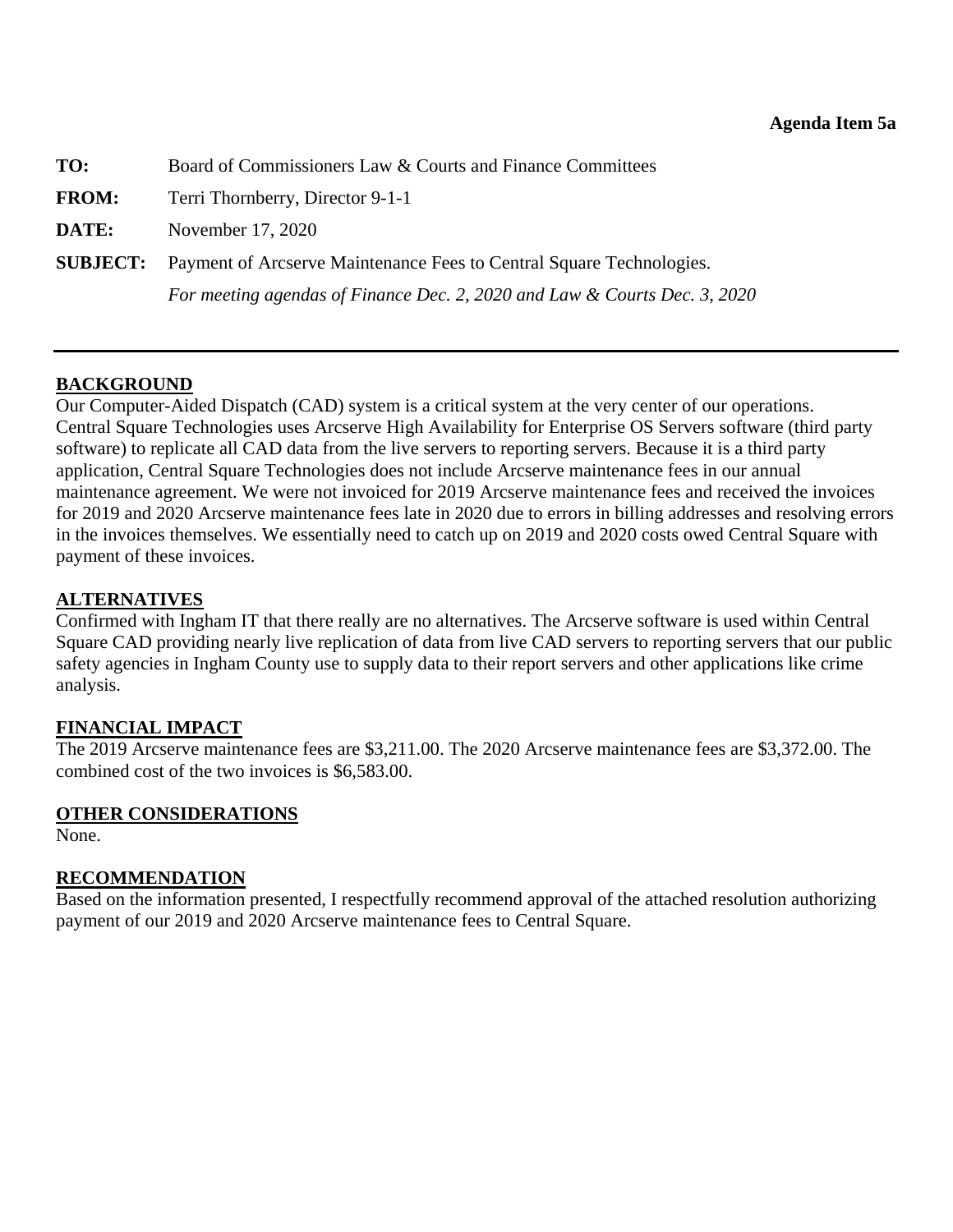**Agenda Item 5a**

**TO:** Board of Commissioners Law & Courts and Finance Committees

**FROM:** Terri Thornberry, Director 9-1-1

**DATE:** November 17, 2020

**SUBJECT:** Payment of Arcserve Maintenance Fees to Central Square Technologies.

*For meeting agendas of Finance Dec. 2, 2020 and Law & Courts Dec. 3, 2020*

---

## BACKGROUND

Our Computer-Aided Dispatch (CAD) system is a critical system at the very center of our operations. Central Square Technologies uses Arcserve High Availability for Enterprise OS Servers software (third party software) to replicate all CAD data from the live servers to reporting servers. Because it is a third party application, Central Square Technologies does not include Arcserve maintenance fees in our annual maintenance agreement. We were not invoiced for 2019 Arcserve maintenance fees and received the invoices for 2019 and 2020 Arcserve maintenance fees late in 2020 due to errors in billing addresses and resolving errors in the invoices themselves. We essentially need to catch up on 2019 and 2020 costs owed Central Square with payment of these invoices.

## ALTERNATIVES

Confirmed with Ingham IT that there really are no alternatives. The Arcserve software is used within Central Square CAD providing nearly live replication of data from live CAD servers to reporting servers that our public safety agencies in Ingham County use to supply data to their report servers and other applications like crime analysis.

## FINANCIAL IMPACT

The 2019 Arcserve maintenance fees are $3,211.00. The 2020 Arcserve maintenance fees are $3,372.00. The combined cost of the two invoices is $6,583.00.

## OTHER CONSIDERATIONS

None.

## RECOMMENDATION

Based on the information presented, I respectfully recommend approval of the attached resolution authorizing payment of our 2019 and 2020 Arcserve maintenance fees to Central Square.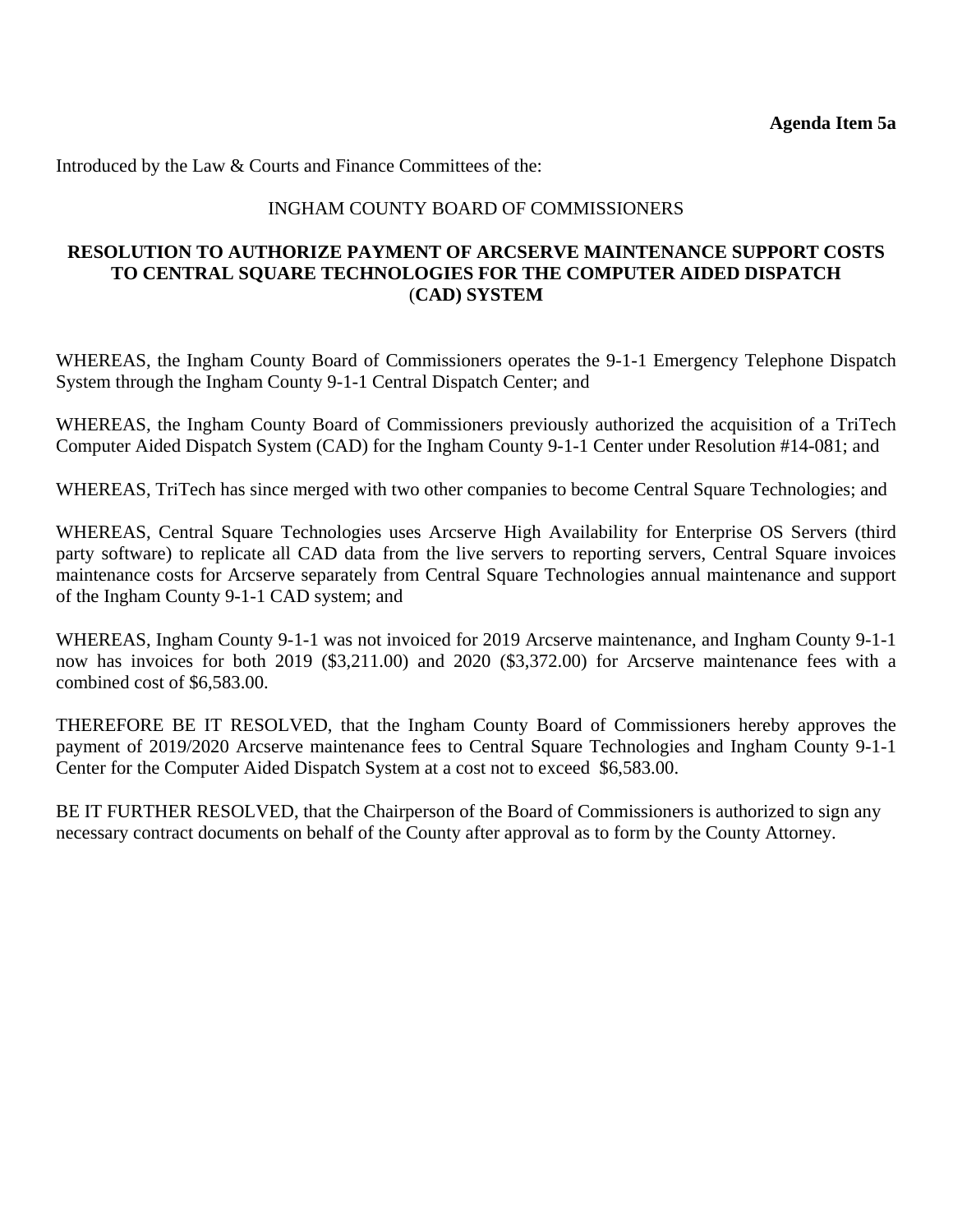**Agenda Item 5a**

Introduced by the Law & Courts and Finance Committees of the:

INGHAM COUNTY BOARD OF COMMISSIONERS

**RESOLUTION TO AUTHORIZE PAYMENT OF ARCSERVE MAINTENANCE SUPPORT COSTS TO CENTRAL SQUARE TECHNOLOGIES FOR THE COMPUTER AIDED DISPATCH (CAD) SYSTEM**

WHEREAS, the Ingham County Board of Commissioners operates the 9-1-1 Emergency Telephone Dispatch System through the Ingham County 9-1-1 Central Dispatch Center; and

WHEREAS, the Ingham County Board of Commissioners previously authorized the acquisition of a TriTech Computer Aided Dispatch System (CAD) for the Ingham County 9-1-1 Center under Resolution #14-081; and

WHEREAS, TriTech has since merged with two other companies to become Central Square Technologies; and

WHEREAS, Central Square Technologies uses Arcserve High Availability for Enterprise OS Servers (third party software) to replicate all CAD data from the live servers to reporting servers, Central Square invoices maintenance costs for Arcserve separately from Central Square Technologies annual maintenance and support of the Ingham County 9-1-1 CAD system; and

WHEREAS, Ingham County 9-1-1 was not invoiced for 2019 Arcserve maintenance, and Ingham County 9-1-1 now has invoices for both 2019 ($3,211.00) and 2020 ($3,372.00) for Arcserve maintenance fees with a combined cost of $6,583.00.

THEREFORE BE IT RESOLVED, that the Ingham County Board of Commissioners hereby approves the payment of 2019/2020 Arcserve maintenance fees to Central Square Technologies and Ingham County 9-1-1 Center for the Computer Aided Dispatch System at a cost not to exceed $6,583.00.

BE IT FURTHER RESOLVED, that the Chairperson of the Board of Commissioners is authorized to sign any necessary contract documents on behalf of the County after approval as to form by the County Attorney.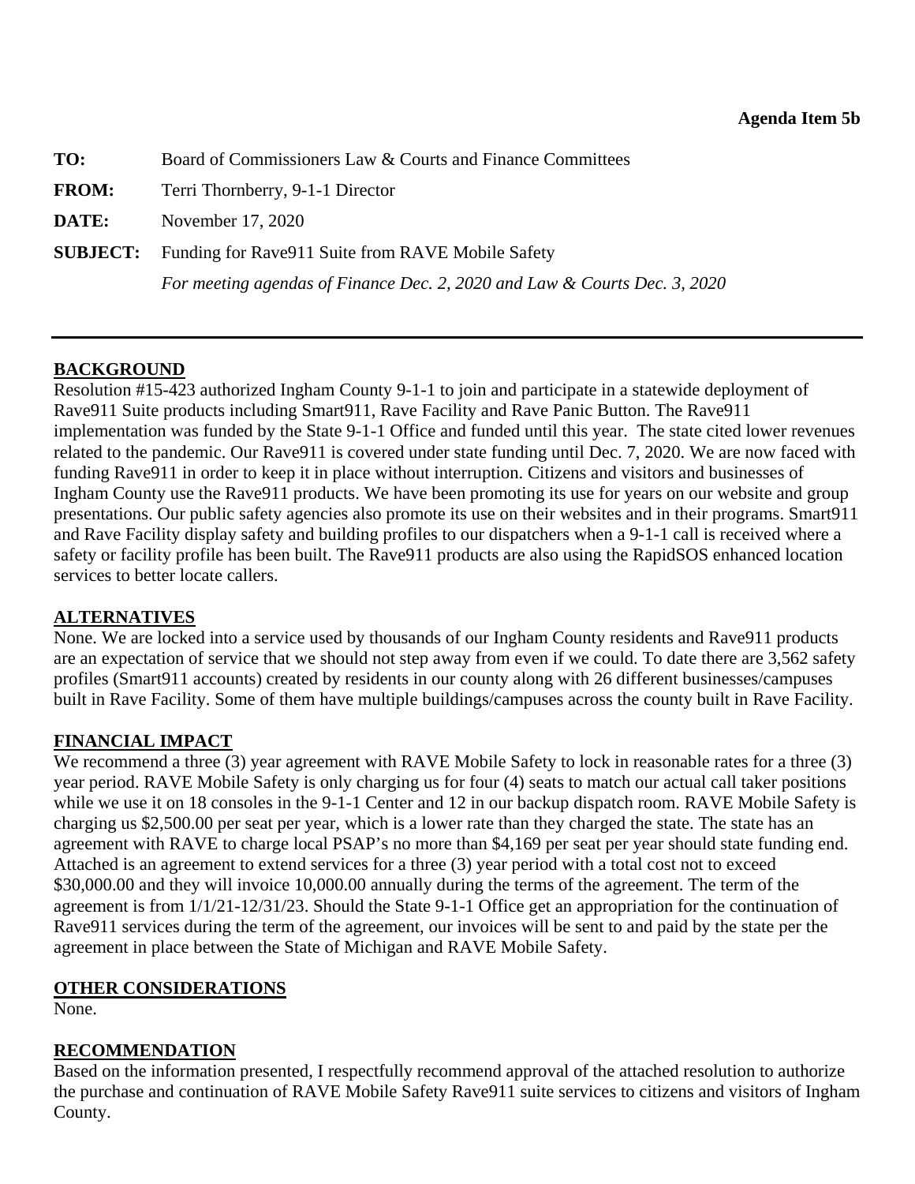**Agenda Item 5b**

| | |
|---|---|
| **TO:** | Board of Commissioners Law & Courts and Finance Committees |
| **FROM:** | Terri Thornberry, 9-1-1 Director |
| **DATE:** | November 17, 2020 |
| **SUBJECT:** | Funding for Rave911 Suite from RAVE Mobile Safety |
| | *For meeting agendas of Finance Dec. 2, 2020 and Law & Courts Dec. 3, 2020* |

---

**BACKGROUND**

Resolution #15-423 authorized Ingham County 9-1-1 to join and participate in a statewide deployment of Rave911 Suite products including Smart911, Rave Facility and Rave Panic Button. The Rave911 implementation was funded by the State 9-1-1 Office and funded until this year. The state cited lower revenues related to the pandemic. Our Rave911 is covered under state funding until Dec. 7, 2020. We are now faced with funding Rave911 in order to keep it in place without interruption. Citizens and visitors and businesses of Ingham County use the Rave911 products. We have been promoting its use for years on our website and group presentations. Our public safety agencies also promote its use on their websites and in their programs. Smart911 and Rave Facility display safety and building profiles to our dispatchers when a 9-1-1 call is received where a safety or facility profile has been built. The Rave911 products are also using the RapidSOS enhanced location services to better locate callers.

**ALTERNATIVES**

None. We are locked into a service used by thousands of our Ingham County residents and Rave911 products are an expectation of service that we should not step away from even if we could. To date there are 3,562 safety profiles (Smart911 accounts) created by residents in our county along with 26 different businesses/campuses built in Rave Facility. Some of them have multiple buildings/campuses across the county built in Rave Facility.

**FINANCIAL IMPACT**

We recommend a three (3) year agreement with RAVE Mobile Safety to lock in reasonable rates for a three (3) year period. RAVE Mobile Safety is only charging us for four (4) seats to match our actual call taker positions while we use it on 18 consoles in the 9-1-1 Center and 12 in our backup dispatch room. RAVE Mobile Safety is charging us $2,500.00 per seat per year, which is a lower rate than they charged the state. The state has an agreement with RAVE to charge local PSAP's no more than $4,169 per seat per year should state funding end. Attached is an agreement to extend services for a three (3) year period with a total cost not to exceed $30,000.00 and they will invoice 10,000.00 annually during the terms of the agreement. The term of the agreement is from 1/1/21-12/31/23. Should the State 9-1-1 Office get an appropriation for the continuation of Rave911 services during the term of the agreement, our invoices will be sent to and paid by the state per the agreement in place between the State of Michigan and RAVE Mobile Safety.

**OTHER CONSIDERATIONS**

None.

**RECOMMENDATION**

Based on the information presented, I respectfully recommend approval of the attached resolution to authorize the purchase and continuation of RAVE Mobile Safety Rave911 suite services to citizens and visitors of Ingham County.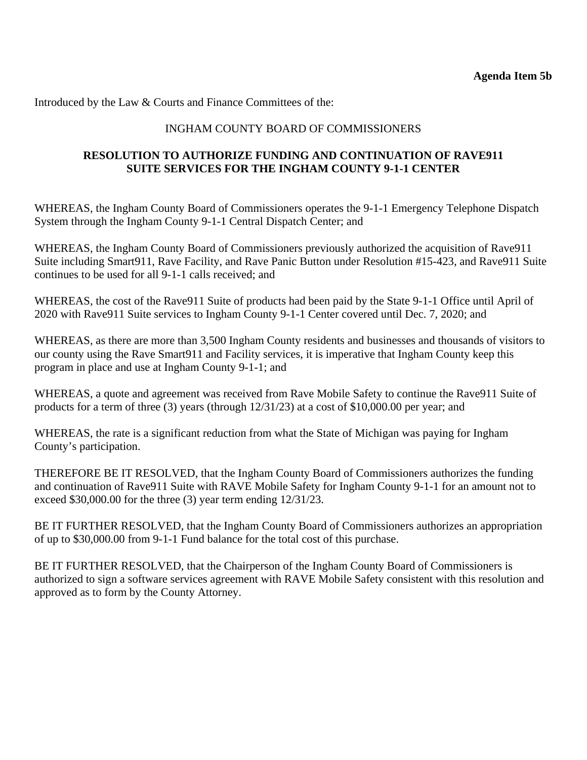**Agenda Item 5b**

Introduced by the Law & Courts and Finance Committees of the:

INGHAM COUNTY BOARD OF COMMISSIONERS

**RESOLUTION TO AUTHORIZE FUNDING AND CONTINUATION OF RAVE911 SUITE SERVICES FOR THE INGHAM COUNTY 9-1-1 CENTER**

WHEREAS, the Ingham County Board of Commissioners operates the 9-1-1 Emergency Telephone Dispatch System through the Ingham County 9-1-1 Central Dispatch Center; and

WHEREAS, the Ingham County Board of Commissioners previously authorized the acquisition of Rave911 Suite including Smart911, Rave Facility, and Rave Panic Button under Resolution #15-423, and Rave911 Suite continues to be used for all 9-1-1 calls received; and

WHEREAS, the cost of the Rave911 Suite of products had been paid by the State 9-1-1 Office until April of 2020 with Rave911 Suite services to Ingham County 9-1-1 Center covered until Dec. 7, 2020; and

WHEREAS, as there are more than 3,500 Ingham County residents and businesses and thousands of visitors to our county using the Rave Smart911 and Facility services, it is imperative that Ingham County keep this program in place and use at Ingham County 9-1-1; and

WHEREAS, a quote and agreement was received from Rave Mobile Safety to continue the Rave911 Suite of products for a term of three (3) years (through 12/31/23) at a cost of $10,000.00 per year; and

WHEREAS, the rate is a significant reduction from what the State of Michigan was paying for Ingham County's participation.

THEREFORE BE IT RESOLVED, that the Ingham County Board of Commissioners authorizes the funding and continuation of Rave911 Suite with RAVE Mobile Safety for Ingham County 9-1-1 for an amount not to exceed $30,000.00 for the three (3) year term ending 12/31/23.

BE IT FURTHER RESOLVED, that the Ingham County Board of Commissioners authorizes an appropriation of up to $30,000.00 from 9-1-1 Fund balance for the total cost of this purchase.

BE IT FURTHER RESOLVED, that the Chairperson of the Ingham County Board of Commissioners is authorized to sign a software services agreement with RAVE Mobile Safety consistent with this resolution and approved as to form by the County Attorney.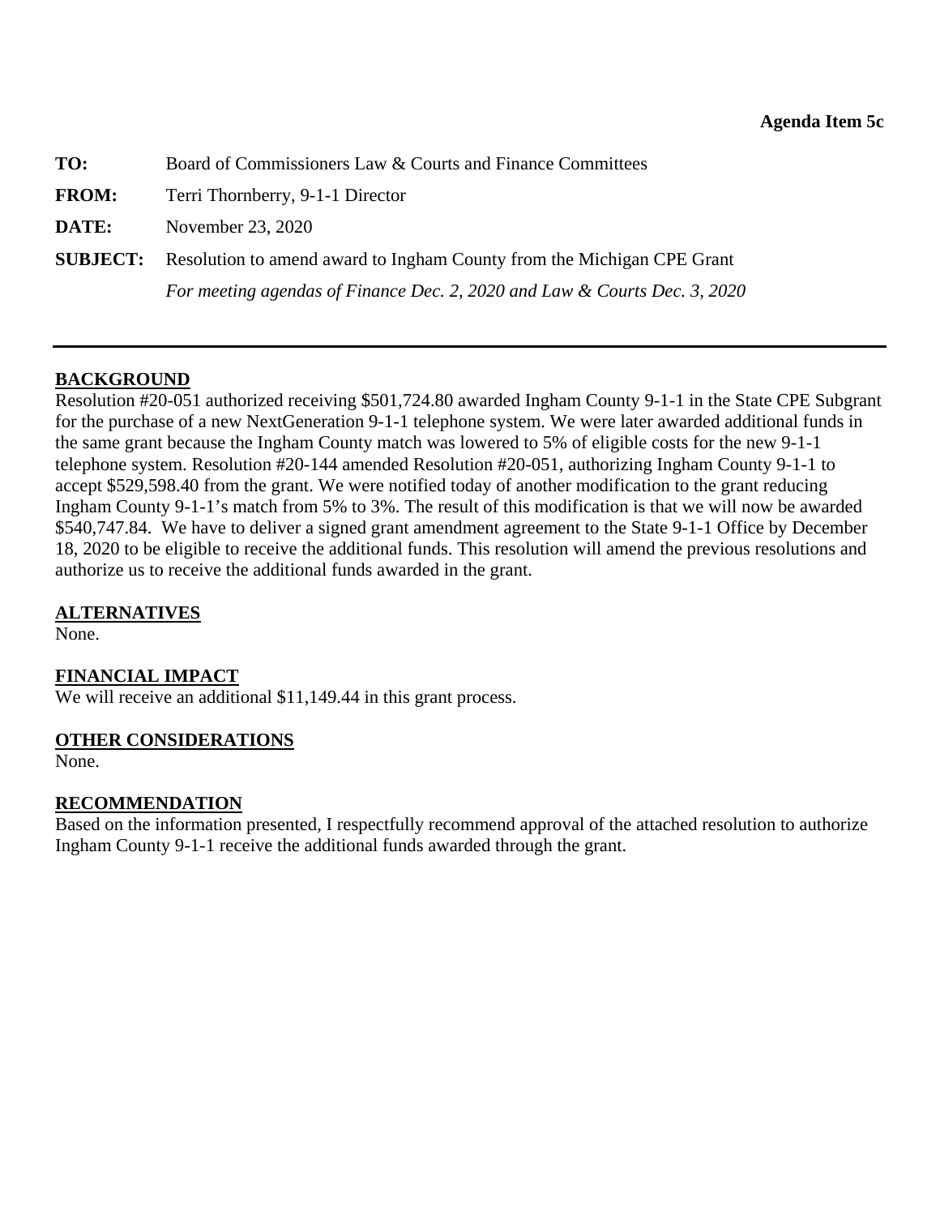**Agenda Item 5c**

**TO:** Board of Commissioners Law & Courts and Finance Committees

**FROM:** Terri Thornberry, 9-1-1 Director

**DATE:** November 23, 2020

**SUBJECT:** Resolution to amend award to Ingham County from the Michigan CPE Grant
*For meeting agendas of Finance Dec. 2, 2020 and Law & Courts Dec. 3, 2020*

---

**BACKGROUND**

Resolution #20-051 authorized receiving $501,724.80 awarded Ingham County 9-1-1 in the State CPE Subgrant for the purchase of a new NextGeneration 9-1-1 telephone system. We were later awarded additional funds in the same grant because the Ingham County match was lowered to 5% of eligible costs for the new 9-1-1 telephone system. Resolution #20-144 amended Resolution #20-051, authorizing Ingham County 9-1-1 to accept $529,598.40 from the grant. We were notified today of another modification to the grant reducing Ingham County 9-1-1's match from 5% to 3%. The result of this modification is that we will now be awarded $540,747.84. We have to deliver a signed grant amendment agreement to the State 9-1-1 Office by December 18, 2020 to be eligible to receive the additional funds. This resolution will amend the previous resolutions and authorize us to receive the additional funds awarded in the grant.

**ALTERNATIVES**

None.

**FINANCIAL IMPACT**

We will receive an additional $11,149.44 in this grant process.

**OTHER CONSIDERATIONS**

None.

**RECOMMENDATION**

Based on the information presented, I respectfully recommend approval of the attached resolution to authorize Ingham County 9-1-1 receive the additional funds awarded through the grant.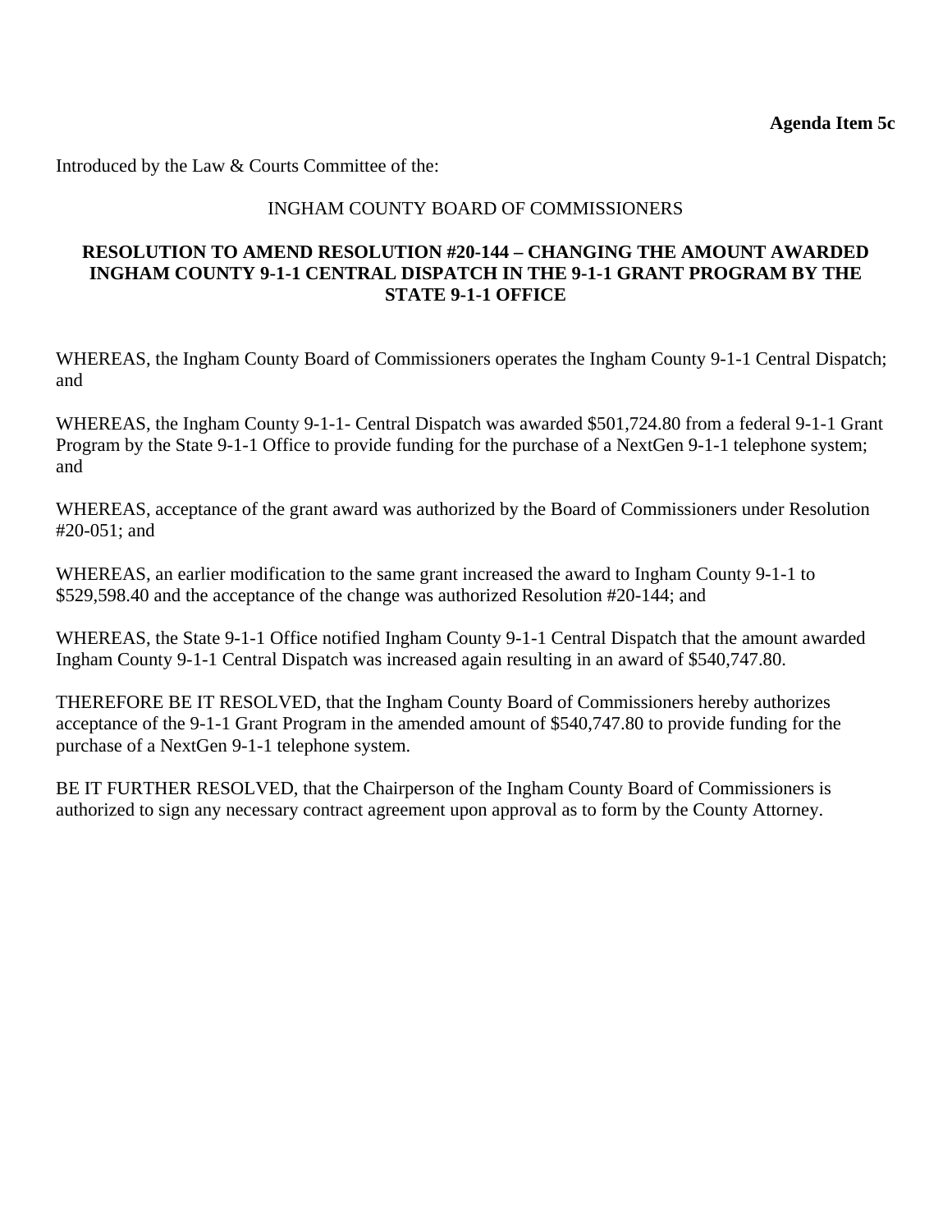**Agenda Item 5c**

Introduced by the Law & Courts Committee of the:

INGHAM COUNTY BOARD OF COMMISSIONERS

**RESOLUTION TO AMEND RESOLUTION #20-144 – CHANGING THE AMOUNT AWARDED INGHAM COUNTY 9-1-1 CENTRAL DISPATCH IN THE 9-1-1 GRANT PROGRAM BY THE STATE 9-1-1 OFFICE**

WHEREAS, the Ingham County Board of Commissioners operates the Ingham County 9-1-1 Central Dispatch; and

WHEREAS, the Ingham County 9-1-1- Central Dispatch was awarded $501,724.80 from a federal 9-1-1 Grant Program by the State 9-1-1 Office to provide funding for the purchase of a NextGen 9-1-1 telephone system; and

WHEREAS, acceptance of the grant award was authorized by the Board of Commissioners under Resolution #20-051; and

WHEREAS, an earlier modification to the same grant increased the award to Ingham County 9-1-1 to $529,598.40 and the acceptance of the change was authorized Resolution #20-144; and

WHEREAS, the State 9-1-1 Office notified Ingham County 9-1-1 Central Dispatch that the amount awarded Ingham County 9-1-1 Central Dispatch was increased again resulting in an award of $540,747.80.

THEREFORE BE IT RESOLVED, that the Ingham County Board of Commissioners hereby authorizes acceptance of the 9-1-1 Grant Program in the amended amount of $540,747.80 to provide funding for the purchase of a NextGen 9-1-1 telephone system.

BE IT FURTHER RESOLVED, that the Chairperson of the Ingham County Board of Commissioners is authorized to sign any necessary contract agreement upon approval as to form by the County Attorney.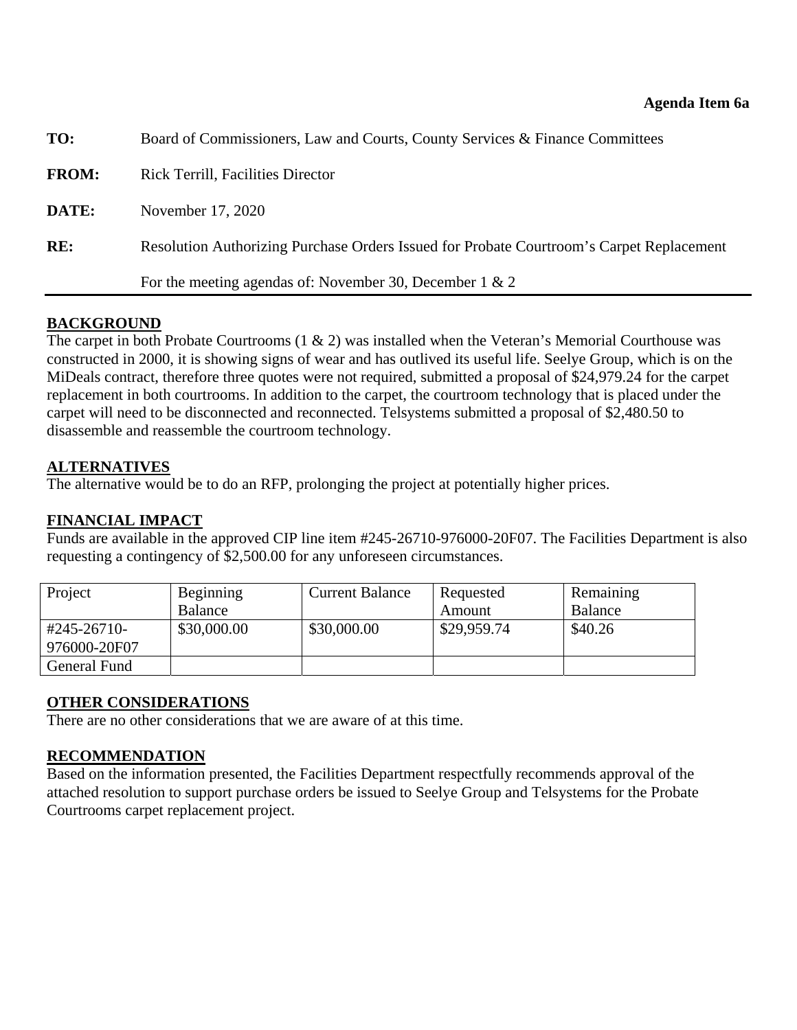**Agenda Item 6a**

**TO:** Board of Commissioners, Law and Courts, County Services & Finance Committees

**FROM:** Rick Terrill, Facilities Director

**DATE:** November 17, 2020

**RE:** Resolution Authorizing Purchase Orders Issued for Probate Courtroom's Carpet Replacement

For the meeting agendas of: November 30, December 1 & 2

---

## BACKGROUND

The carpet in both Probate Courtrooms (1 & 2) was installed when the Veteran's Memorial Courthouse was constructed in 2000, it is showing signs of wear and has outlived its useful life. Seelye Group, which is on the MiDeals contract, therefore three quotes were not required, submitted a proposal of $24,979.24 for the carpet replacement in both courtrooms. In addition to the carpet, the courtroom technology that is placed under the carpet will need to be disconnected and reconnected. Telsystems submitted a proposal of $2,480.50 to disassemble and reassemble the courtroom technology.

## ALTERNATIVES

The alternative would be to do an RFP, prolonging the project at potentially higher prices.

## FINANCIAL IMPACT

Funds are available in the approved CIP line item #245-26710-976000-20F07. The Facilities Department is also requesting a contingency of $2,500.00 for any unforeseen circumstances.

| Project | Beginning Balance | Current Balance | Requested Amount | Remaining Balance |
|---|---|---|---|---|
| #245-26710-976000-20F07 | $30,000.00 | $30,000.00 | $29,959.74 | $40.26 |
| General Fund | | | | |

## OTHER CONSIDERATIONS

There are no other considerations that we are aware of at this time.

## RECOMMENDATION

Based on the information presented, the Facilities Department respectfully recommends approval of the attached resolution to support purchase orders be issued to Seelye Group and Telsystems for the Probate Courtrooms carpet replacement project.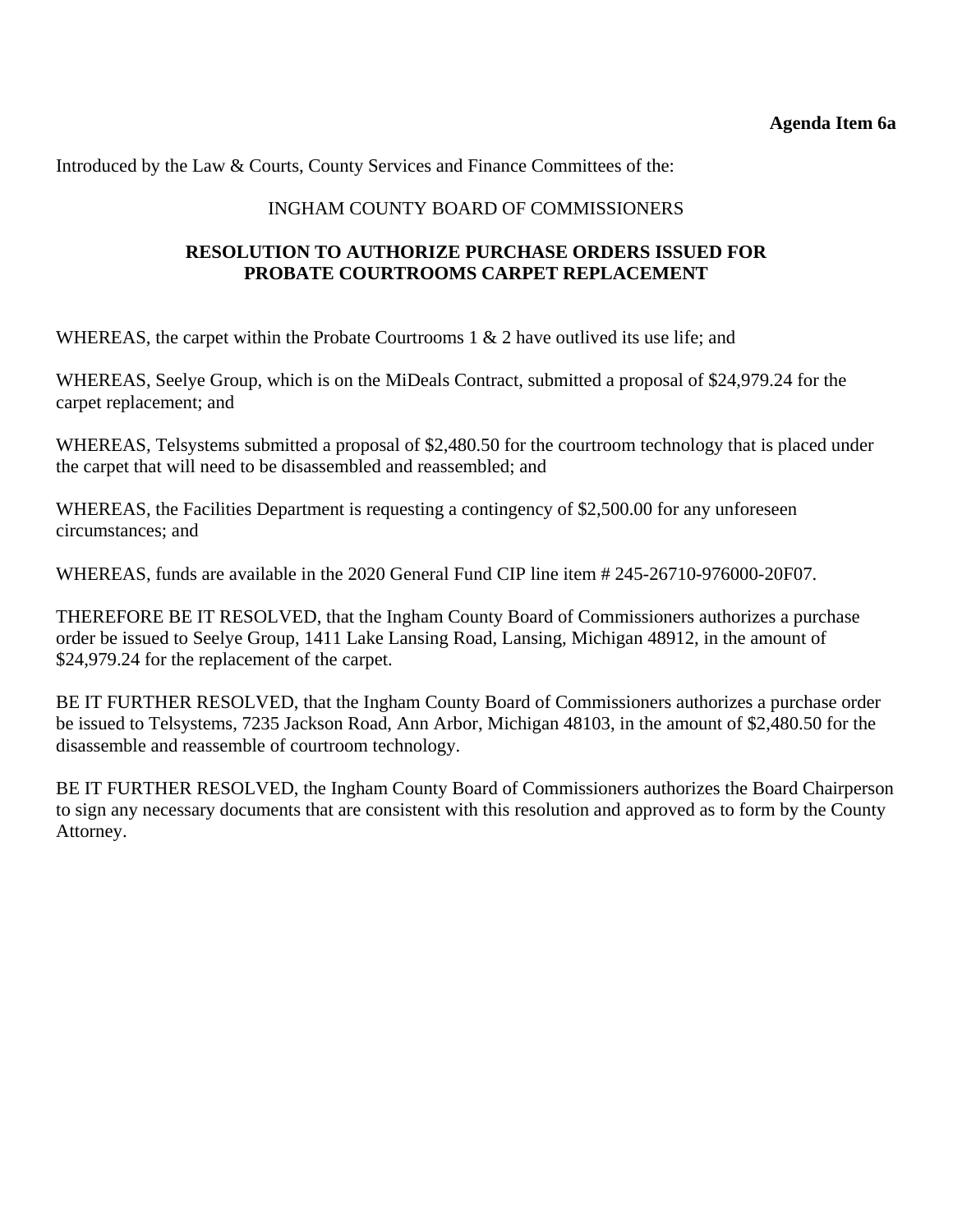**Agenda Item 6a**

Introduced by the Law & Courts, County Services and Finance Committees of the:

INGHAM COUNTY BOARD OF COMMISSIONERS

**RESOLUTION TO AUTHORIZE PURCHASE ORDERS ISSUED FOR PROBATE COURTROOMS CARPET REPLACEMENT**

WHEREAS, the carpet within the Probate Courtrooms 1 & 2 have outlived its use life; and

WHEREAS, Seelye Group, which is on the MiDeals Contract, submitted a proposal of $24,979.24 for the carpet replacement; and

WHEREAS, Telsystems submitted a proposal of $2,480.50 for the courtroom technology that is placed under the carpet that will need to be disassembled and reassembled; and

WHEREAS, the Facilities Department is requesting a contingency of $2,500.00 for any unforeseen circumstances; and

WHEREAS, funds are available in the 2020 General Fund CIP line item # 245-26710-976000-20F07.

THEREFORE BE IT RESOLVED, that the Ingham County Board of Commissioners authorizes a purchase order be issued to Seelye Group, 1411 Lake Lansing Road, Lansing, Michigan 48912, in the amount of $24,979.24 for the replacement of the carpet.

BE IT FURTHER RESOLVED, that the Ingham County Board of Commissioners authorizes a purchase order be issued to Telsystems, 7235 Jackson Road, Ann Arbor, Michigan 48103, in the amount of $2,480.50 for the disassemble and reassemble of courtroom technology.

BE IT FURTHER RESOLVED, the Ingham County Board of Commissioners authorizes the Board Chairperson to sign any necessary documents that are consistent with this resolution and approved as to form by the County Attorney.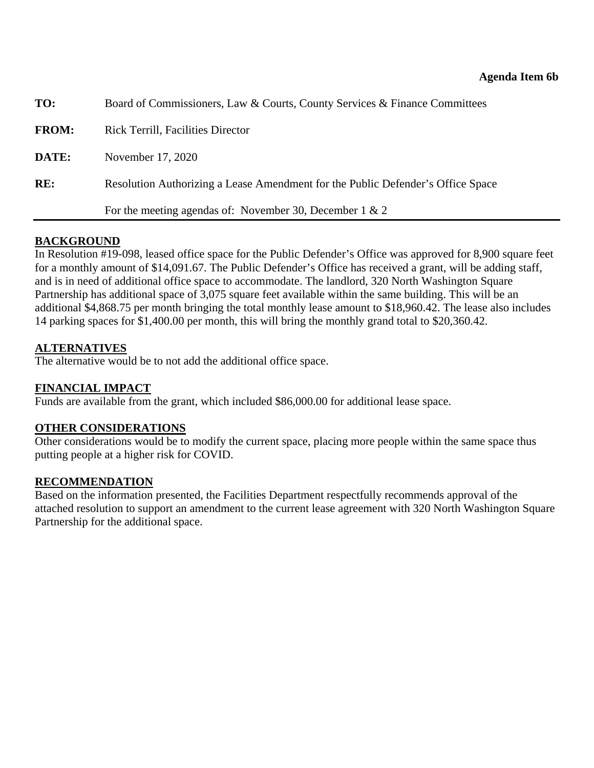**Agenda Item 6b**

| | |
|---|---|
| **TO:** | Board of Commissioners, Law & Courts, County Services & Finance Committees |
| **FROM:** | Rick Terrill, Facilities Director |
| **DATE:** | November 17, 2020 |
| **RE:** | Resolution Authorizing a Lease Amendment for the Public Defender's Office Space |
| | For the meeting agendas of: November 30, December 1 & 2 |

## BACKGROUND

In Resolution #19-098, leased office space for the Public Defender's Office was approved for 8,900 square feet for a monthly amount of $14,091.67. The Public Defender's Office has received a grant, will be adding staff, and is in need of additional office space to accommodate. The landlord, 320 North Washington Square Partnership has additional space of 3,075 square feet available within the same building. This will be an additional $4,868.75 per month bringing the total monthly lease amount to $18,960.42. The lease also includes 14 parking spaces for $1,400.00 per month, this will bring the monthly grand total to $20,360.42.

## ALTERNATIVES

The alternative would be to not add the additional office space.

## FINANCIAL IMPACT

Funds are available from the grant, which included $86,000.00 for additional lease space.

## OTHER CONSIDERATIONS

Other considerations would be to modify the current space, placing more people within the same space thus putting people at a higher risk for COVID.

## RECOMMENDATION

Based on the information presented, the Facilities Department respectfully recommends approval of the attached resolution to support an amendment to the current lease agreement with 320 North Washington Square Partnership for the additional space.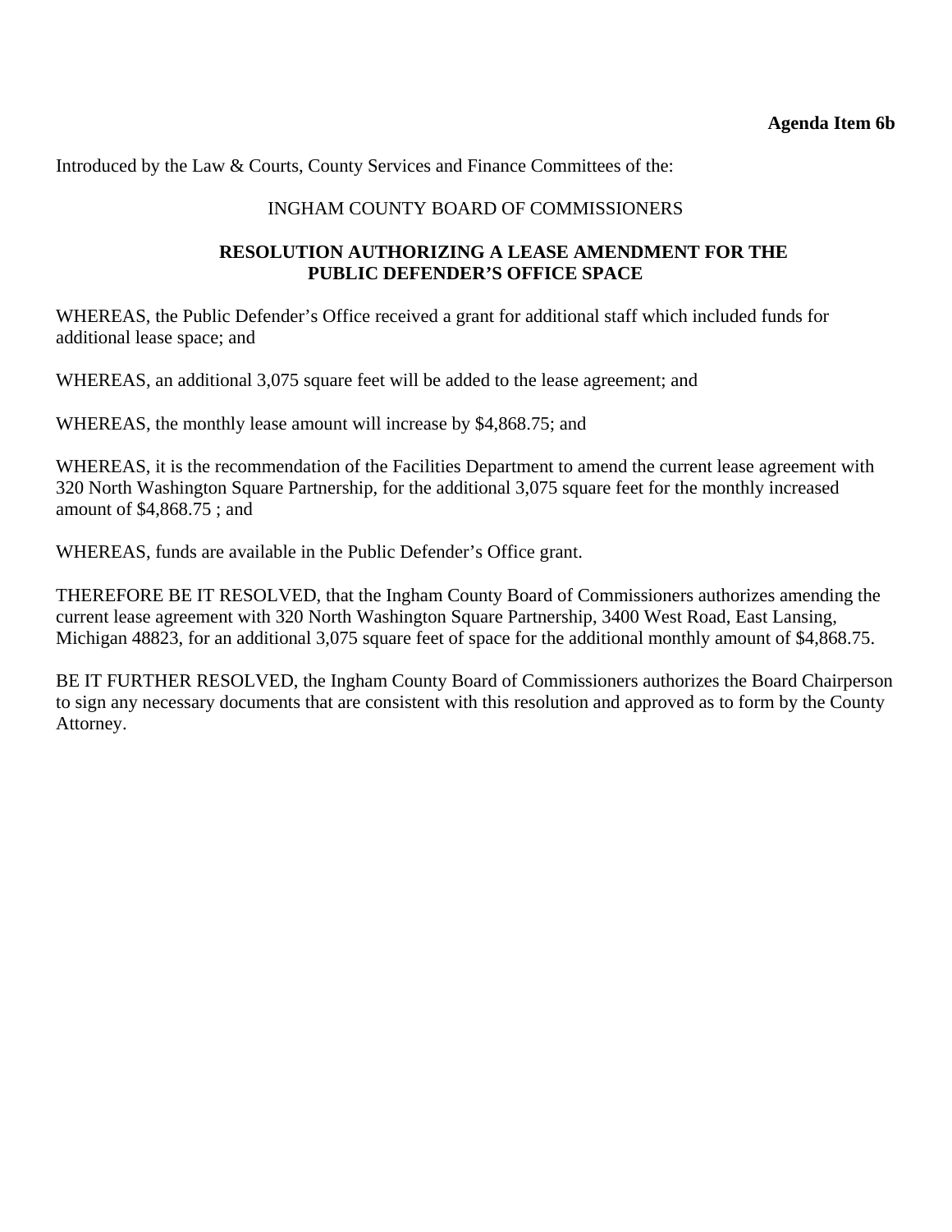**Agenda Item 6b**

Introduced by the Law & Courts, County Services and Finance Committees of the:

INGHAM COUNTY BOARD OF COMMISSIONERS

**RESOLUTION AUTHORIZING A LEASE AMENDMENT FOR THE PUBLIC DEFENDER'S OFFICE SPACE**

WHEREAS, the Public Defender's Office received a grant for additional staff which included funds for additional lease space; and

WHEREAS, an additional 3,075 square feet will be added to the lease agreement; and

WHEREAS, the monthly lease amount will increase by $4,868.75; and

WHEREAS, it is the recommendation of the Facilities Department to amend the current lease agreement with 320 North Washington Square Partnership, for the additional 3,075 square feet for the monthly increased amount of $4,868.75 ; and

WHEREAS, funds are available in the Public Defender's Office grant.

THEREFORE BE IT RESOLVED, that the Ingham County Board of Commissioners authorizes amending the current lease agreement with 320 North Washington Square Partnership, 3400 West Road, East Lansing, Michigan 48823, for an additional 3,075 square feet of space for the additional monthly amount of $4,868.75.

BE IT FURTHER RESOLVED, the Ingham County Board of Commissioners authorizes the Board Chairperson to sign any necessary documents that are consistent with this resolution and approved as to form by the County Attorney.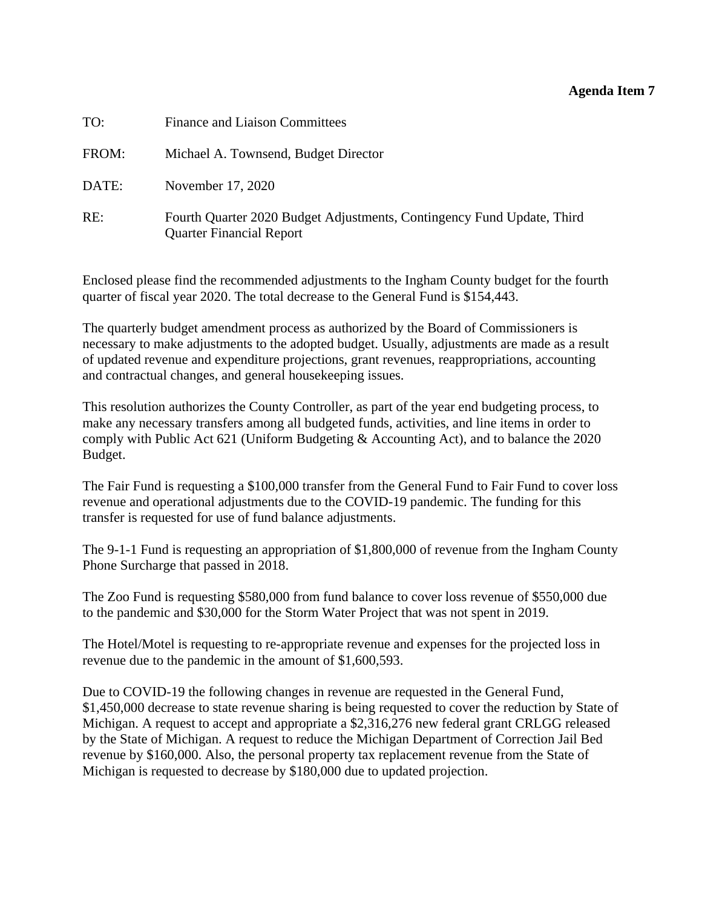**Agenda Item 7**

TO: Finance and Liaison Committees

FROM: Michael A. Townsend, Budget Director

DATE: November 17, 2020

RE: Fourth Quarter 2020 Budget Adjustments, Contingency Fund Update, Third Quarter Financial Report

Enclosed please find the recommended adjustments to the Ingham County budget for the fourth quarter of fiscal year 2020. The total decrease to the General Fund is $154,443.

The quarterly budget amendment process as authorized by the Board of Commissioners is necessary to make adjustments to the adopted budget. Usually, adjustments are made as a result of updated revenue and expenditure projections, grant revenues, reappropriations, accounting and contractual changes, and general housekeeping issues.

This resolution authorizes the County Controller, as part of the year end budgeting process, to make any necessary transfers among all budgeted funds, activities, and line items in order to comply with Public Act 621 (Uniform Budgeting & Accounting Act), and to balance the 2020 Budget.

The Fair Fund is requesting a $100,000 transfer from the General Fund to Fair Fund to cover loss revenue and operational adjustments due to the COVID-19 pandemic. The funding for this transfer is requested for use of fund balance adjustments.

The 9-1-1 Fund is requesting an appropriation of $1,800,000 of revenue from the Ingham County Phone Surcharge that passed in 2018.

The Zoo Fund is requesting $580,000 from fund balance to cover loss revenue of $550,000 due to the pandemic and $30,000 for the Storm Water Project that was not spent in 2019.

The Hotel/Motel is requesting to re-appropriate revenue and expenses for the projected loss in revenue due to the pandemic in the amount of $1,600,593.

Due to COVID-19 the following changes in revenue are requested in the General Fund, $1,450,000 decrease to state revenue sharing is being requested to cover the reduction by State of Michigan. A request to accept and appropriate a $2,316,276 new federal grant CRLGG released by the State of Michigan. A request to reduce the Michigan Department of Correction Jail Bed revenue by $160,000. Also, the personal property tax replacement revenue from the State of Michigan is requested to decrease by $180,000 due to updated projection.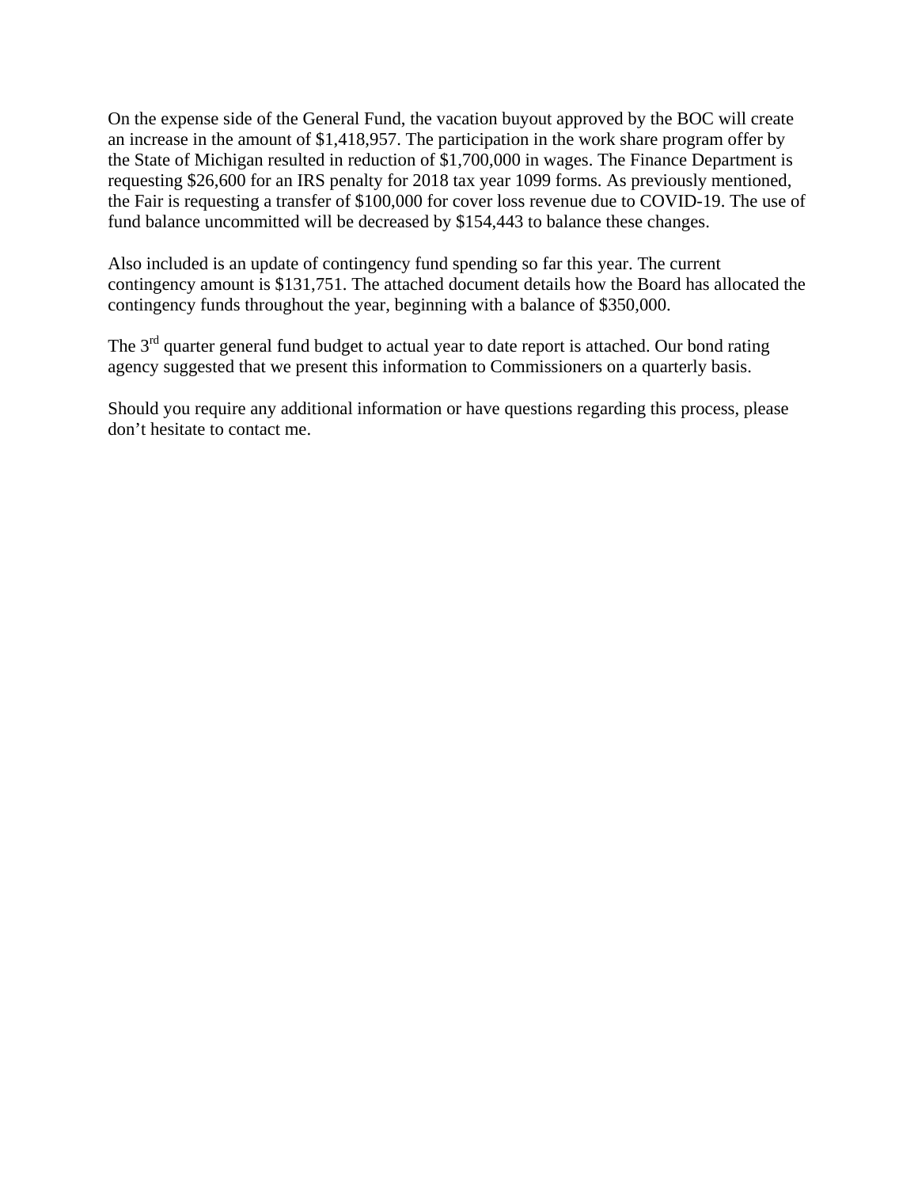On the expense side of the General Fund, the vacation buyout approved by the BOC will create an increase in the amount of $1,418,957. The participation in the work share program offer by the State of Michigan resulted in reduction of $1,700,000 in wages. The Finance Department is requesting $26,600 for an IRS penalty for 2018 tax year 1099 forms. As previously mentioned, the Fair is requesting a transfer of $100,000 for cover loss revenue due to COVID-19. The use of fund balance uncommitted will be decreased by $154,443 to balance these changes.

Also included is an update of contingency fund spending so far this year. The current contingency amount is $131,751. The attached document details how the Board has allocated the contingency funds throughout the year, beginning with a balance of $350,000.

The 3rd quarter general fund budget to actual year to date report is attached. Our bond rating agency suggested that we present this information to Commissioners on a quarterly basis.

Should you require any additional information or have questions regarding this process, please don't hesitate to contact me.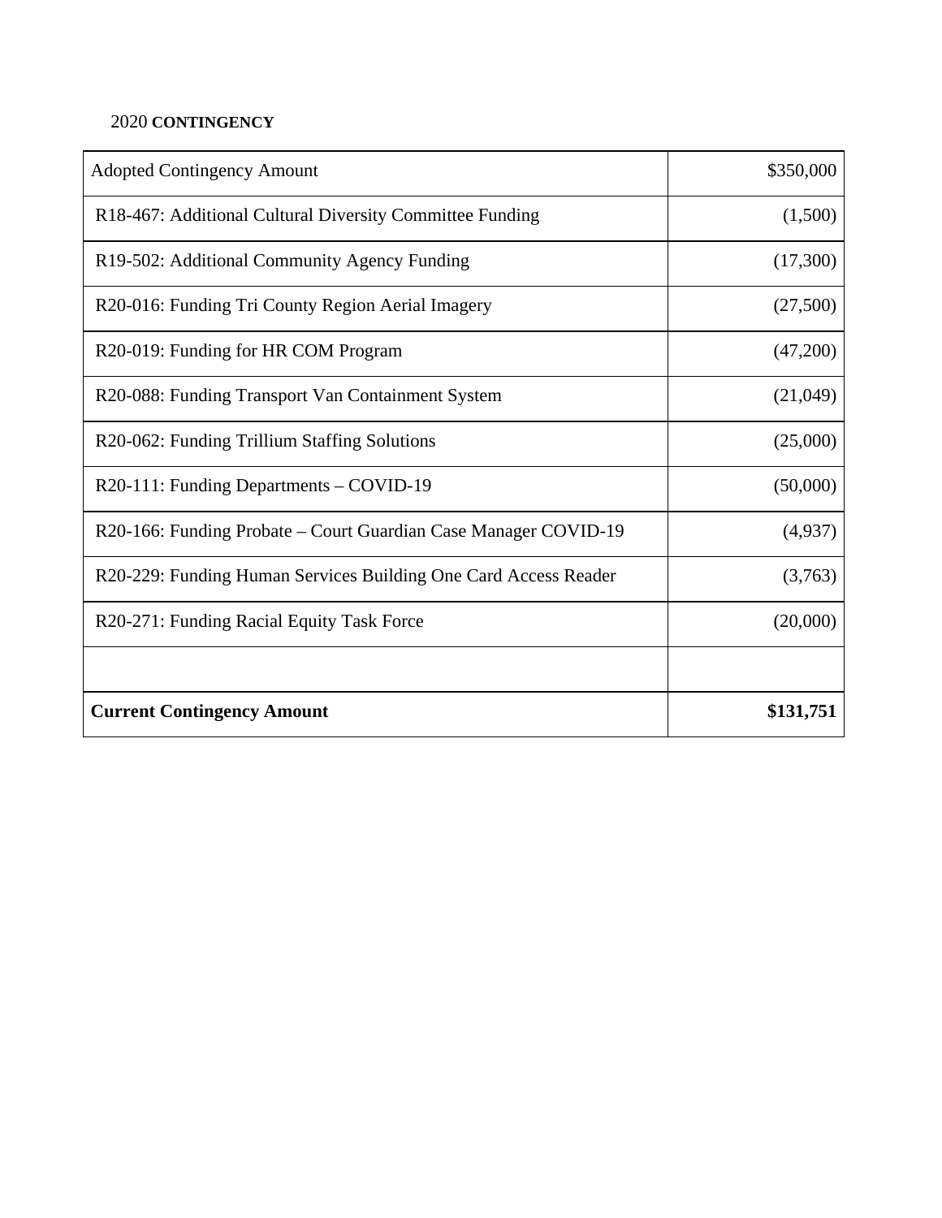2020 **CONTINGENCY**

| Adopted Contingency Amount | $350,000 |
|---|---:|
| R18-467: Additional Cultural Diversity Committee Funding | (1,500) |
| R19-502: Additional Community Agency Funding | (17,300) |
| R20-016: Funding Tri County Region Aerial Imagery | (27,500) |
| R20-019: Funding for HR COM Program | (47,200) |
| R20-088: Funding Transport Van Containment System | (21,049) |
| R20-062: Funding Trillium Staffing Solutions | (25,000) |
| R20-111: Funding Departments – COVID-19 | (50,000) |
| R20-166: Funding Probate – Court Guardian Case Manager COVID-19 | (4,937) |
| R20-229: Funding Human Services Building One Card Access Reader | (3,763) |
| R20-271: Funding Racial Equity Task Force | (20,000) |
| | |
| **Current Contingency Amount** | **$131,751** |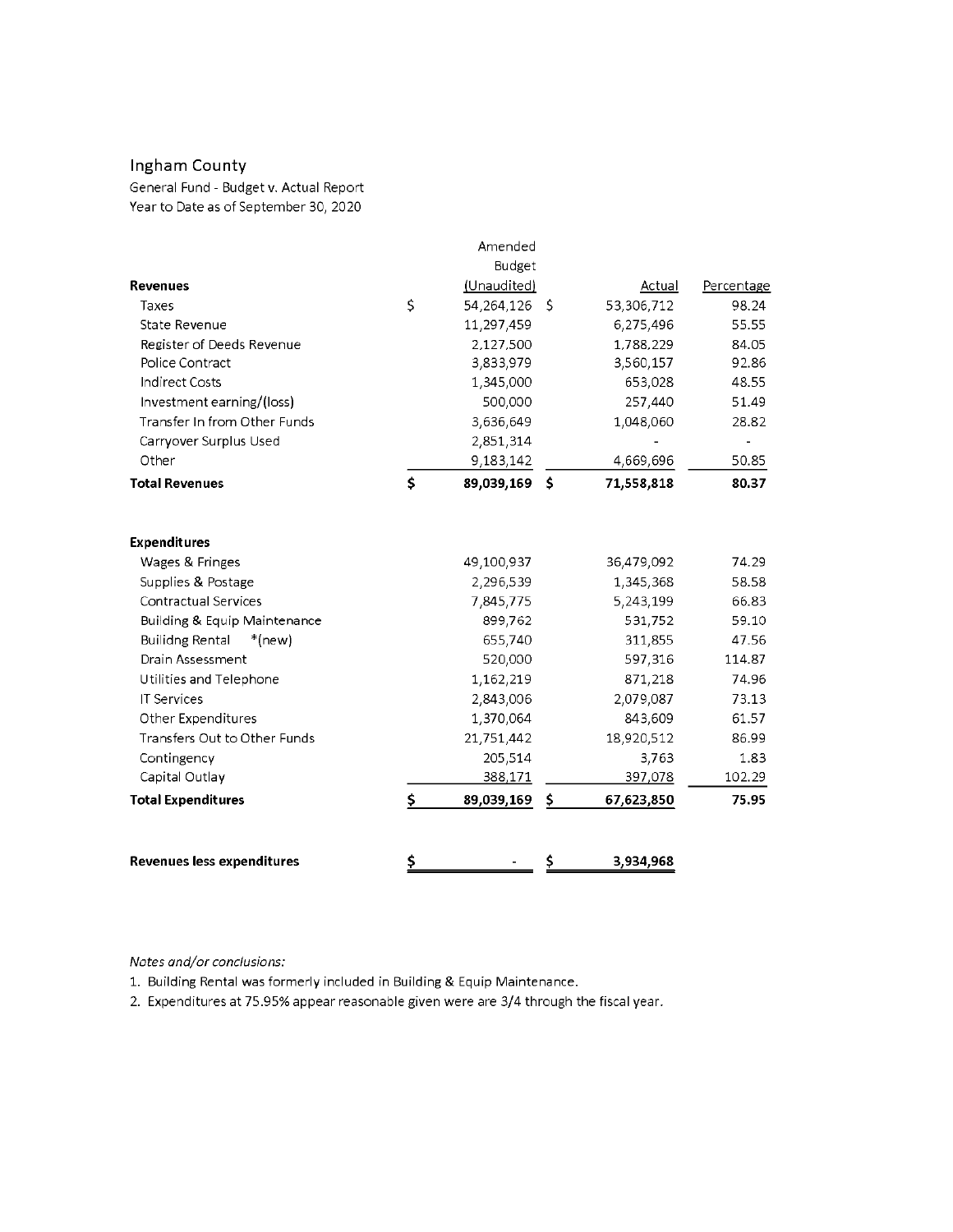# Ingham County

General Fund - Budget v. Actual Report
Year to Date as of September 30, 2020

| Revenues | Amended Budget (Unaudited) | Actual | Percentage |
|---|---|---|---|
| Taxes | $ 54,264,126 | $ 53,306,712 | 98.24 |
| State Revenue | 11,297,459 | 6,275,496 | 55.55 |
| Register of Deeds Revenue | 2,127,500 | 1,788,229 | 84.05 |
| Police Contract | 3,833,979 | 3,560,157 | 92.86 |
| Indirect Costs | 1,345,000 | 653,028 | 48.55 |
| Investment earning/(loss) | 500,000 | 257,440 | 51.49 |
| Transfer In from Other Funds | 3,636,649 | 1,048,060 | 28.82 |
| Carryover Surplus Used | 2,851,314 | - | - |
| Other | 9,183,142 | 4,669,696 | 50.85 |
| **Total Revenues** | **$ 89,039,169** | **$ 71,558,818** | **80.37** |

| Expenditures | Amended Budget (Unaudited) | Actual | Percentage |
|---|---|---|---|
| Wages & Fringes | 49,100,937 | 36,479,092 | 74.29 |
| Supplies & Postage | 2,296,539 | 1,345,368 | 58.58 |
| Contractual Services | 7,845,775 | 5,243,199 | 66.83 |
| Building & Equip Maintenance | 899,762 | 531,752 | 59.10 |
| Builidng Rental *(new) | 655,740 | 311,855 | 47.56 |
| Drain Assessment | 520,000 | 597,316 | 114.87 |
| Utilities and Telephone | 1,162,219 | 871,218 | 74.96 |
| IT Services | 2,843,006 | 2,079,087 | 73.13 |
| Other Expenditures | 1,370,064 | 843,609 | 61.57 |
| Transfers Out to Other Funds | 21,751,442 | 18,920,512 | 86.99 |
| Contingency | 205,514 | 3,763 | 1.83 |
| Capital Outlay | 388,171 | 397,078 | 102.29 |
| **Total Expenditures** | **$ 89,039,169** | **$ 67,623,850** | **75.95** |
| | | | |
| **Revenues less expenditures** | **$ -** | **$ 3,934,968** | |

*Notes and/or conclusions:*

1. Building Rental was formerly included in Building & Equip Maintenance.
2. Expenditures at 75.95% appear reasonable given were are 3/4 through the fiscal year.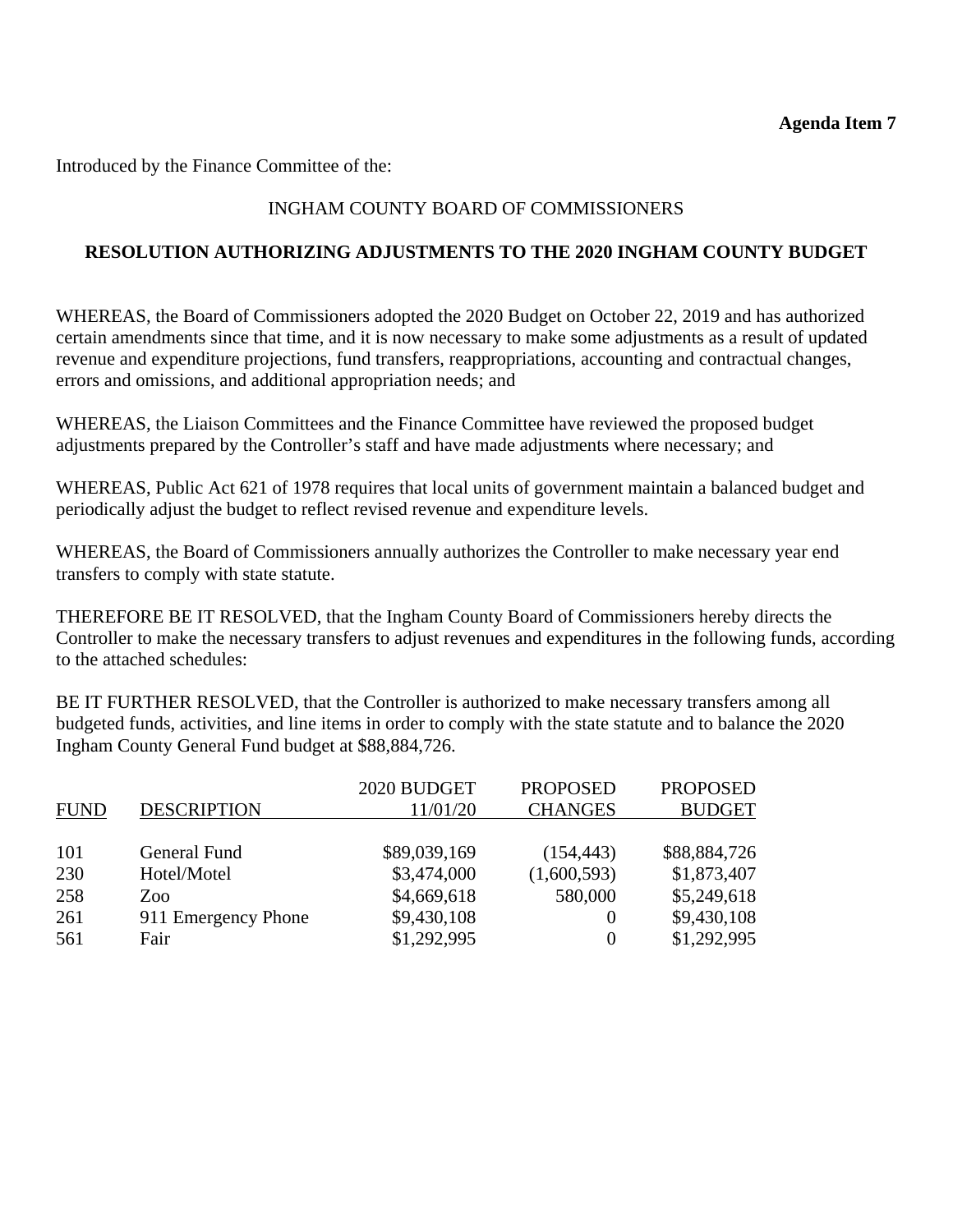**Agenda Item 7**

Introduced by the Finance Committee of the:

INGHAM COUNTY BOARD OF COMMISSIONERS

**RESOLUTION AUTHORIZING ADJUSTMENTS TO THE 2020 INGHAM COUNTY BUDGET**

WHEREAS, the Board of Commissioners adopted the 2020 Budget on October 22, 2019 and has authorized certain amendments since that time, and it is now necessary to make some adjustments as a result of updated revenue and expenditure projections, fund transfers, reappropriations, accounting and contractual changes, errors and omissions, and additional appropriation needs; and

WHEREAS, the Liaison Committees and the Finance Committee have reviewed the proposed budget adjustments prepared by the Controller's staff and have made adjustments where necessary; and

WHEREAS, Public Act 621 of 1978 requires that local units of government maintain a balanced budget and periodically adjust the budget to reflect revised revenue and expenditure levels.

WHEREAS, the Board of Commissioners annually authorizes the Controller to make necessary year end transfers to comply with state statute.

THEREFORE BE IT RESOLVED, that the Ingham County Board of Commissioners hereby directs the Controller to make the necessary transfers to adjust revenues and expenditures in the following funds, according to the attached schedules:

BE IT FURTHER RESOLVED, that the Controller is authorized to make necessary transfers among all budgeted funds, activities, and line items in order to comply with the state statute and to balance the 2020 Ingham County General Fund budget at $88,884,726.

| FUND | DESCRIPTION | 2020 BUDGET 11/01/20 | PROPOSED CHANGES | PROPOSED BUDGET |
|---|---|---|---|---|
| 101 | General Fund | $89,039,169 | (154,443) | $88,884,726 |
| 230 | Hotel/Motel | $3,474,000 | (1,600,593) | $1,873,407 |
| 258 | Zoo | $4,669,618 | 580,000 | $5,249,618 |
| 261 | 911 Emergency Phone | $9,430,108 | 0 | $9,430,108 |
| 561 | Fair | $1,292,995 | 0 | $1,292,995 |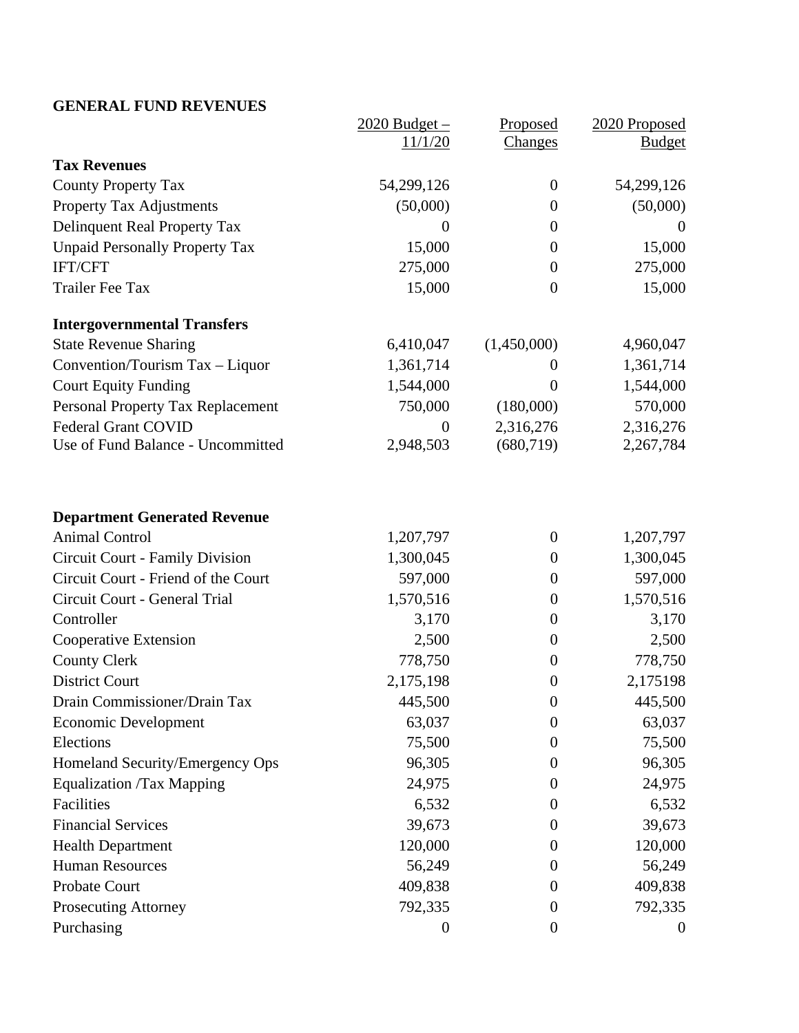**GENERAL FUND REVENUES**

| | 2020 Budget – 11/1/20 | Proposed Changes | 2020 Proposed Budget |
|---|---|---|---|
| **Tax Revenues** | | | |
| County Property Tax | 54,299,126 | 0 | 54,299,126 |
| Property Tax Adjustments | (50,000) | 0 | (50,000) |
| Delinquent Real Property Tax | 0 | 0 | 0 |
| Unpaid Personally Property Tax | 15,000 | 0 | 15,000 |
| IFT/CFT | 275,000 | 0 | 275,000 |
| Trailer Fee Tax | 15,000 | 0 | 15,000 |
| **Intergovernmental Transfers** | | | |
| State Revenue Sharing | 6,410,047 | (1,450,000) | 4,960,047 |
| Convention/Tourism Tax – Liquor | 1,361,714 | 0 | 1,361,714 |
| Court Equity Funding | 1,544,000 | 0 | 1,544,000 |
| Personal Property Tax Replacement | 750,000 | (180,000) | 570,000 |
| Federal Grant COVID | 0 | 2,316,276 | 2,316,276 |
| Use of Fund Balance - Uncommitted | 2,948,503 | (680,719) | 2,267,784 |
| **Department Generated Revenue** | | | |
| Animal Control | 1,207,797 | 0 | 1,207,797 |
| Circuit Court - Family Division | 1,300,045 | 0 | 1,300,045 |
| Circuit Court - Friend of the Court | 597,000 | 0 | 597,000 |
| Circuit Court - General Trial | 1,570,516 | 0 | 1,570,516 |
| Controller | 3,170 | 0 | 3,170 |
| Cooperative Extension | 2,500 | 0 | 2,500 |
| County Clerk | 778,750 | 0 | 778,750 |
| District Court | 2,175,198 | 0 | 2,175198 |
| Drain Commissioner/Drain Tax | 445,500 | 0 | 445,500 |
| Economic Development | 63,037 | 0 | 63,037 |
| Elections | 75,500 | 0 | 75,500 |
| Homeland Security/Emergency Ops | 96,305 | 0 | 96,305 |
| Equalization /Tax Mapping | 24,975 | 0 | 24,975 |
| Facilities | 6,532 | 0 | 6,532 |
| Financial Services | 39,673 | 0 | 39,673 |
| Health Department | 120,000 | 0 | 120,000 |
| Human Resources | 56,249 | 0 | 56,249 |
| Probate Court | 409,838 | 0 | 409,838 |
| Prosecuting Attorney | 792,335 | 0 | 792,335 |
| Purchasing | 0 | 0 | 0 |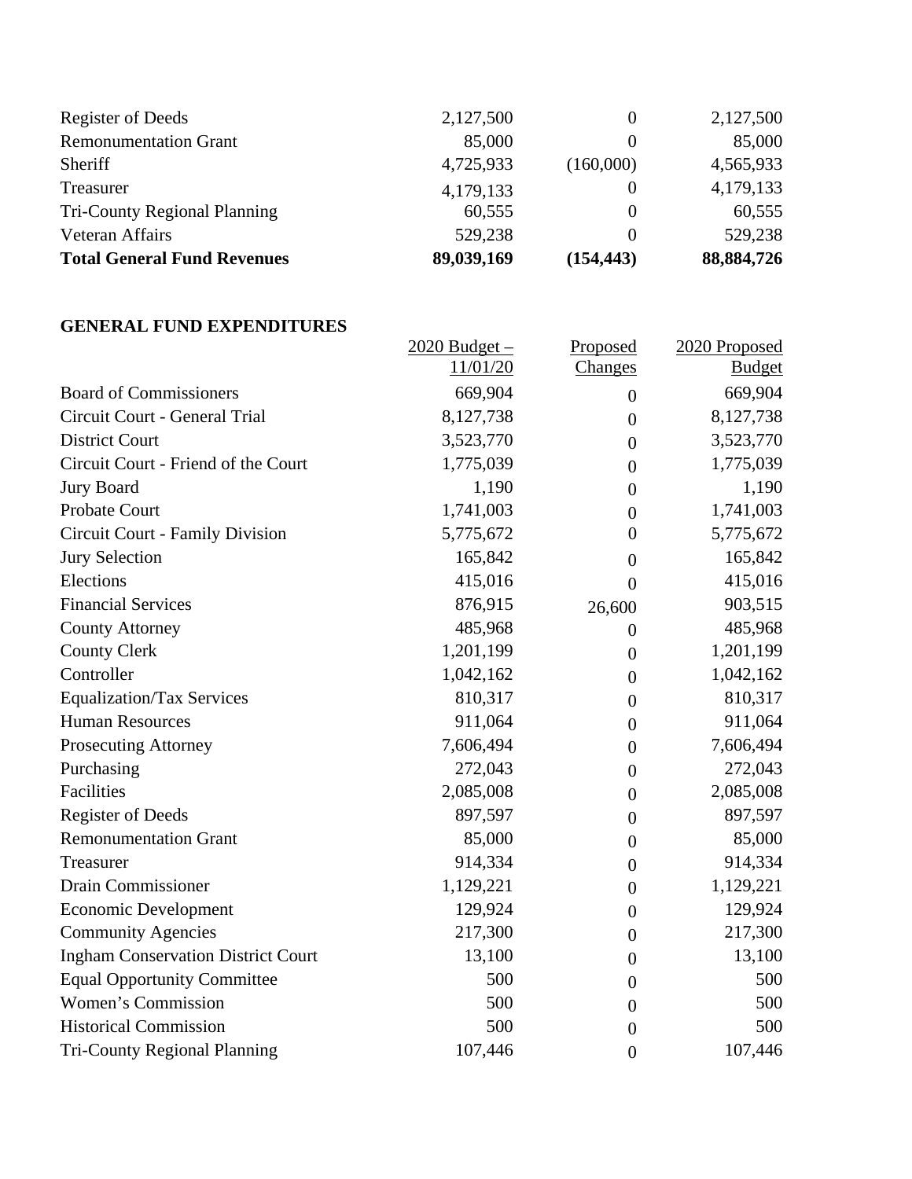| | | | |
|---|---|---|---|
| Register of Deeds | 2,127,500 | 0 | 2,127,500 |
| Remonumentation Grant | 85,000 | 0 | 85,000 |
| Sheriff | 4,725,933 | (160,000) | 4,565,933 |
| Treasurer | 4,179,133 | 0 | 4,179,133 |
| Tri-County Regional Planning | 60,555 | 0 | 60,555 |
| Veteran Affairs | 529,238 | 0 | 529,238 |
| **Total General Fund Revenues** | **89,039,169** | **(154,443)** | **88,884,726** |

**GENERAL FUND EXPENDITURES**

| | 2020 Budget – 11/01/20 | Proposed Changes | 2020 Proposed Budget |
|---|---|---|---|
| Board of Commissioners | 669,904 | 0 | 669,904 |
| Circuit Court - General Trial | 8,127,738 | 0 | 8,127,738 |
| District Court | 3,523,770 | 0 | 3,523,770 |
| Circuit Court - Friend of the Court | 1,775,039 | 0 | 1,775,039 |
| Jury Board | 1,190 | 0 | 1,190 |
| Probate Court | 1,741,003 | 0 | 1,741,003 |
| Circuit Court - Family Division | 5,775,672 | 0 | 5,775,672 |
| Jury Selection | 165,842 | 0 | 165,842 |
| Elections | 415,016 | 0 | 415,016 |
| Financial Services | 876,915 | 26,600 | 903,515 |
| County Attorney | 485,968 | 0 | 485,968 |
| County Clerk | 1,201,199 | 0 | 1,201,199 |
| Controller | 1,042,162 | 0 | 1,042,162 |
| Equalization/Tax Services | 810,317 | 0 | 810,317 |
| Human Resources | 911,064 | 0 | 911,064 |
| Prosecuting Attorney | 7,606,494 | 0 | 7,606,494 |
| Purchasing | 272,043 | 0 | 272,043 |
| Facilities | 2,085,008 | 0 | 2,085,008 |
| Register of Deeds | 897,597 | 0 | 897,597 |
| Remonumentation Grant | 85,000 | 0 | 85,000 |
| Treasurer | 914,334 | 0 | 914,334 |
| Drain Commissioner | 1,129,221 | 0 | 1,129,221 |
| Economic Development | 129,924 | 0 | 129,924 |
| Community Agencies | 217,300 | 0 | 217,300 |
| Ingham Conservation District Court | 13,100 | 0 | 13,100 |
| Equal Opportunity Committee | 500 | 0 | 500 |
| Women's Commission | 500 | 0 | 500 |
| Historical Commission | 500 | 0 | 500 |
| Tri-County Regional Planning | 107,446 | 0 | 107,446 |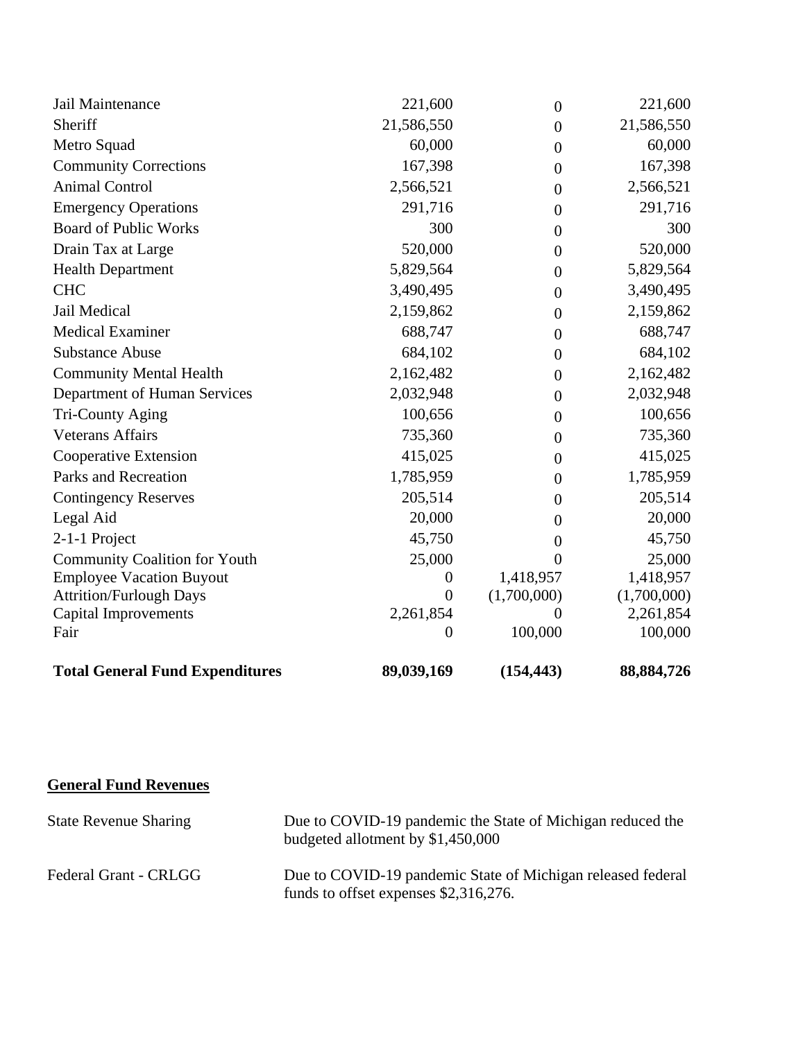| | | | |
|---|---|---|---|
| Jail Maintenance | 221,600 | 0 | 221,600 |
| Sheriff | 21,586,550 | 0 | 21,586,550 |
| Metro Squad | 60,000 | 0 | 60,000 |
| Community Corrections | 167,398 | 0 | 167,398 |
| Animal Control | 2,566,521 | 0 | 2,566,521 |
| Emergency Operations | 291,716 | 0 | 291,716 |
| Board of Public Works | 300 | 0 | 300 |
| Drain Tax at Large | 520,000 | 0 | 520,000 |
| Health Department | 5,829,564 | 0 | 5,829,564 |
| CHC | 3,490,495 | 0 | 3,490,495 |
| Jail Medical | 2,159,862 | 0 | 2,159,862 |
| Medical Examiner | 688,747 | 0 | 688,747 |
| Substance Abuse | 684,102 | 0 | 684,102 |
| Community Mental Health | 2,162,482 | 0 | 2,162,482 |
| Department of Human Services | 2,032,948 | 0 | 2,032,948 |
| Tri-County Aging | 100,656 | 0 | 100,656 |
| Veterans Affairs | 735,360 | 0 | 735,360 |
| Cooperative Extension | 415,025 | 0 | 415,025 |
| Parks and Recreation | 1,785,959 | 0 | 1,785,959 |
| Contingency Reserves | 205,514 | 0 | 205,514 |
| Legal Aid | 20,000 | 0 | 20,000 |
| 2-1-1 Project | 45,750 | 0 | 45,750 |
| Community Coalition for Youth | 25,000 | 0 | 25,000 |
| Employee Vacation Buyout | 0 | 1,418,957 | 1,418,957 |
| Attrition/Furlough Days | 0 | (1,700,000) | (1,700,000) |
| Capital Improvements | 2,261,854 | 0 | 2,261,854 |
| Fair | 0 | 100,000 | 100,000 |
| **Total General Fund Expenditures** | **89,039,169** | **(154,443)** | **88,884,726** |

## General Fund Revenues

| | |
|---|---|
| State Revenue Sharing | Due to COVID-19 pandemic the State of Michigan reduced the budgeted allotment by $1,450,000 |
| Federal Grant - CRLGG | Due to COVID-19 pandemic State of Michigan released federal funds to offset expenses $2,316,276. |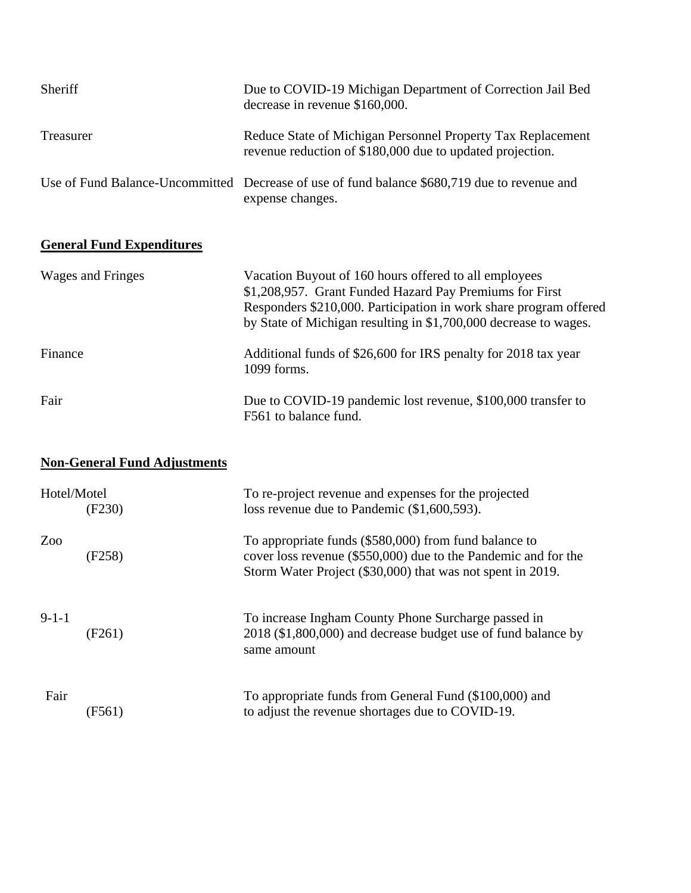| | |
|---|---|
| Sheriff | Due to COVID-19 Michigan Department of Correction Jail Bed decrease in revenue $160,000. |
| Treasurer | Reduce State of Michigan Personnel Property Tax Replacement revenue reduction of $180,000 due to updated projection. |
| Use of Fund Balance-Uncommitted | Decrease of use of fund balance $680,719 due to revenue and expense changes. |

**General Fund Expenditures**

| | |
|---|---|
| Wages and Fringes | Vacation Buyout of 160 hours offered to all employees $1,208,957. Grant Funded Hazard Pay Premiums for First Responders $210,000. Participation in work share program offered by State of Michigan resulting in $1,700,000 decrease to wages. |
| Finance | Additional funds of $26,600 for IRS penalty for 2018 tax year 1099 forms. |
| Fair | Due to COVID-19 pandemic lost revenue, $100,000 transfer to F561 to balance fund. |

**Non-General Fund Adjustments**

| | |
|---|---|
| Hotel/Motel (F230) | To re-project revenue and expenses for the projected loss revenue due to Pandemic ($1,600,593). |
| Zoo (F258) | To appropriate funds ($580,000) from fund balance to cover loss revenue ($550,000) due to the Pandemic and for the Storm Water Project ($30,000) that was not spent in 2019. |
| 9-1-1 (F261) | To increase Ingham County Phone Surcharge passed in 2018 ($1,800,000) and decrease budget use of fund balance by same amount |
| Fair (F561) | To appropriate funds from General Fund ($100,000) and to adjust the revenue shortages due to COVID-19. |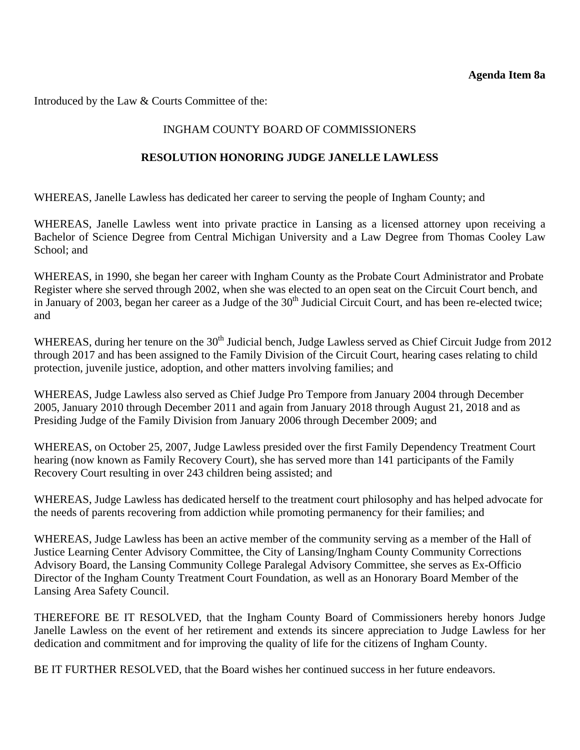**Agenda Item 8a**

Introduced by the Law & Courts Committee of the:

INGHAM COUNTY BOARD OF COMMISSIONERS

**RESOLUTION HONORING JUDGE JANELLE LAWLESS**

WHEREAS, Janelle Lawless has dedicated her career to serving the people of Ingham County; and

WHEREAS, Janelle Lawless went into private practice in Lansing as a licensed attorney upon receiving a Bachelor of Science Degree from Central Michigan University and a Law Degree from Thomas Cooley Law School; and

WHEREAS, in 1990, she began her career with Ingham County as the Probate Court Administrator and Probate Register where she served through 2002, when she was elected to an open seat on the Circuit Court bench, and in January of 2003, began her career as a Judge of the 30th Judicial Circuit Court, and has been re-elected twice; and

WHEREAS, during her tenure on the 30th Judicial bench, Judge Lawless served as Chief Circuit Judge from 2012 through 2017 and has been assigned to the Family Division of the Circuit Court, hearing cases relating to child protection, juvenile justice, adoption, and other matters involving families; and

WHEREAS, Judge Lawless also served as Chief Judge Pro Tempore from January 2004 through December 2005, January 2010 through December 2011 and again from January 2018 through August 21, 2018 and as Presiding Judge of the Family Division from January 2006 through December 2009; and

WHEREAS, on October 25, 2007, Judge Lawless presided over the first Family Dependency Treatment Court hearing (now known as Family Recovery Court), she has served more than 141 participants of the Family Recovery Court resulting in over 243 children being assisted; and

WHEREAS, Judge Lawless has dedicated herself to the treatment court philosophy and has helped advocate for the needs of parents recovering from addiction while promoting permanency for their families; and

WHEREAS, Judge Lawless has been an active member of the community serving as a member of the Hall of Justice Learning Center Advisory Committee, the City of Lansing/Ingham County Community Corrections Advisory Board, the Lansing Community College Paralegal Advisory Committee, she serves as Ex-Officio Director of the Ingham County Treatment Court Foundation, as well as an Honorary Board Member of the Lansing Area Safety Council.

THEREFORE BE IT RESOLVED, that the Ingham County Board of Commissioners hereby honors Judge Janelle Lawless on the event of her retirement and extends its sincere appreciation to Judge Lawless for her dedication and commitment and for improving the quality of life for the citizens of Ingham County.

BE IT FURTHER RESOLVED, that the Board wishes her continued success in her future endeavors.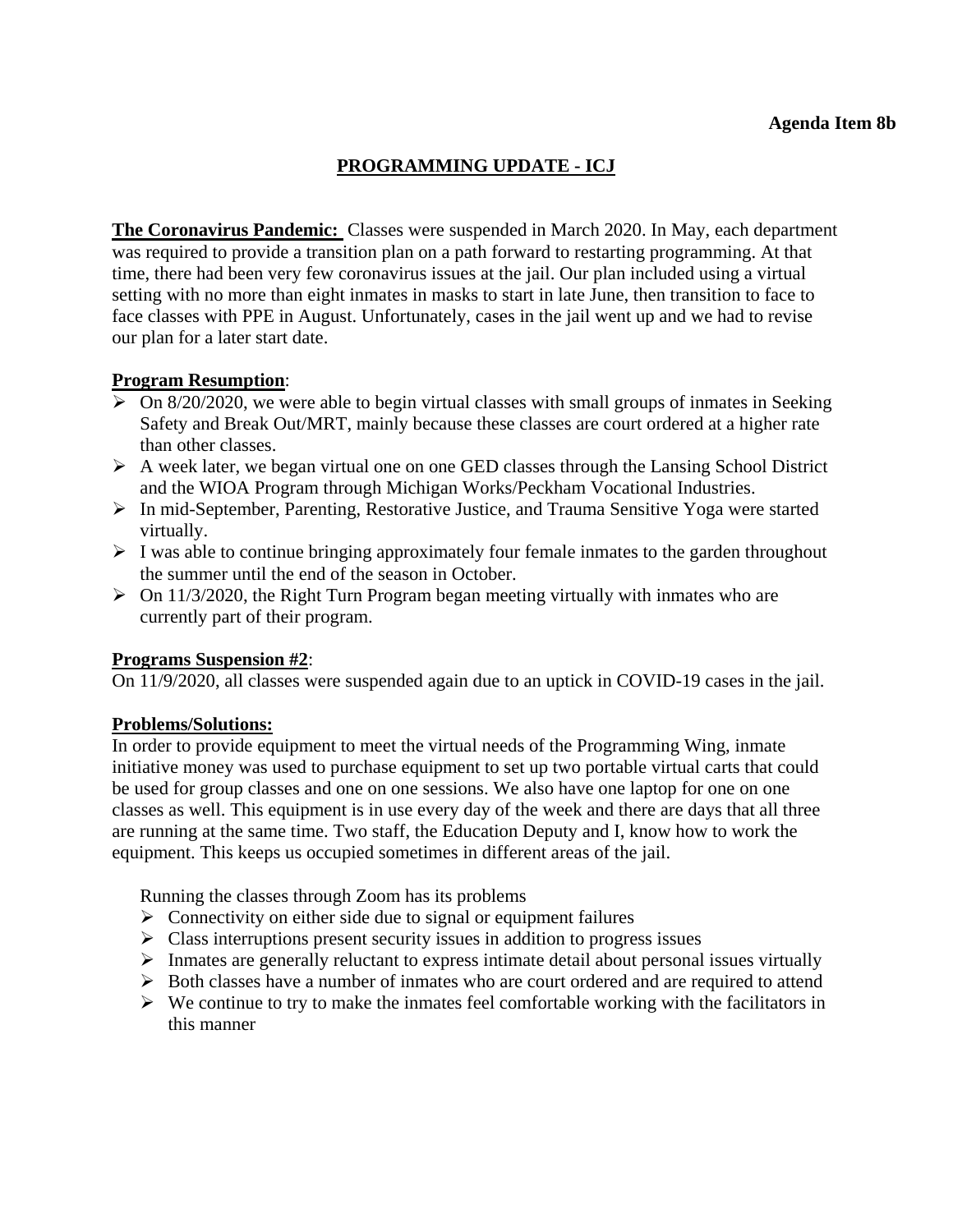**Agenda Item 8b**

## PROGRAMMING UPDATE - ICJ

**The Coronavirus Pandemic:** Classes were suspended in March 2020. In May, each department was required to provide a transition plan on a path forward to restarting programming. At that time, there had been very few coronavirus issues at the jail. Our plan included using a virtual setting with no more than eight inmates in masks to start in late June, then transition to face to face classes with PPE in August. Unfortunately, cases in the jail went up and we had to revise our plan for a later start date.

**Program Resumption**:

- On 8/20/2020, we were able to begin virtual classes with small groups of inmates in Seeking Safety and Break Out/MRT, mainly because these classes are court ordered at a higher rate than other classes.
- A week later, we began virtual one on one GED classes through the Lansing School District and the WIOA Program through Michigan Works/Peckham Vocational Industries.
- In mid-September, Parenting, Restorative Justice, and Trauma Sensitive Yoga were started virtually.
- I was able to continue bringing approximately four female inmates to the garden throughout the summer until the end of the season in October.
- On 11/3/2020, the Right Turn Program began meeting virtually with inmates who are currently part of their program.

**Programs Suspension #2**:

On 11/9/2020, all classes were suspended again due to an uptick in COVID-19 cases in the jail.

**Problems/Solutions:**

In order to provide equipment to meet the virtual needs of the Programming Wing, inmate initiative money was used to purchase equipment to set up two portable virtual carts that could be used for group classes and one on one sessions. We also have one laptop for one on one classes as well. This equipment is in use every day of the week and there are days that all three are running at the same time. Two staff, the Education Deputy and I, know how to work the equipment. This keeps us occupied sometimes in different areas of the jail.

Running the classes through Zoom has its problems

- Connectivity on either side due to signal or equipment failures
- Class interruptions present security issues in addition to progress issues
- Inmates are generally reluctant to express intimate detail about personal issues virtually
- Both classes have a number of inmates who are court ordered and are required to attend
- We continue to try to make the inmates feel comfortable working with the facilitators in this manner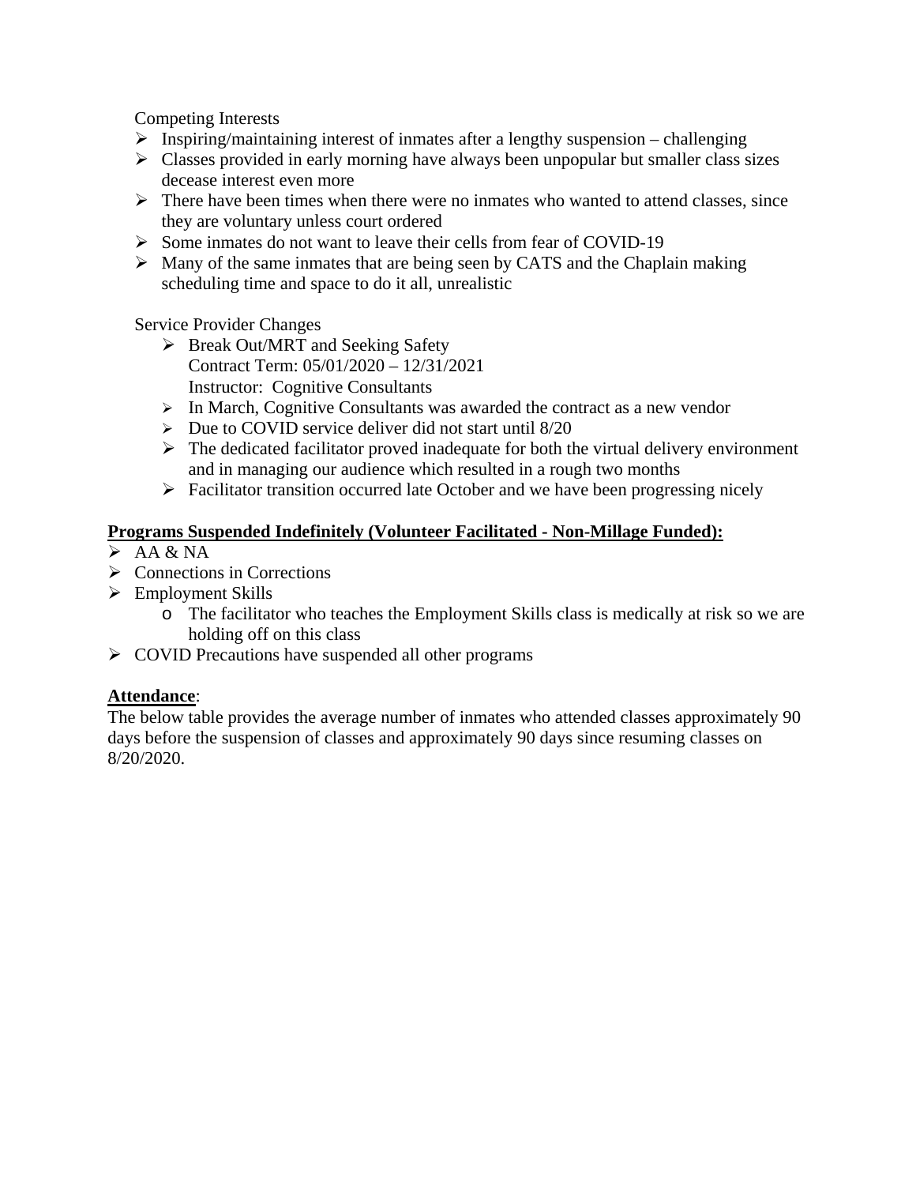Competing Interests

- Inspiring/maintaining interest of inmates after a lengthy suspension – challenging
- Classes provided in early morning have always been unpopular but smaller class sizes decease interest even more
- There have been times when there were no inmates who wanted to attend classes, since they are voluntary unless court ordered
- Some inmates do not want to leave their cells from fear of COVID-19
- Many of the same inmates that are being seen by CATS and the Chaplain making scheduling time and space to do it all, unrealistic

Service Provider Changes

- Break Out/MRT and Seeking Safety
  Contract Term: 05/01/2020 – 12/31/2021
  Instructor: Cognitive Consultants
- In March, Cognitive Consultants was awarded the contract as a new vendor
- Due to COVID service deliver did not start until 8/20
- The dedicated facilitator proved inadequate for both the virtual delivery environment and in managing our audience which resulted in a rough two months
- Facilitator transition occurred late October and we have been progressing nicely

**Programs Suspended Indefinitely (Volunteer Facilitated - Non-Millage Funded):**

- AA & NA
- Connections in Corrections
- Employment Skills
  - The facilitator who teaches the Employment Skills class is medically at risk so we are holding off on this class
- COVID Precautions have suspended all other programs

**Attendance**:

The below table provides the average number of inmates who attended classes approximately 90 days before the suspension of classes and approximately 90 days since resuming classes on 8/20/2020.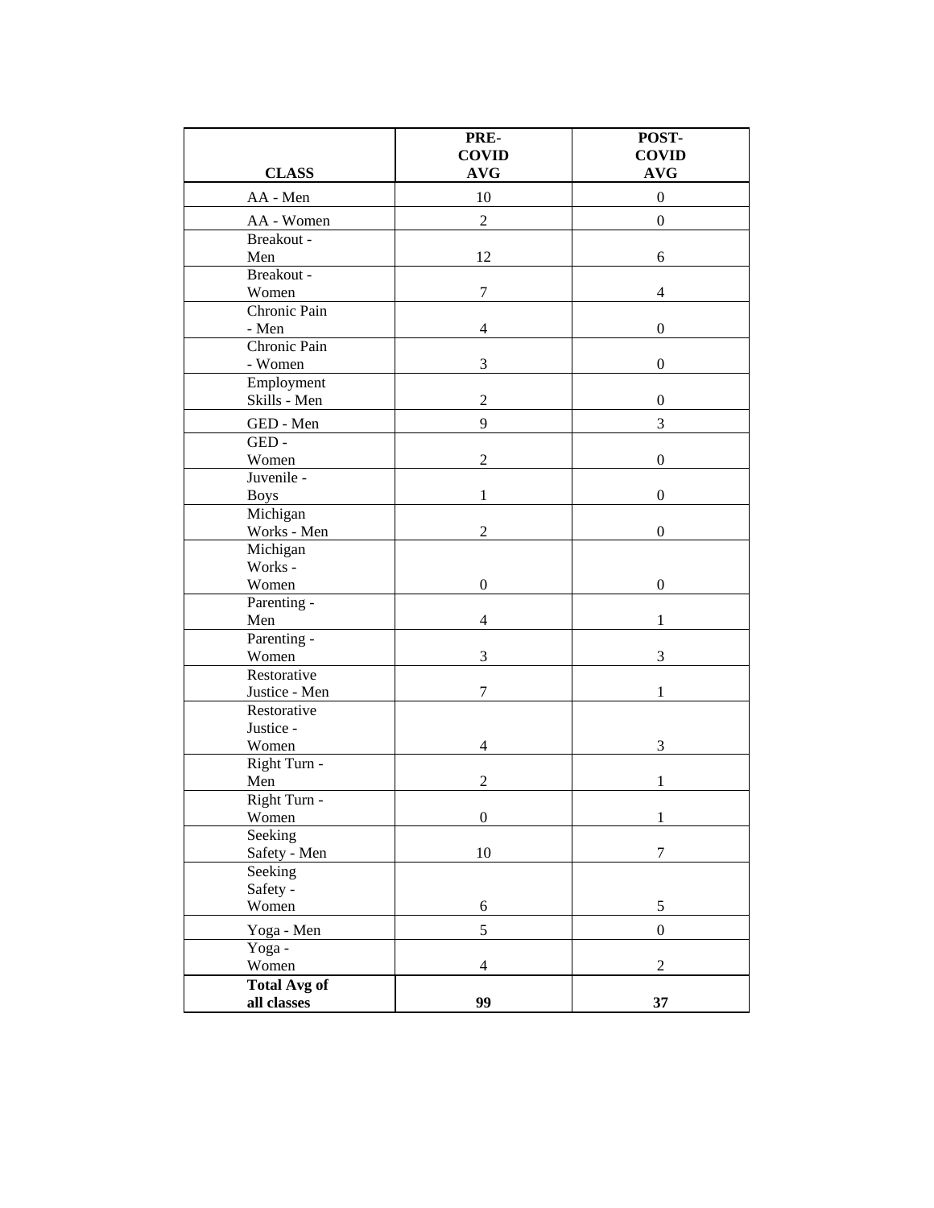| CLASS | PRE-COVID AVG | POST-COVID AVG |
|---|---|---|
| AA - Men | 10 | 0 |
| AA - Women | 2 | 0 |
| Breakout - Men | 12 | 6 |
| Breakout - Women | 7 | 4 |
| Chronic Pain - Men | 4 | 0 |
| Chronic Pain - Women | 3 | 0 |
| Employment Skills - Men | 2 | 0 |
| GED - Men | 9 | 3 |
| GED - Women | 2 | 0 |
| Juvenile - Boys | 1 | 0 |
| Michigan Works - Men | 2 | 0 |
| Michigan Works - Women | 0 | 0 |
| Parenting - Men | 4 | 1 |
| Parenting - Women | 3 | 3 |
| Restorative Justice - Men | 7 | 1 |
| Restorative Justice - Women | 4 | 3 |
| Right Turn - Men | 2 | 1 |
| Right Turn - Women | 0 | 1 |
| Seeking Safety - Men | 10 | 7 |
| Seeking Safety - Women | 6 | 5 |
| Yoga - Men | 5 | 0 |
| Yoga - Women | 4 | 2 |
| **Total Avg of all classes** | **99** | **37** |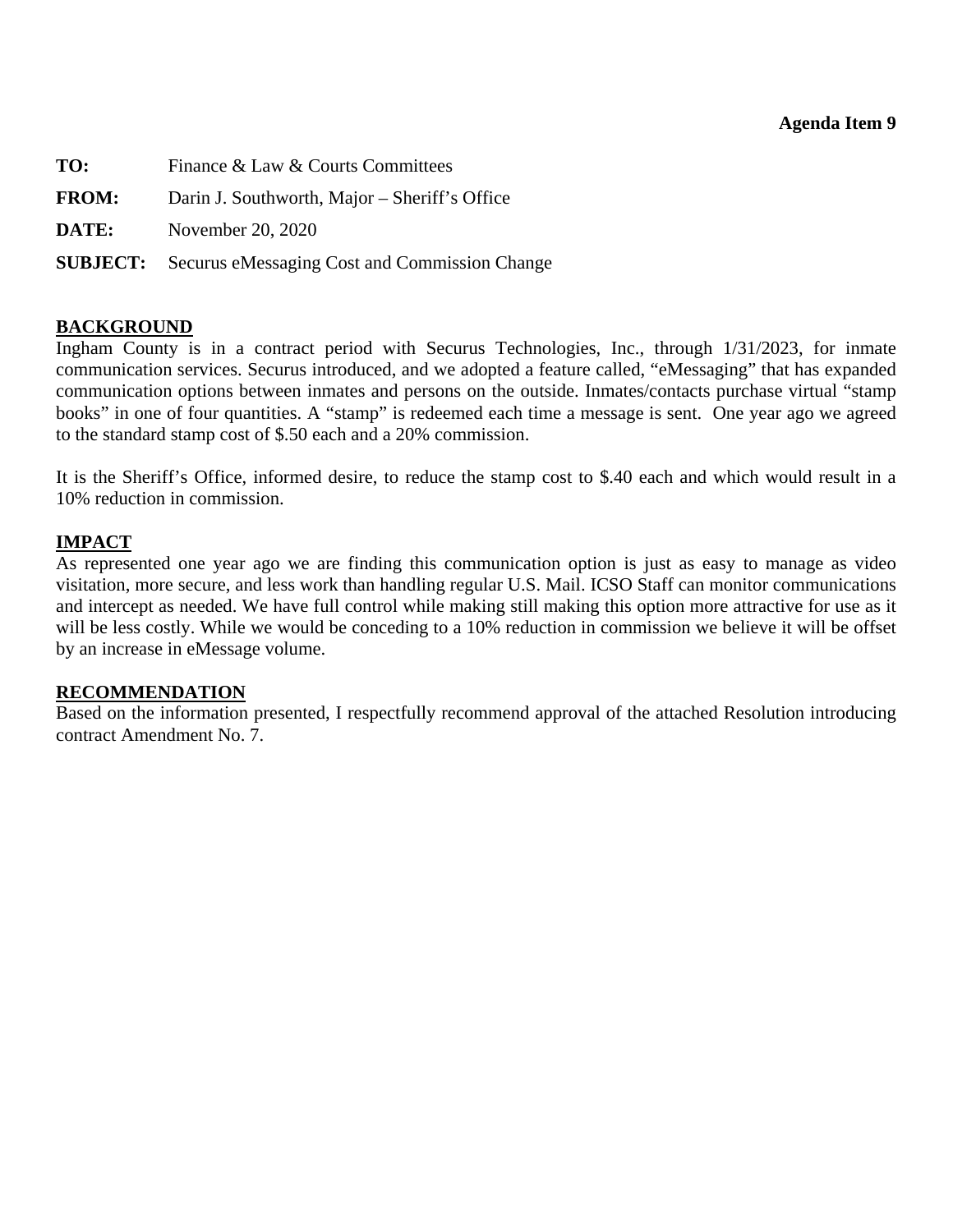**Agenda Item 9**

**TO:** Finance & Law & Courts Committees

**FROM:** Darin J. Southworth, Major – Sheriff's Office

**DATE:** November 20, 2020

**SUBJECT:** Securus eMessaging Cost and Commission Change

## BACKGROUND

Ingham County is in a contract period with Securus Technologies, Inc., through 1/31/2023, for inmate communication services. Securus introduced, and we adopted a feature called, "eMessaging" that has expanded communication options between inmates and persons on the outside. Inmates/contacts purchase virtual "stamp books" in one of four quantities. A "stamp" is redeemed each time a message is sent. One year ago we agreed to the standard stamp cost of $.50 each and a 20% commission.

It is the Sheriff's Office, informed desire, to reduce the stamp cost to $.40 each and which would result in a 10% reduction in commission.

## IMPACT

As represented one year ago we are finding this communication option is just as easy to manage as video visitation, more secure, and less work than handling regular U.S. Mail. ICSO Staff can monitor communications and intercept as needed. We have full control while making still making this option more attractive for use as it will be less costly. While we would be conceding to a 10% reduction in commission we believe it will be offset by an increase in eMessage volume.

## RECOMMENDATION

Based on the information presented, I respectfully recommend approval of the attached Resolution introducing contract Amendment No. 7.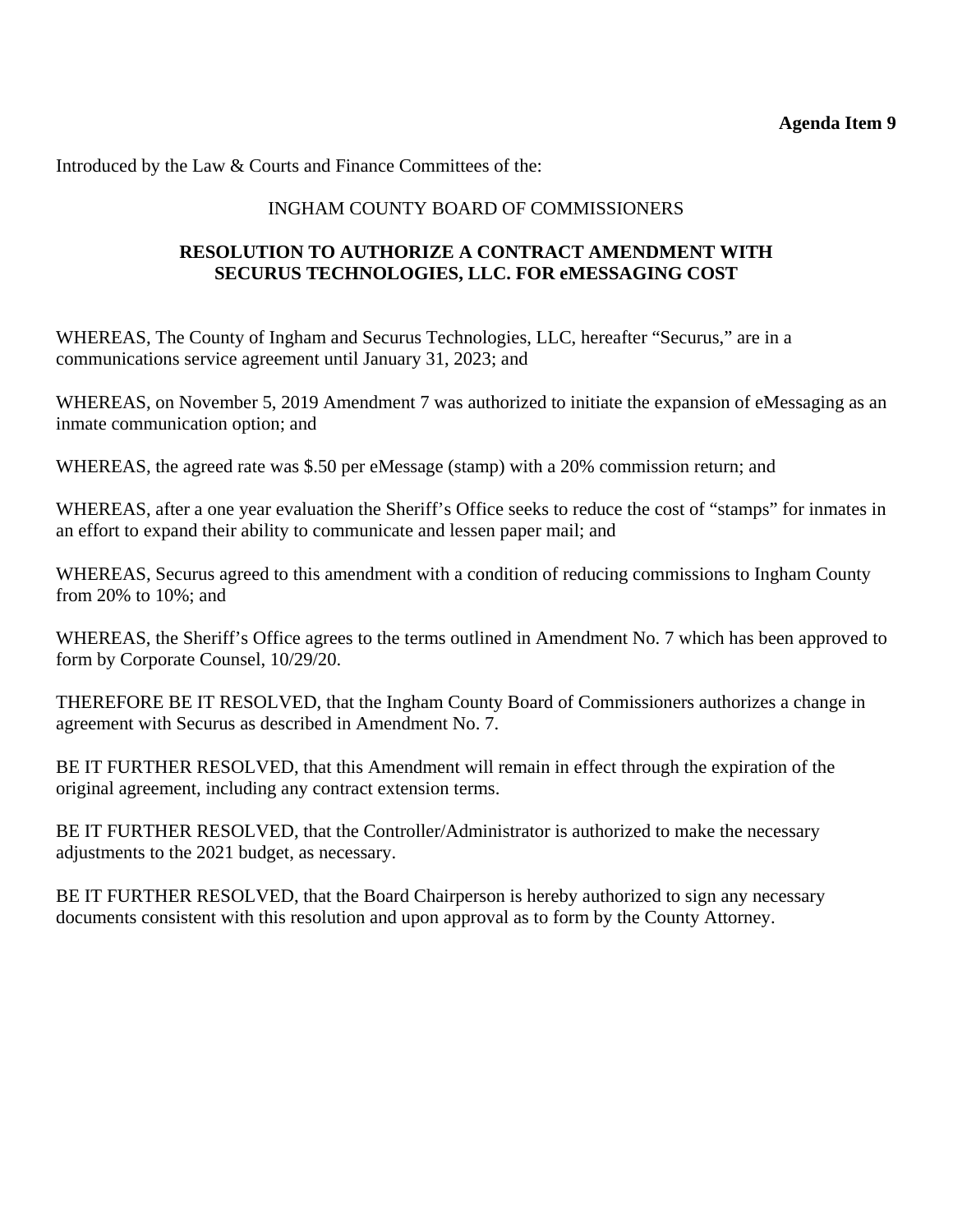**Agenda Item 9**

Introduced by the Law & Courts and Finance Committees of the:

INGHAM COUNTY BOARD OF COMMISSIONERS

**RESOLUTION TO AUTHORIZE A CONTRACT AMENDMENT WITH SECURUS TECHNOLOGIES, LLC. FOR eMESSAGING COST**

WHEREAS, The County of Ingham and Securus Technologies, LLC, hereafter "Securus," are in a communications service agreement until January 31, 2023; and

WHEREAS, on November 5, 2019 Amendment 7 was authorized to initiate the expansion of eMessaging as an inmate communication option; and

WHEREAS, the agreed rate was $.50 per eMessage (stamp) with a 20% commission return; and

WHEREAS, after a one year evaluation the Sheriff's Office seeks to reduce the cost of "stamps" for inmates in an effort to expand their ability to communicate and lessen paper mail; and

WHEREAS, Securus agreed to this amendment with a condition of reducing commissions to Ingham County from 20% to 10%; and

WHEREAS, the Sheriff's Office agrees to the terms outlined in Amendment No. 7 which has been approved to form by Corporate Counsel, 10/29/20.

THEREFORE BE IT RESOLVED, that the Ingham County Board of Commissioners authorizes a change in agreement with Securus as described in Amendment No. 7.

BE IT FURTHER RESOLVED, that this Amendment will remain in effect through the expiration of the original agreement, including any contract extension terms.

BE IT FURTHER RESOLVED, that the Controller/Administrator is authorized to make the necessary adjustments to the 2021 budget, as necessary.

BE IT FURTHER RESOLVED, that the Board Chairperson is hereby authorized to sign any necessary documents consistent with this resolution and upon approval as to form by the County Attorney.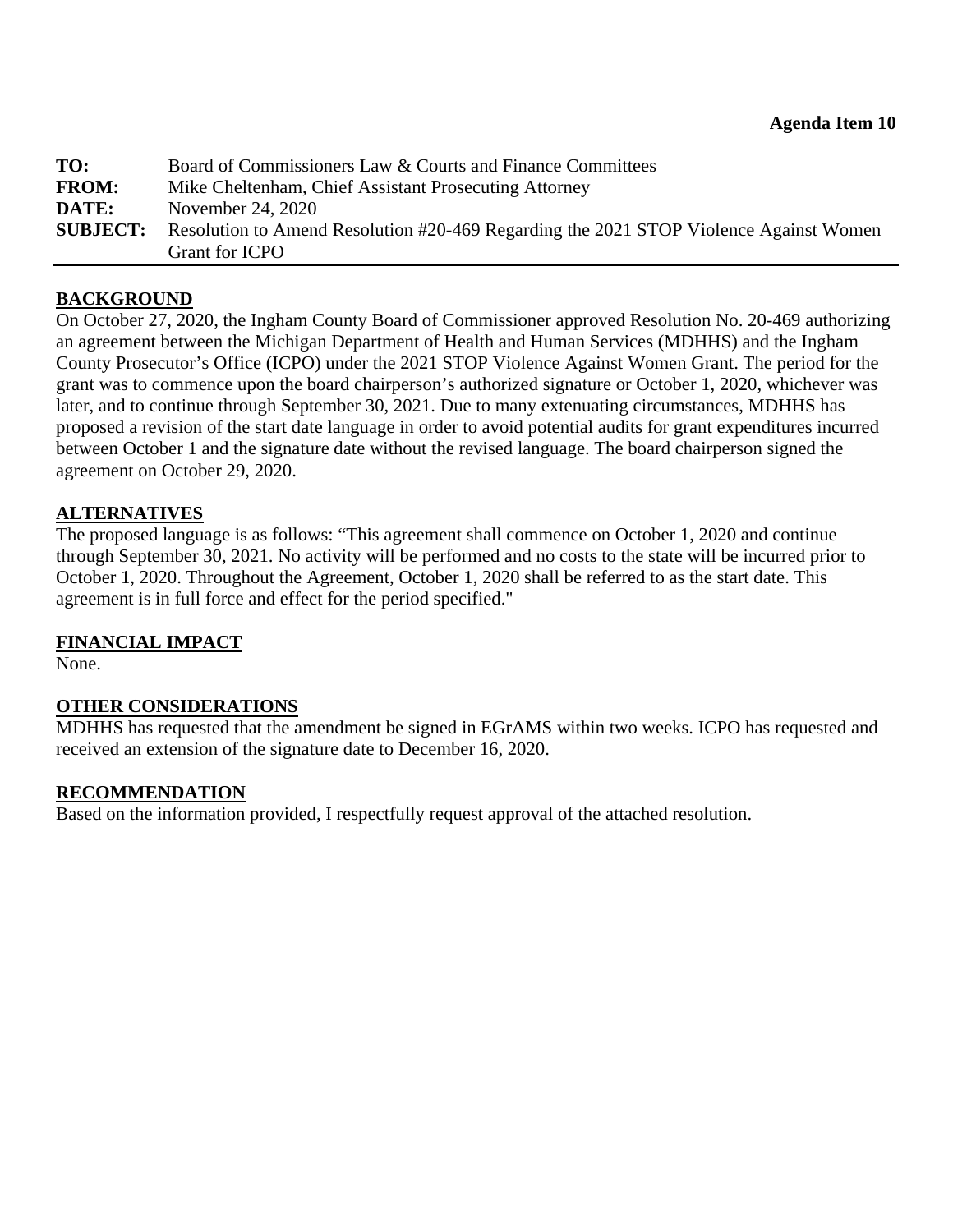**Agenda Item 10**

**TO:** Board of Commissioners Law & Courts and Finance Committees

**FROM:** Mike Cheltenham, Chief Assistant Prosecuting Attorney

**DATE:** November 24, 2020

**SUBJECT:** Resolution to Amend Resolution #20-469 Regarding the 2021 STOP Violence Against Women Grant for ICPO

---

## BACKGROUND

On October 27, 2020, the Ingham County Board of Commissioner approved Resolution No. 20-469 authorizing an agreement between the Michigan Department of Health and Human Services (MDHHS) and the Ingham County Prosecutor's Office (ICPO) under the 2021 STOP Violence Against Women Grant. The period for the grant was to commence upon the board chairperson's authorized signature or October 1, 2020, whichever was later, and to continue through September 30, 2021. Due to many extenuating circumstances, MDHHS has proposed a revision of the start date language in order to avoid potential audits for grant expenditures incurred between October 1 and the signature date without the revised language. The board chairperson signed the agreement on October 29, 2020.

## ALTERNATIVES

The proposed language is as follows: "This agreement shall commence on October 1, 2020 and continue through September 30, 2021. No activity will be performed and no costs to the state will be incurred prior to October 1, 2020. Throughout the Agreement, October 1, 2020 shall be referred to as the start date. This agreement is in full force and effect for the period specified."

## FINANCIAL IMPACT

None.

## OTHER CONSIDERATIONS

MDHHS has requested that the amendment be signed in EGrAMS within two weeks. ICPO has requested and received an extension of the signature date to December 16, 2020.

## RECOMMENDATION

Based on the information provided, I respectfully request approval of the attached resolution.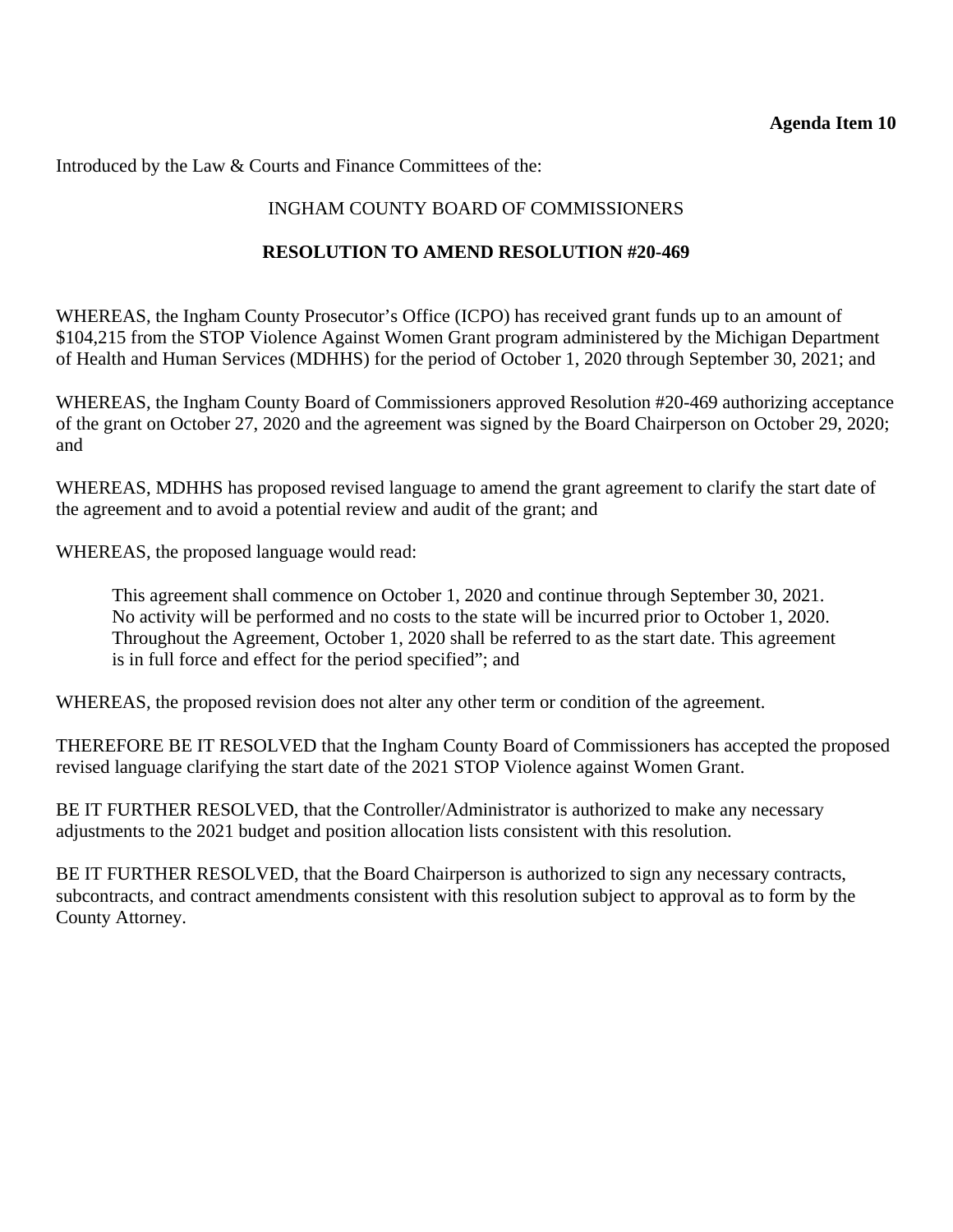**Agenda Item 10**

Introduced by the Law & Courts and Finance Committees of the:

INGHAM COUNTY BOARD OF COMMISSIONERS

**RESOLUTION TO AMEND RESOLUTION #20-469**

WHEREAS, the Ingham County Prosecutor's Office (ICPO) has received grant funds up to an amount of $104,215 from the STOP Violence Against Women Grant program administered by the Michigan Department of Health and Human Services (MDHHS) for the period of October 1, 2020 through September 30, 2021; and

WHEREAS, the Ingham County Board of Commissioners approved Resolution #20-469 authorizing acceptance of the grant on October 27, 2020 and the agreement was signed by the Board Chairperson on October 29, 2020; and

WHEREAS, MDHHS has proposed revised language to amend the grant agreement to clarify the start date of the agreement and to avoid a potential review and audit of the grant; and

WHEREAS, the proposed language would read:

> This agreement shall commence on October 1, 2020 and continue through September 30, 2021. No activity will be performed and no costs to the state will be incurred prior to October 1, 2020. Throughout the Agreement, October 1, 2020 shall be referred to as the start date. This agreement is in full force and effect for the period specified"; and

WHEREAS, the proposed revision does not alter any other term or condition of the agreement.

THEREFORE BE IT RESOLVED that the Ingham County Board of Commissioners has accepted the proposed revised language clarifying the start date of the 2021 STOP Violence against Women Grant.

BE IT FURTHER RESOLVED, that the Controller/Administrator is authorized to make any necessary adjustments to the 2021 budget and position allocation lists consistent with this resolution.

BE IT FURTHER RESOLVED, that the Board Chairperson is authorized to sign any necessary contracts, subcontracts, and contract amendments consistent with this resolution subject to approval as to form by the County Attorney.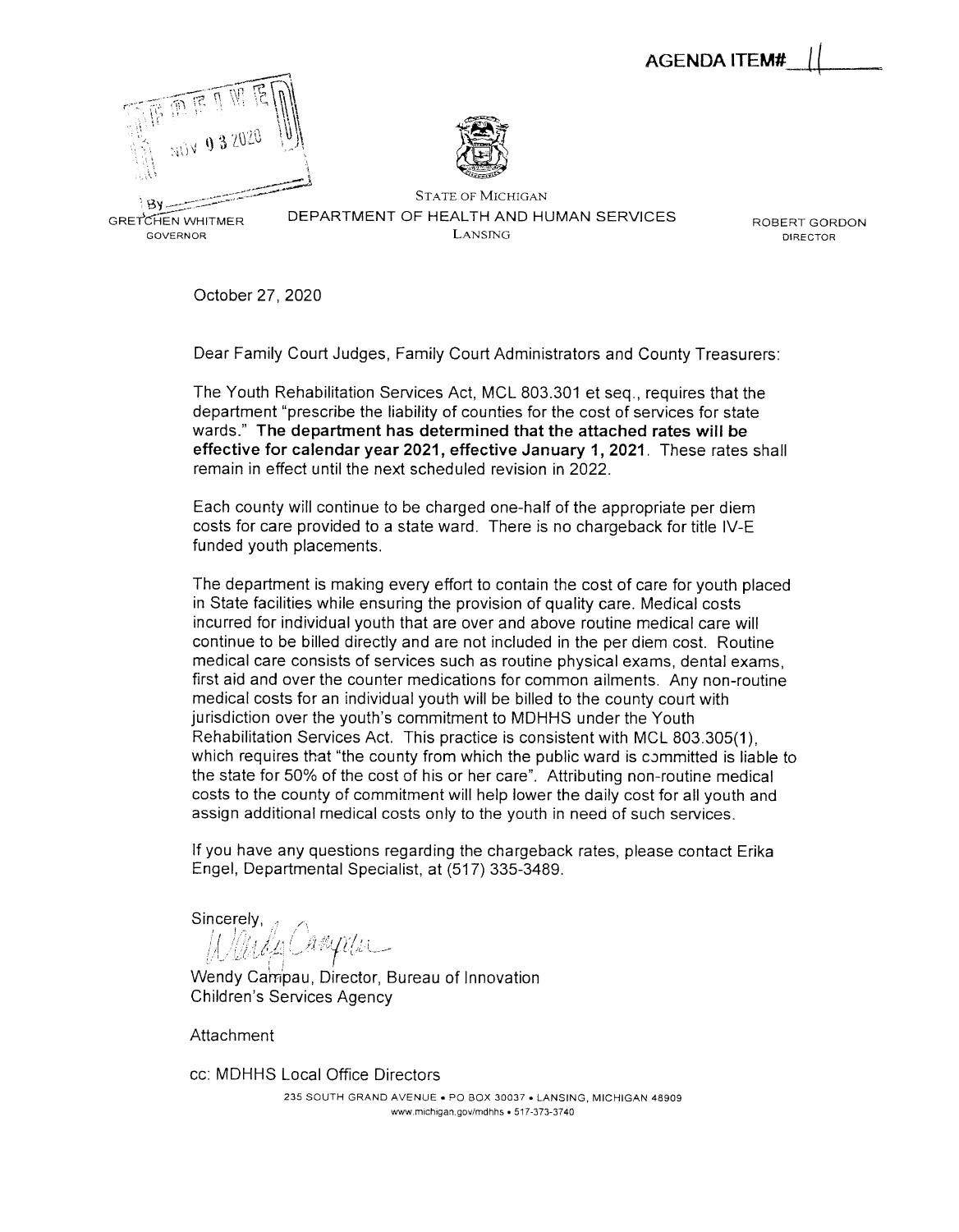**AGENDA ITEM# 11**

RECEIVED
NOV 03 2020
By

STATE OF MICHIGAN

GRETCHEN WHITMER
GOVERNOR

DEPARTMENT OF HEALTH AND HUMAN SERVICES
LANSING

ROBERT GORDON
DIRECTOR

October 27, 2020

Dear Family Court Judges, Family Court Administrators and County Treasurers:

The Youth Rehabilitation Services Act, MCL 803.301 et seq., requires that the department "prescribe the liability of counties for the cost of services for state wards." **The department has determined that the attached rates will be effective for calendar year 2021, effective January 1, 2021**. These rates shall remain in effect until the next scheduled revision in 2022.

Each county will continue to be charged one-half of the appropriate per diem costs for care provided to a state ward. There is no chargeback for title IV-E funded youth placements.

The department is making every effort to contain the cost of care for youth placed in State facilities while ensuring the provision of quality care. Medical costs incurred for individual youth that are over and above routine medical care will continue to be billed directly and are not included in the per diem cost. Routine medical care consists of services such as routine physical exams, dental exams, first aid and over the counter medications for common ailments. Any non-routine medical costs for an individual youth will be billed to the county court with jurisdiction over the youth's commitment to MDHHS under the Youth Rehabilitation Services Act. This practice is consistent with MCL 803.305(1), which requires that "the county from which the public ward is committed is liable to the state for 50% of the cost of his or her care". Attributing non-routine medical costs to the county of commitment will help lower the daily cost for all youth and assign additional medical costs only to the youth in need of such services.

If you have any questions regarding the chargeback rates, please contact Erika Engel, Departmental Specialist, at (517) 335-3489.

Sincerely,

Wendy Campau

Wendy Campau, Director, Bureau of Innovation
Children's Services Agency

Attachment

cc: MDHHS Local Office Directors

235 SOUTH GRAND AVENUE • PO BOX 30037 • LANSING, MICHIGAN 48909
www.michigan.gov/mdhhs • 517-373-3740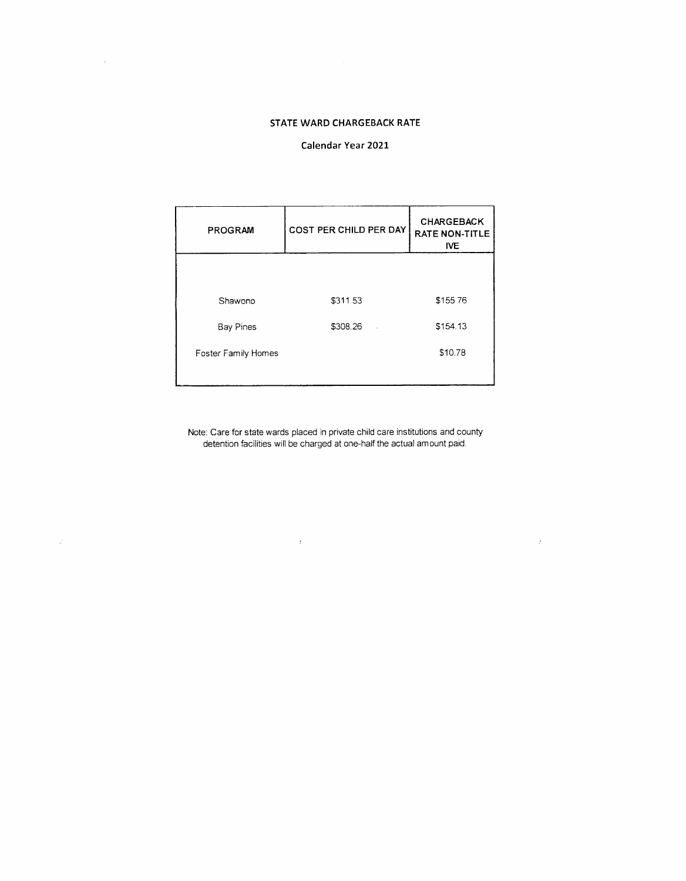## STATE WARD CHARGEBACK RATE

### Calendar Year 2021

| PROGRAM | COST PER CHILD PER DAY | CHARGEBACK RATE NON-TITLE IVE |
|---|---|---|
| Shawono | $311 53 | $155 76 |
| Bay Pines | $308.26 | $154.13 |
| Foster Family Homes | | $10.78 |

Note: Care for state wards placed in private child care institutions and county detention facilities will be charged at one-half the actual amount paid.